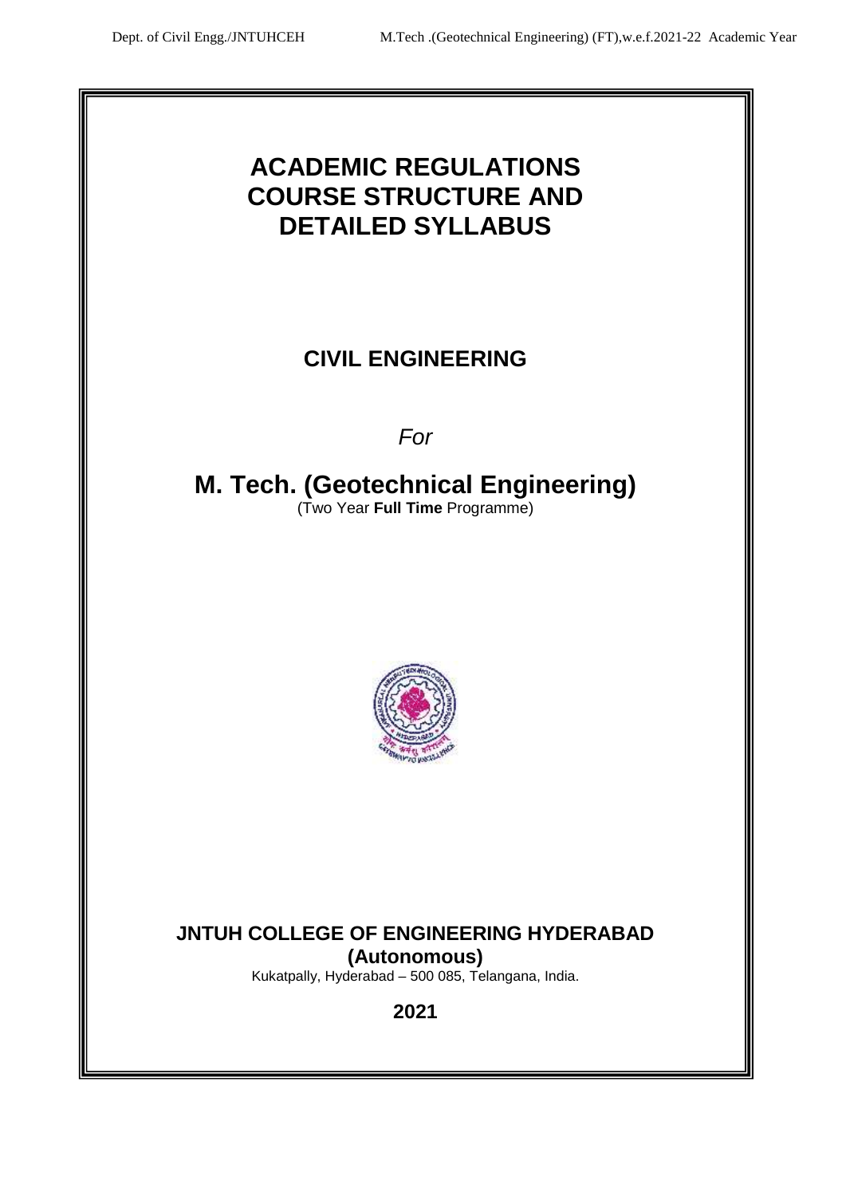# ACADEMIC REGULATIONS
# COURSE STRUCTURE AND
# DETAILED SYLLABUS

## CIVIL ENGINEERING

*For*

## M. Tech. (Geotechnical Engineering)

(Two Year **Full Time** Programme)

**JNTUH COLLEGE OF ENGINEERING HYDERABAD**
**(Autonomous)**
Kukatpally, Hyderabad – 500 085, Telangana, India.

**2021**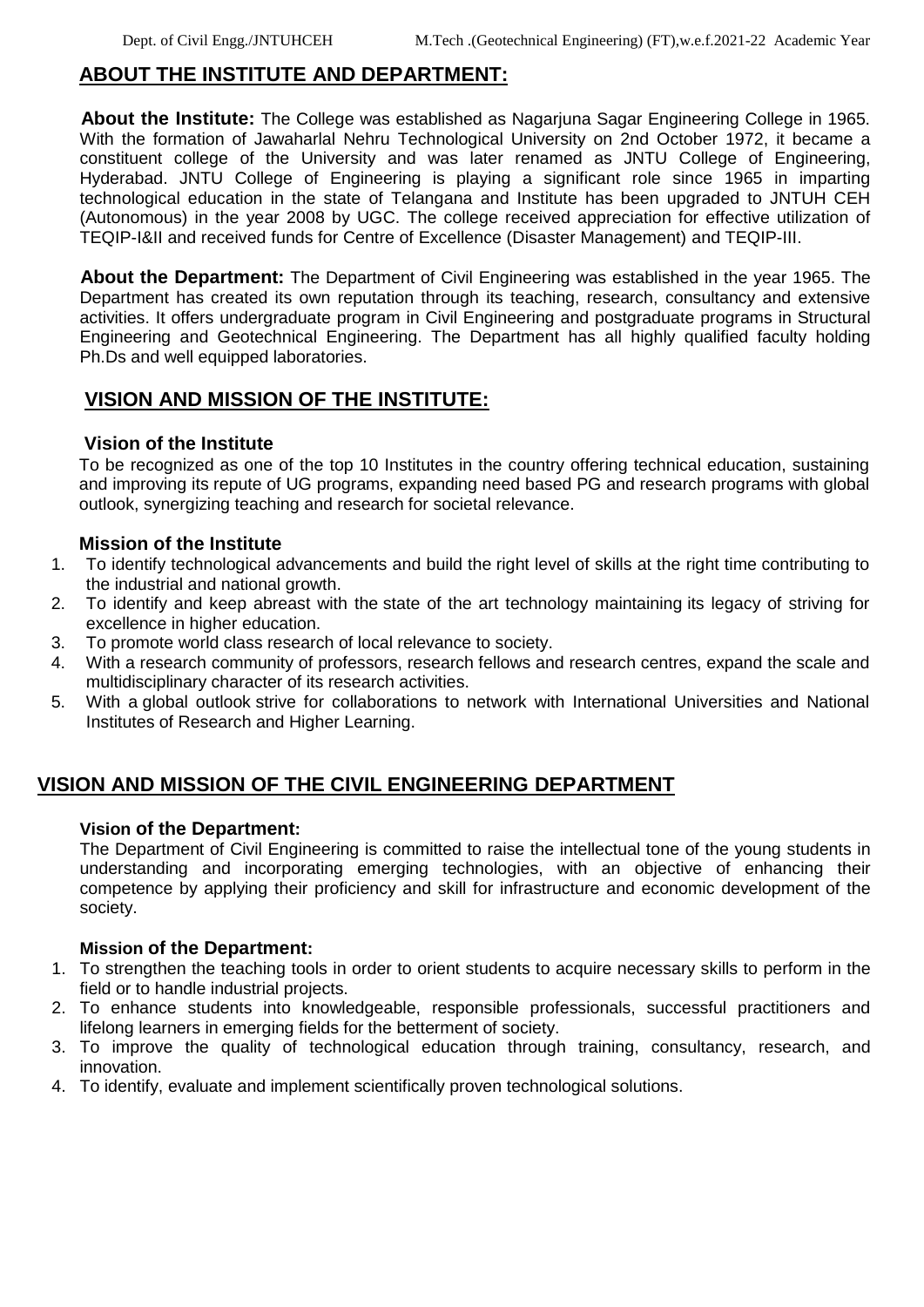## ABOUT THE INSTITUTE AND DEPARTMENT:

**About the Institute:** The College was established as Nagarjuna Sagar Engineering College in 1965. With the formation of Jawaharlal Nehru Technological University on 2nd October 1972, it became a constituent college of the University and was later renamed as JNTU College of Engineering, Hyderabad. JNTU College of Engineering is playing a significant role since 1965 in imparting technological education in the state of Telangana and Institute has been upgraded to JNTUH CEH (Autonomous) in the year 2008 by UGC. The college received appreciation for effective utilization of TEQIP-I&II and received funds for Centre of Excellence (Disaster Management) and TEQIP-III.

**About the Department:** The Department of Civil Engineering was established in the year 1965. The Department has created its own reputation through its teaching, research, consultancy and extensive activities. It offers undergraduate program in Civil Engineering and postgraduate programs in Structural Engineering and Geotechnical Engineering. The Department has all highly qualified faculty holding Ph.Ds and well equipped laboratories.

## VISION AND MISSION OF THE INSTITUTE:

### Vision of the Institute

To be recognized as one of the top 10 Institutes in the country offering technical education, sustaining and improving its repute of UG programs, expanding need based PG and research programs with global outlook, synergizing teaching and research for societal relevance.

### Mission of the Institute

1. To identify technological advancements and build the right level of skills at the right time contributing to the industrial and national growth.
2. To identify and keep abreast with the state of the art technology maintaining its legacy of striving for excellence in higher education.
3. To promote world class research of local relevance to society.
4. With a research community of professors, research fellows and research centres, expand the scale and multidisciplinary character of its research activities.
5. With a global outlook strive for collaborations to network with International Universities and National Institutes of Research and Higher Learning.

## VISION AND MISSION OF THE CIVIL ENGINEERING DEPARTMENT

### Vision of the Department:

The Department of Civil Engineering is committed to raise the intellectual tone of the young students in understanding and incorporating emerging technologies, with an objective of enhancing their competence by applying their proficiency and skill for infrastructure and economic development of the society.

### Mission of the Department:

1. To strengthen the teaching tools in order to orient students to acquire necessary skills to perform in the field or to handle industrial projects.
2. To enhance students into knowledgeable, responsible professionals, successful practitioners and lifelong learners in emerging fields for the betterment of society.
3. To improve the quality of technological education through training, consultancy, research, and innovation.
4. To identify, evaluate and implement scientifically proven technological solutions.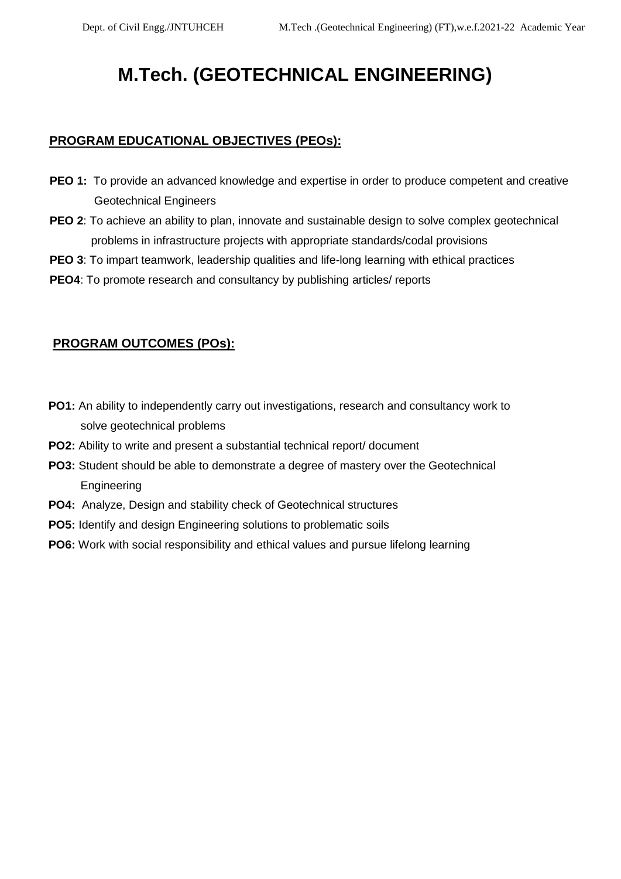# M.Tech. (GEOTECHNICAL ENGINEERING)

## PROGRAM EDUCATIONAL OBJECTIVES (PEOs):

**PEO 1:** To provide an advanced knowledge and expertise in order to produce competent and creative Geotechnical Engineers

**PEO 2**: To achieve an ability to plan, innovate and sustainable design to solve complex geotechnical problems in infrastructure projects with appropriate standards/codal provisions

**PEO 3**: To impart teamwork, leadership qualities and life-long learning with ethical practices

**PEO4**: To promote research and consultancy by publishing articles/ reports

## PROGRAM OUTCOMES (POs):

**PO1:** An ability to independently carry out investigations, research and consultancy work to solve geotechnical problems

**PO2:** Ability to write and present a substantial technical report/ document

**PO3:** Student should be able to demonstrate a degree of mastery over the Geotechnical Engineering

**PO4:** Analyze, Design and stability check of Geotechnical structures

**PO5:** Identify and design Engineering solutions to problematic soils

**PO6:** Work with social responsibility and ethical values and pursue lifelong learning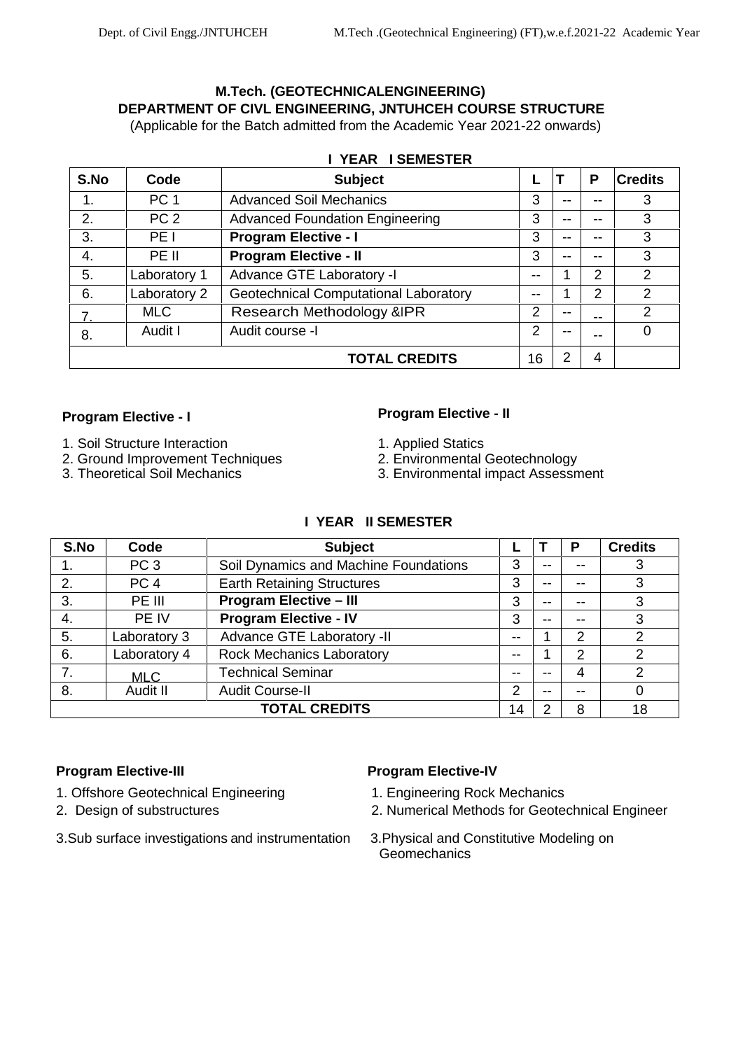**M.Tech. (GEOTECHNICALENGINEERING)**
**DEPARTMENT OF CIVL ENGINEERING, JNTUHCEH COURSE STRUCTURE**
(Applicable for the Batch admitted from the Academic Year 2021-22 onwards)

### I YEAR I SEMESTER

| S.No | Code | Subject | L | T | P | Credits |
|---|---|---|---|---|---|---|
| 1. | PC 1 | Advanced Soil Mechanics | 3 | -- | -- | 3 |
| 2. | PC 2 | Advanced Foundation Engineering | 3 | -- | -- | 3 |
| 3. | PE I | **Program Elective - I** | 3 | -- | -- | 3 |
| 4. | PE II | **Program Elective - II** | 3 | -- | -- | 3 |
| 5. | Laboratory 1 | Advance GTE Laboratory -I | -- | 1 | 2 | 2 |
| 6. | Laboratory 2 | Geotechnical Computational Laboratory | -- | 1 | 2 | 2 |
| 7. | MLC | Research Methodology &IPR | 2 | -- | -- | 2 |
| 8. | Audit I | Audit course -I | 2 | -- | -- | 0 |
| | | **TOTAL CREDITS** | 16 | 2 | 4 | |

**Program Elective - I**

1. Soil Structure Interaction
2. Ground Improvement Techniques
3. Theoretical Soil Mechanics

**Program Elective - II**

1. Applied Statics
2. Environmental Geotechnology
3. Environmental impact Assessment

### I YEAR II SEMESTER

| S.No | Code | Subject | L | T | P | Credits |
|---|---|---|---|---|---|---|
| 1. | PC 3 | Soil Dynamics and Machine Foundations | 3 | -- | -- | 3 |
| 2. | PC 4 | Earth Retaining Structures | 3 | -- | -- | 3 |
| 3. | PE III | **Program Elective – III** | 3 | -- | -- | 3 |
| 4. | PE IV | **Program Elective - IV** | 3 | -- | -- | 3 |
| 5. | Laboratory 3 | Advance GTE Laboratory -II | -- | 1 | 2 | 2 |
| 6. | Laboratory 4 | Rock Mechanics Laboratory | -- | 1 | 2 | 2 |
| 7. | MLC | Technical Seminar | -- | -- | 4 | 2 |
| 8. | Audit II | Audit Course-II | 2 | -- | -- | 0 |
| | | **TOTAL CREDITS** | 14 | 2 | 8 | 18 |

**Program Elective-III**

1. Offshore Geotechnical Engineering
2. Design of substructures
3. Sub surface investigations and instrumentation

**Program Elective-IV**

1. Engineering Rock Mechanics
2. Numerical Methods for Geotechnical Engineer
3. Physical and Constitutive Modeling on Geomechanics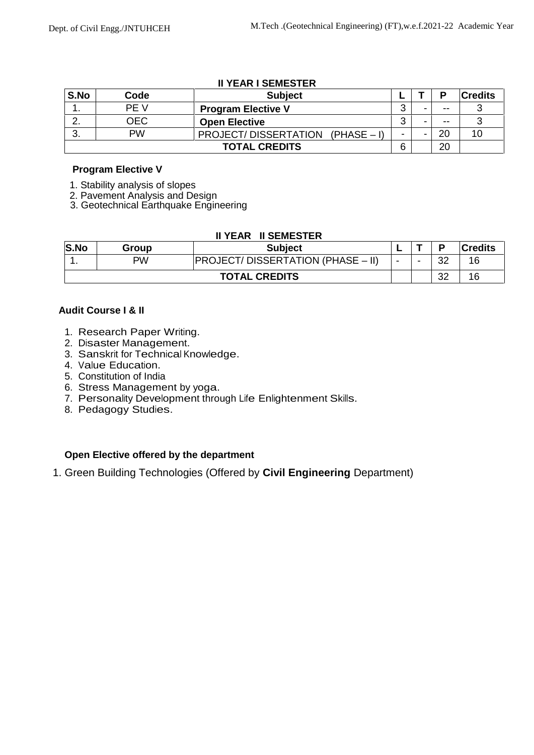### II YEAR I SEMESTER

| S.No | Code | Subject | L | T | P | Credits |
|---|---|---|---|---|---|---|
| 1. | PE V | **Program Elective V** | 3 | - | -- | 3 |
| 2. | OEC | **Open Elective** | 3 | - | -- | 3 |
| 3. | PW | PROJECT/ DISSERTATION (PHASE – I) | - | - | 20 | 10 |
| **TOTAL CREDITS** | | | 6 | | 20 | |

**Program Elective V**

1. Stability analysis of slopes
2. Pavement Analysis and Design
3. Geotechnical Earthquake Engineering

### II YEAR II SEMESTER

| S.No | Group | Subject | L | T | P | Credits |
|---|---|---|---|---|---|---|
| 1. | PW | PROJECT/ DISSERTATION (PHASE – II) | - | - | 32 | 16 |
| **TOTAL CREDITS** | | | | | 32 | 16 |

**Audit Course I & II**

1. Research Paper Writing.
2. Disaster Management.
3. Sanskrit for Technical Knowledge.
4. Value Education.
5. Constitution of India
6. Stress Management by yoga.
7. Personality Development through Life Enlightenment Skills.
8. Pedagogy Studies.

**Open Elective offered by the department**

1. Green Building Technologies (Offered by **Civil Engineering** Department)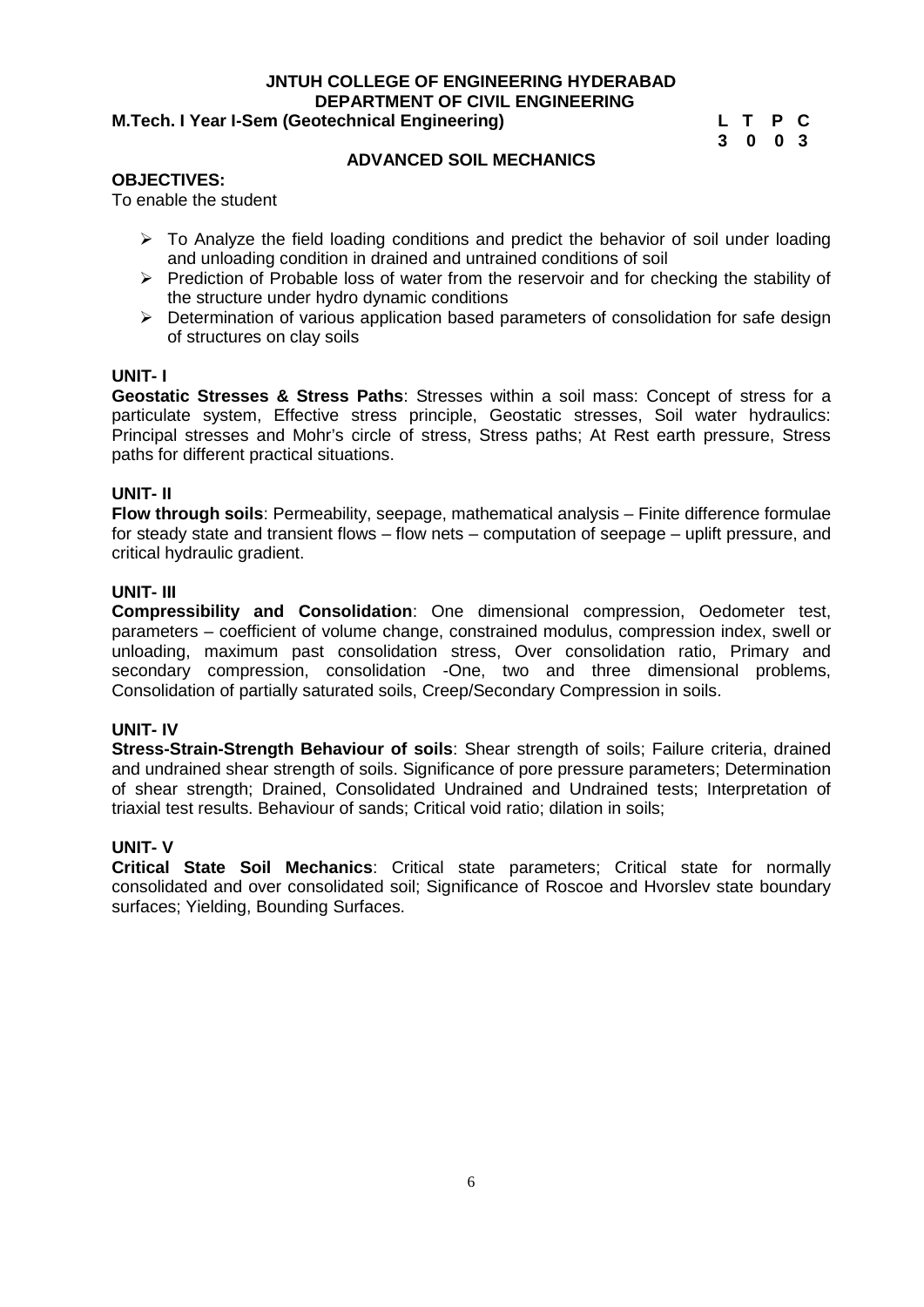**JNTUH COLLEGE OF ENGINEERING HYDERABAD**
**DEPARTMENT OF CIVIL ENGINEERING**

**M.Tech. I Year I-Sem (Geotechnical Engineering)**

| L | T | P | C |
|---|---|---|---|
| 3 | 0 | 0 | 3 |

## ADVANCED SOIL MECHANICS

**OBJECTIVES:**

To enable the student

- To Analyze the field loading conditions and predict the behavior of soil under loading and unloading condition in drained and untrained conditions of soil
- Prediction of Probable loss of water from the reservoir and for checking the stability of the structure under hydro dynamic conditions
- Determination of various application based parameters of consolidation for safe design of structures on clay soils

**UNIT- I**

**Geostatic Stresses & Stress Paths**: Stresses within a soil mass: Concept of stress for a particulate system, Effective stress principle, Geostatic stresses, Soil water hydraulics: Principal stresses and Mohr's circle of stress, Stress paths; At Rest earth pressure, Stress paths for different practical situations.

**UNIT- II**

**Flow through soils**: Permeability, seepage, mathematical analysis – Finite difference formulae for steady state and transient flows – flow nets – computation of seepage – uplift pressure, and critical hydraulic gradient.

**UNIT- III**

**Compressibility and Consolidation**: One dimensional compression, Oedometer test, parameters – coefficient of volume change, constrained modulus, compression index, swell or unloading, maximum past consolidation stress, Over consolidation ratio, Primary and secondary compression, consolidation -One, two and three dimensional problems, Consolidation of partially saturated soils, Creep/Secondary Compression in soils.

**UNIT- IV**

**Stress-Strain-Strength Behaviour of soils**: Shear strength of soils; Failure criteria, drained and undrained shear strength of soils. Significance of pore pressure parameters; Determination of shear strength; Drained, Consolidated Undrained and Undrained tests; Interpretation of triaxial test results. Behaviour of sands; Critical void ratio; dilation in soils;

**UNIT- V**

**Critical State Soil Mechanics**: Critical state parameters; Critical state for normally consolidated and over consolidated soil; Significance of Roscoe and Hvorslev state boundary surfaces; Yielding, Bounding Surfaces.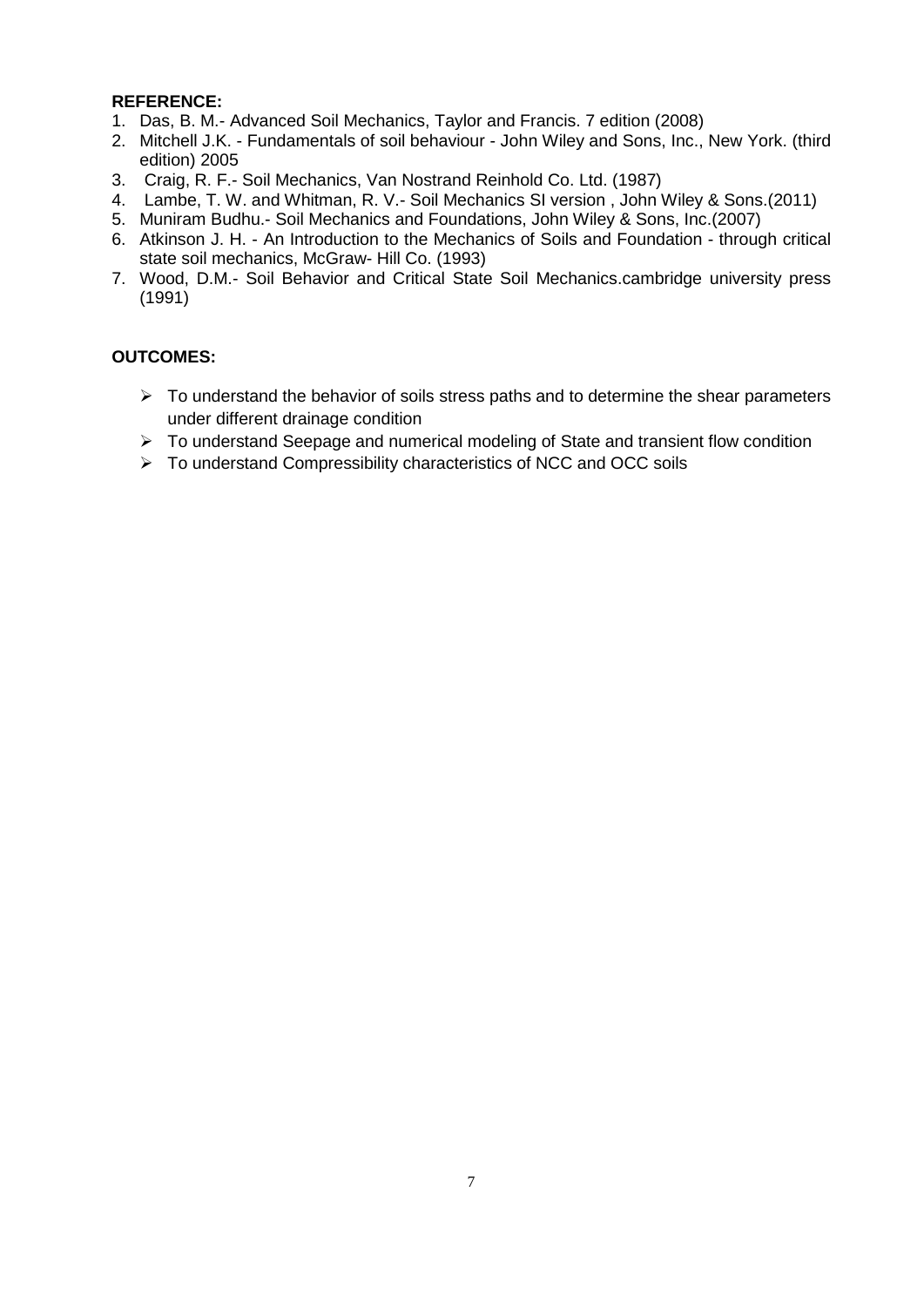**REFERENCE:**

1. Das, B. M.- Advanced Soil Mechanics, Taylor and Francis. 7 edition (2008)
2. Mitchell J.K. - Fundamentals of soil behaviour - John Wiley and Sons, Inc., New York. (third edition) 2005
3. Craig, R. F.- Soil Mechanics, Van Nostrand Reinhold Co. Ltd. (1987)
4. Lambe, T. W. and Whitman, R. V.- Soil Mechanics SI version , John Wiley & Sons.(2011)
5. Muniram Budhu.- Soil Mechanics and Foundations, John Wiley & Sons, Inc.(2007)
6. Atkinson J. H. - An Introduction to the Mechanics of Soils and Foundation - through critical state soil mechanics, McGraw- Hill Co. (1993)
7. Wood, D.M.- Soil Behavior and Critical State Soil Mechanics.cambridge university press (1991)

**OUTCOMES:**

- To understand the behavior of soils stress paths and to determine the shear parameters under different drainage condition
- To understand Seepage and numerical modeling of State and transient flow condition
- To understand Compressibility characteristics of NCC and OCC soils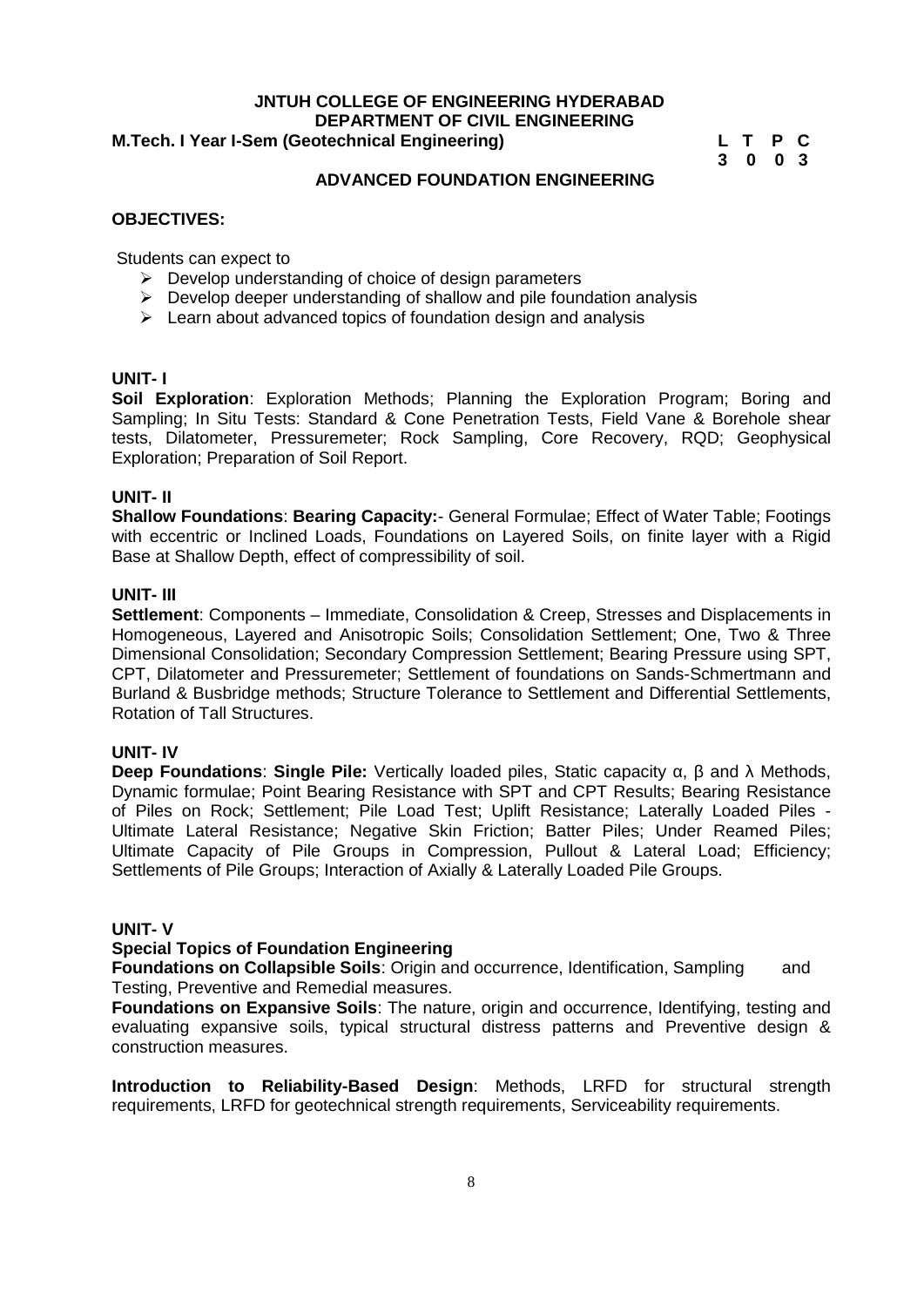**JNTUH COLLEGE OF ENGINEERING HYDERABAD**
**DEPARTMENT OF CIVIL ENGINEERING**

**M.Tech. I Year I-Sem (Geotechnical Engineering)**

| L | T | P | C |
|---|---|---|---|
| 3 | 0 | 0 | 3 |

## ADVANCED FOUNDATION ENGINEERING

**OBJECTIVES:**

Students can expect to

- Develop understanding of choice of design parameters
- Develop deeper understanding of shallow and pile foundation analysis
- Learn about advanced topics of foundation design and analysis

**UNIT- I**

**Soil Exploration**: Exploration Methods; Planning the Exploration Program; Boring and Sampling; In Situ Tests: Standard & Cone Penetration Tests, Field Vane & Borehole shear tests, Dilatometer, Pressuremeter; Rock Sampling, Core Recovery, RQD; Geophysical Exploration; Preparation of Soil Report.

**UNIT- II**

**Shallow Foundations**: **Bearing Capacity:**- General Formulae; Effect of Water Table; Footings with eccentric or Inclined Loads, Foundations on Layered Soils, on finite layer with a Rigid Base at Shallow Depth, effect of compressibility of soil.

**UNIT- III**

**Settlement**: Components – Immediate, Consolidation & Creep, Stresses and Displacements in Homogeneous, Layered and Anisotropic Soils; Consolidation Settlement; One, Two & Three Dimensional Consolidation; Secondary Compression Settlement; Bearing Pressure using SPT, CPT, Dilatometer and Pressuremeter; Settlement of foundations on Sands-Schmertmann and Burland & Busbridge methods; Structure Tolerance to Settlement and Differential Settlements, Rotation of Tall Structures.

**UNIT- IV**

**Deep Foundations**: **Single Pile:** Vertically loaded piles, Static capacity $\alpha$, $\beta$ and $\lambda$ Methods, Dynamic formulae; Point Bearing Resistance with SPT and CPT Results; Bearing Resistance of Piles on Rock; Settlement; Pile Load Test; Uplift Resistance; Laterally Loaded Piles - Ultimate Lateral Resistance; Negative Skin Friction; Batter Piles; Under Reamed Piles; Ultimate Capacity of Pile Groups in Compression, Pullout & Lateral Load; Efficiency; Settlements of Pile Groups; Interaction of Axially & Laterally Loaded Pile Groups.

**UNIT- V**

**Special Topics of Foundation Engineering**

**Foundations on Collapsible Soils**: Origin and occurrence, Identification, Sampling and Testing, Preventive and Remedial measures.

**Foundations on Expansive Soils**: The nature, origin and occurrence, Identifying, testing and evaluating expansive soils, typical structural distress patterns and Preventive design & construction measures.

**Introduction to Reliability-Based Design**: Methods, LRFD for structural strength requirements, LRFD for geotechnical strength requirements, Serviceability requirements.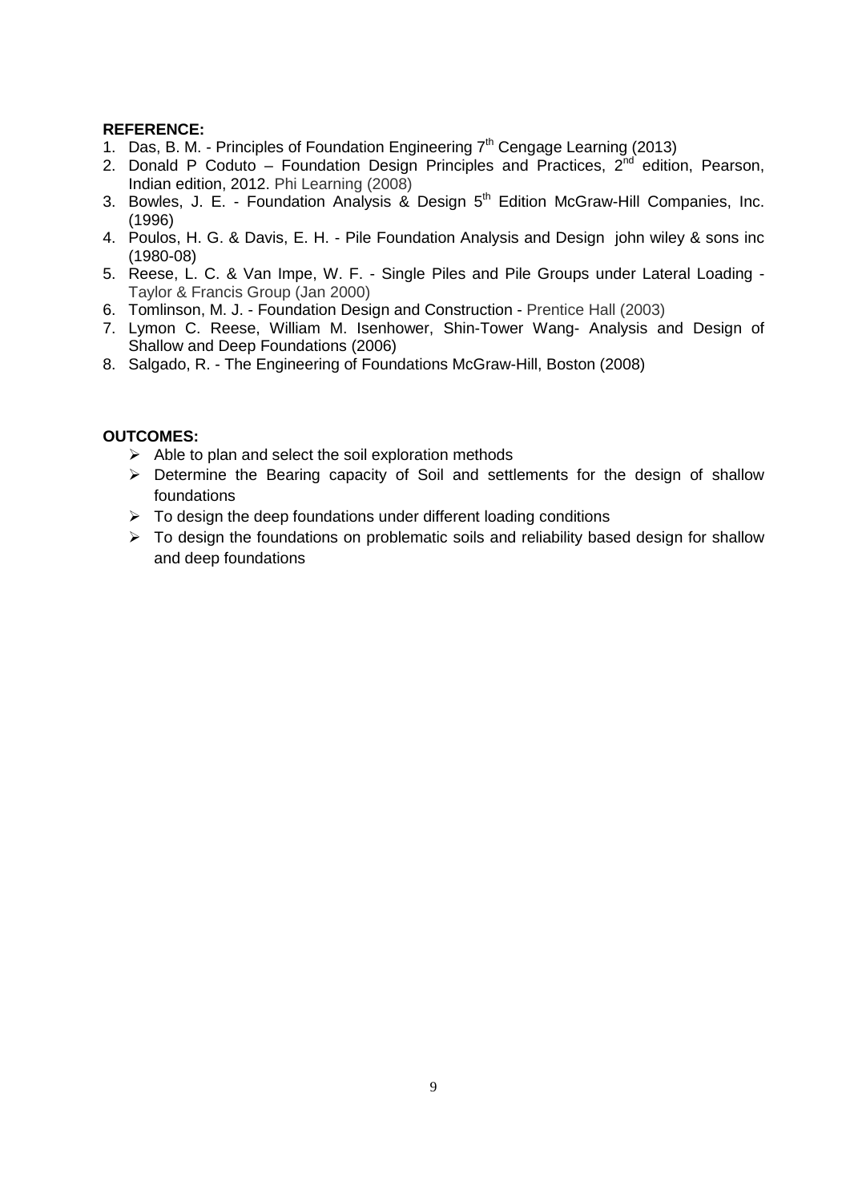**REFERENCE:**

1. Das, B. M. - Principles of Foundation Engineering 7th Cengage Learning (2013)
2. Donald P Coduto – Foundation Design Principles and Practices, 2nd edition, Pearson, Indian edition, 2012. Phi Learning (2008)
3. Bowles, J. E. - Foundation Analysis & Design 5th Edition McGraw-Hill Companies, Inc. (1996)
4. Poulos, H. G. & Davis, E. H. - Pile Foundation Analysis and Design john wiley & sons inc (1980-08)
5. Reese, L. C. & Van Impe, W. F. - Single Piles and Pile Groups under Lateral Loading - Taylor & Francis Group (Jan 2000)
6. Tomlinson, M. J. - Foundation Design and Construction - Prentice Hall (2003)
7. Lymon C. Reese, William M. Isenhower, Shin-Tower Wang- Analysis and Design of Shallow and Deep Foundations (2006)
8. Salgado, R. - The Engineering of Foundations McGraw-Hill, Boston (2008)

**OUTCOMES:**

- Able to plan and select the soil exploration methods
- Determine the Bearing capacity of Soil and settlements for the design of shallow foundations
- To design the deep foundations under different loading conditions
- To design the foundations on problematic soils and reliability based design for shallow and deep foundations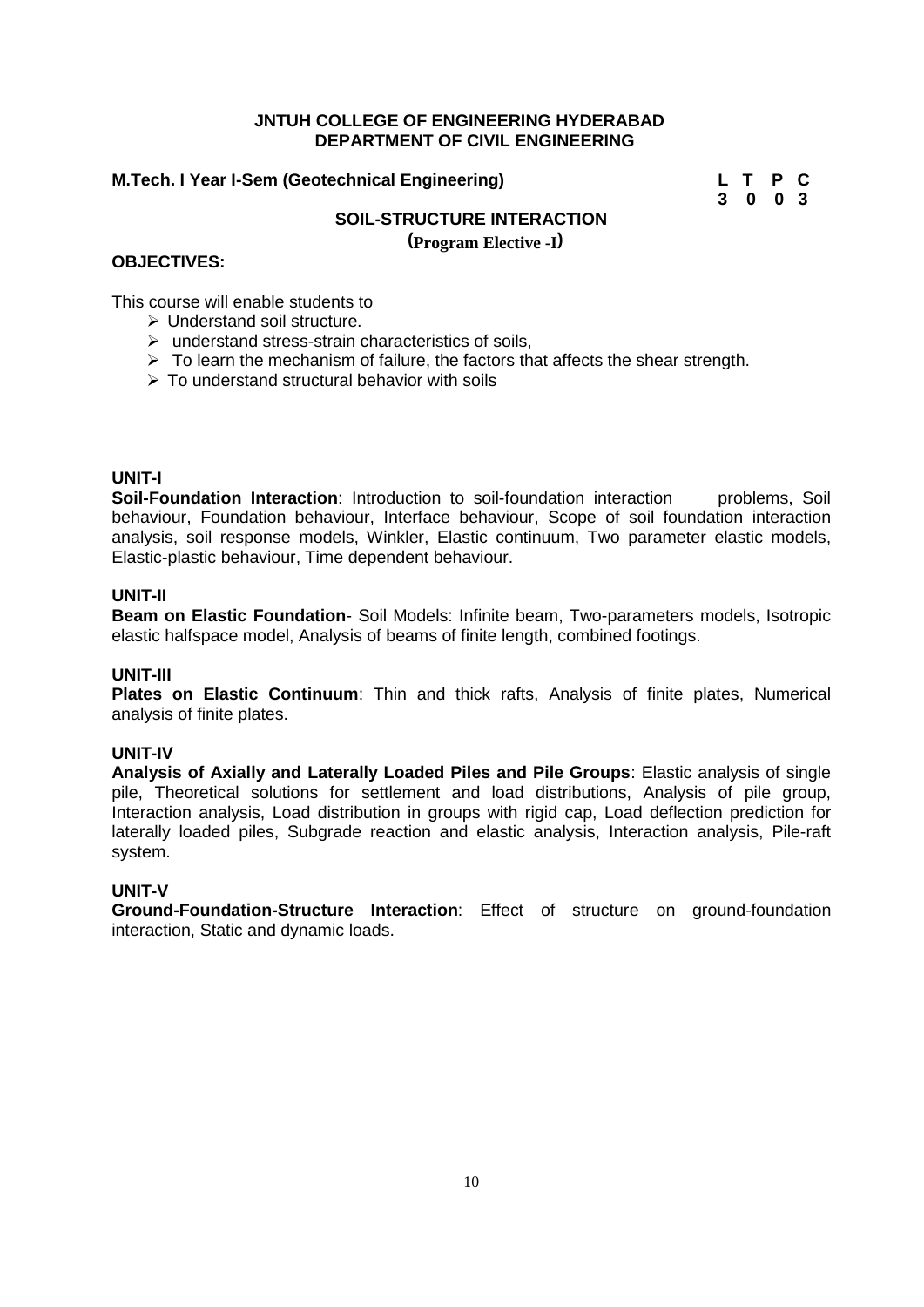**JNTUH COLLEGE OF ENGINEERING HYDERABAD**
**DEPARTMENT OF CIVIL ENGINEERING**

**M.Tech. I Year I-Sem (Geotechnical Engineering)**

| L | T | P | C |
|---|---|---|---|
| 3 | 0 | 0 | 3 |

## SOIL-STRUCTURE INTERACTION

**(Program Elective -I)**

**OBJECTIVES:**

This course will enable students to

- Understand soil structure.
- understand stress-strain characteristics of soils,
- To learn the mechanism of failure, the factors that affects the shear strength.
- To understand structural behavior with soils

**UNIT-I**

**Soil-Foundation Interaction**: Introduction to soil-foundation interaction problems, Soil behaviour, Foundation behaviour, Interface behaviour, Scope of soil foundation interaction analysis, soil response models, Winkler, Elastic continuum, Two parameter elastic models, Elastic-plastic behaviour, Time dependent behaviour.

**UNIT-II**

**Beam on Elastic Foundation**- Soil Models: Infinite beam, Two-parameters models, Isotropic elastic halfspace model, Analysis of beams of finite length, combined footings.

**UNIT-III**

**Plates on Elastic Continuum**: Thin and thick rafts, Analysis of finite plates, Numerical analysis of finite plates.

**UNIT-IV**

**Analysis of Axially and Laterally Loaded Piles and Pile Groups**: Elastic analysis of single pile, Theoretical solutions for settlement and load distributions, Analysis of pile group, Interaction analysis, Load distribution in groups with rigid cap, Load deflection prediction for laterally loaded piles, Subgrade reaction and elastic analysis, Interaction analysis, Pile-raft system.

**UNIT-V**

**Ground-Foundation-Structure Interaction**: Effect of structure on ground-foundation interaction, Static and dynamic loads.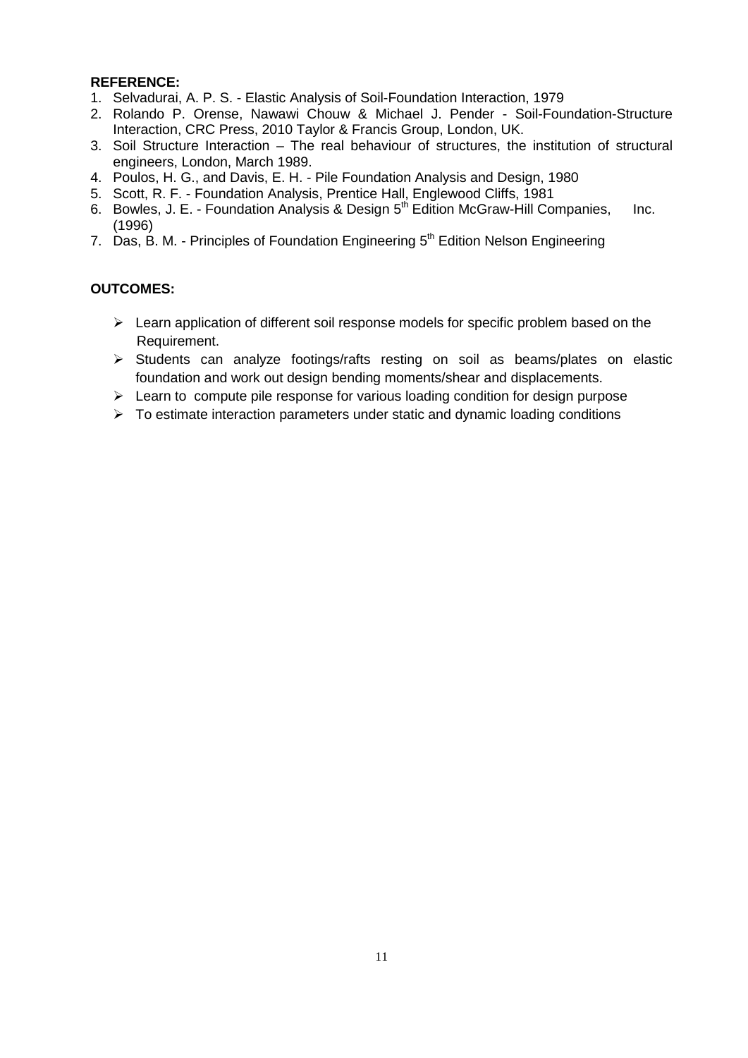**REFERENCE:**

1. Selvadurai, A. P. S. - Elastic Analysis of Soil-Foundation Interaction, 1979
2. Rolando P. Orense, Nawawi Chouw & Michael J. Pender - Soil-Foundation-Structure Interaction, CRC Press, 2010 Taylor & Francis Group, London, UK.
3. Soil Structure Interaction – The real behaviour of structures, the institution of structural engineers, London, March 1989.
4. Poulos, H. G., and Davis, E. H. - Pile Foundation Analysis and Design, 1980
5. Scott, R. F. - Foundation Analysis, Prentice Hall, Englewood Cliffs, 1981
6. Bowles, J. E. - Foundation Analysis & Design 5th Edition McGraw-Hill Companies, Inc. (1996)
7. Das, B. M. - Principles of Foundation Engineering 5th Edition Nelson Engineering

**OUTCOMES:**

- Learn application of different soil response models for specific problem based on the Requirement.
- Students can analyze footings/rafts resting on soil as beams/plates on elastic foundation and work out design bending moments/shear and displacements.
- Learn to compute pile response for various loading condition for design purpose
- To estimate interaction parameters under static and dynamic loading conditions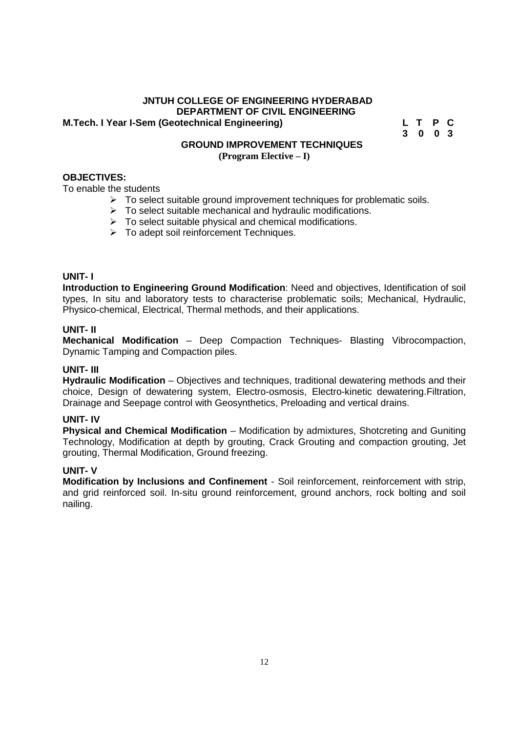**JNTUH COLLEGE OF ENGINEERING HYDERABAD**
**DEPARTMENT OF CIVIL ENGINEERING**

**M.Tech. I Year I-Sem (Geotechnical Engineering)**

| L | T | P | C |
|---|---|---|---|
| 3 | 0 | 0 | 3 |

## GROUND IMPROVEMENT TECHNIQUES

**(Program Elective – I)**

**OBJECTIVES:**

To enable the students

- To select suitable ground improvement techniques for problematic soils.
- To select suitable mechanical and hydraulic modifications.
- To select suitable physical and chemical modifications.
- To adept soil reinforcement Techniques.

**UNIT- I**

**Introduction to Engineering Ground Modification**: Need and objectives, Identification of soil types, In situ and laboratory tests to characterise problematic soils; Mechanical, Hydraulic, Physico-chemical, Electrical, Thermal methods, and their applications.

**UNIT- II**

**Mechanical Modification** – Deep Compaction Techniques- Blasting Vibrocompaction, Dynamic Tamping and Compaction piles.

**UNIT- III**

**Hydraulic Modification** – Objectives and techniques, traditional dewatering methods and their choice, Design of dewatering system, Electro-osmosis, Electro-kinetic dewatering.Filtration, Drainage and Seepage control with Geosynthetics, Preloading and vertical drains.

**UNIT- IV**

**Physical and Chemical Modification** – Modification by admixtures, Shotcreting and Guniting Technology, Modification at depth by grouting, Crack Grouting and compaction grouting, Jet grouting, Thermal Modification, Ground freezing.

**UNIT- V**

**Modification by Inclusions and Confinement** - Soil reinforcement, reinforcement with strip, and grid reinforced soil. In-situ ground reinforcement, ground anchors, rock bolting and soil nailing.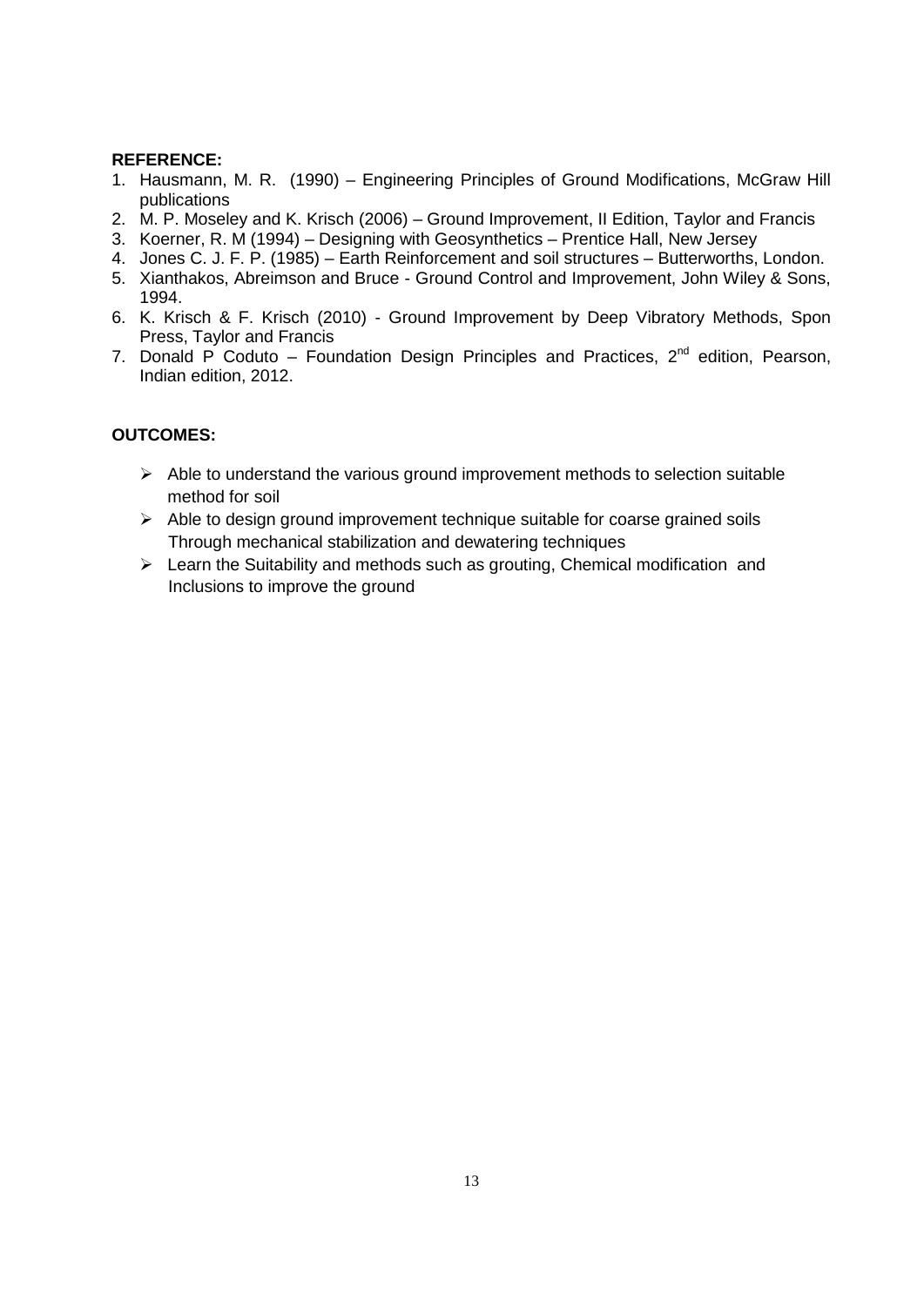**REFERENCE:**

1. Hausmann, M. R. (1990) – Engineering Principles of Ground Modifications, McGraw Hill publications
2. M. P. Moseley and K. Krisch (2006) – Ground Improvement, II Edition, Taylor and Francis
3. Koerner, R. M (1994) – Designing with Geosynthetics – Prentice Hall, New Jersey
4. Jones C. J. F. P. (1985) – Earth Reinforcement and soil structures – Butterworths, London.
5. Xianthakos, Abreimson and Bruce - Ground Control and Improvement, John Wiley & Sons, 1994.
6. K. Krisch & F. Krisch (2010) - Ground Improvement by Deep Vibratory Methods, Spon Press, Taylor and Francis
7. Donald P Coduto – Foundation Design Principles and Practices, 2nd edition, Pearson, Indian edition, 2012.

**OUTCOMES:**

- Able to understand the various ground improvement methods to selection suitable method for soil
- Able to design ground improvement technique suitable for coarse grained soils Through mechanical stabilization and dewatering techniques
- Learn the Suitability and methods such as grouting, Chemical modification and Inclusions to improve the ground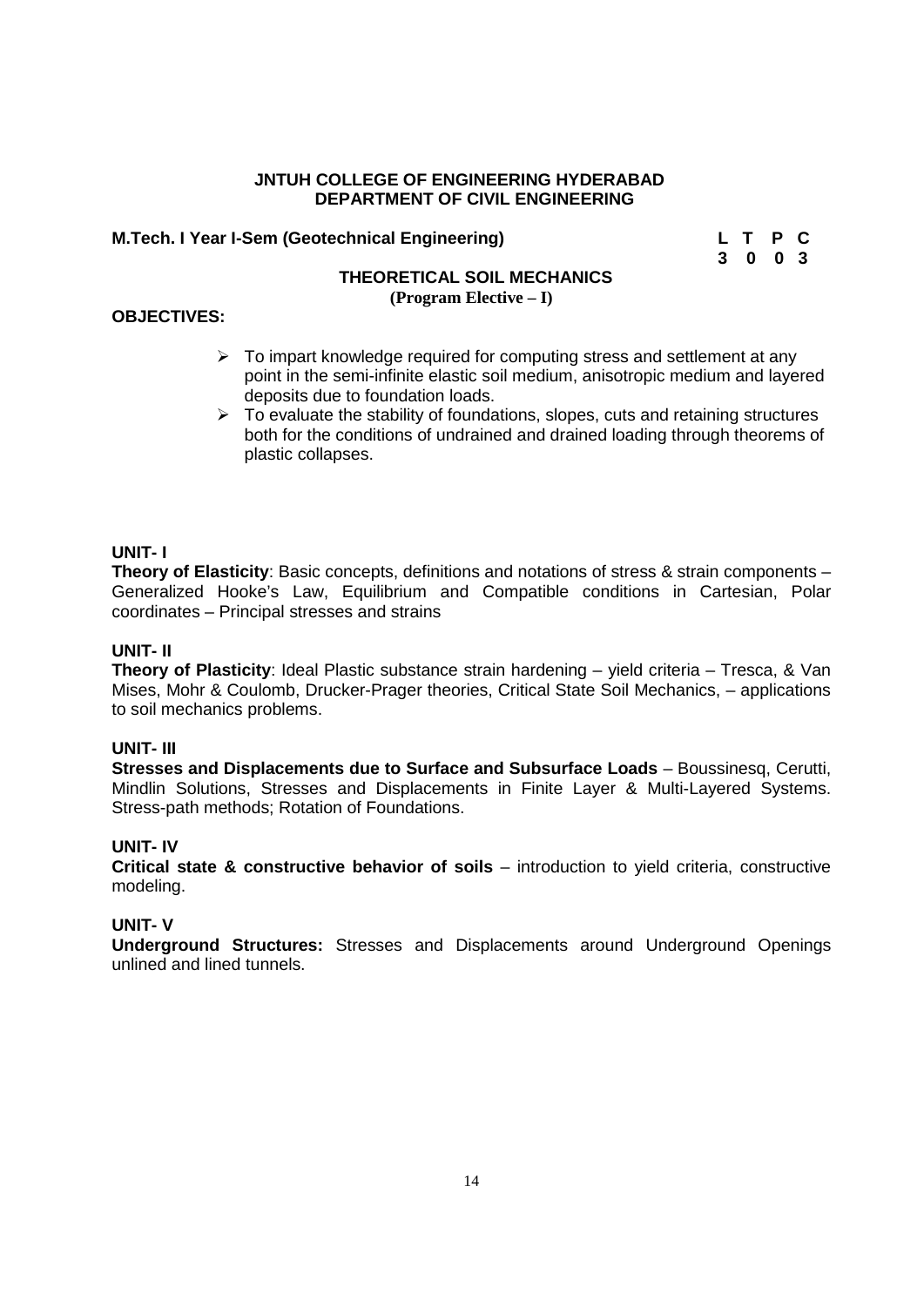**JNTUH COLLEGE OF ENGINEERING HYDERABAD**
**DEPARTMENT OF CIVIL ENGINEERING**

**M.Tech. I Year I-Sem (Geotechnical Engineering)**

| L | T | P | C |
|---|---|---|---|
| 3 | 0 | 0 | 3 |

## THEORETICAL SOIL MECHANICS

**(Program Elective – I)**

**OBJECTIVES:**

- To impart knowledge required for computing stress and settlement at any point in the semi-infinite elastic soil medium, anisotropic medium and layered deposits due to foundation loads.
- To evaluate the stability of foundations, slopes, cuts and retaining structures both for the conditions of undrained and drained loading through theorems of plastic collapses.

**UNIT- I**

**Theory of Elasticity**: Basic concepts, definitions and notations of stress & strain components – Generalized Hooke's Law, Equilibrium and Compatible conditions in Cartesian, Polar coordinates – Principal stresses and strains

**UNIT- II**

**Theory of Plasticity**: Ideal Plastic substance strain hardening – yield criteria – Tresca, & Van Mises, Mohr & Coulomb, Drucker-Prager theories, Critical State Soil Mechanics, – applications to soil mechanics problems.

**UNIT- III**

**Stresses and Displacements due to Surface and Subsurface Loads** – Boussinesq, Cerutti, Mindlin Solutions, Stresses and Displacements in Finite Layer & Multi-Layered Systems. Stress-path methods; Rotation of Foundations.

**UNIT- IV**

**Critical state & constructive behavior of soils** – introduction to yield criteria, constructive modeling.

**UNIT- V**

**Underground Structures:** Stresses and Displacements around Underground Openings unlined and lined tunnels.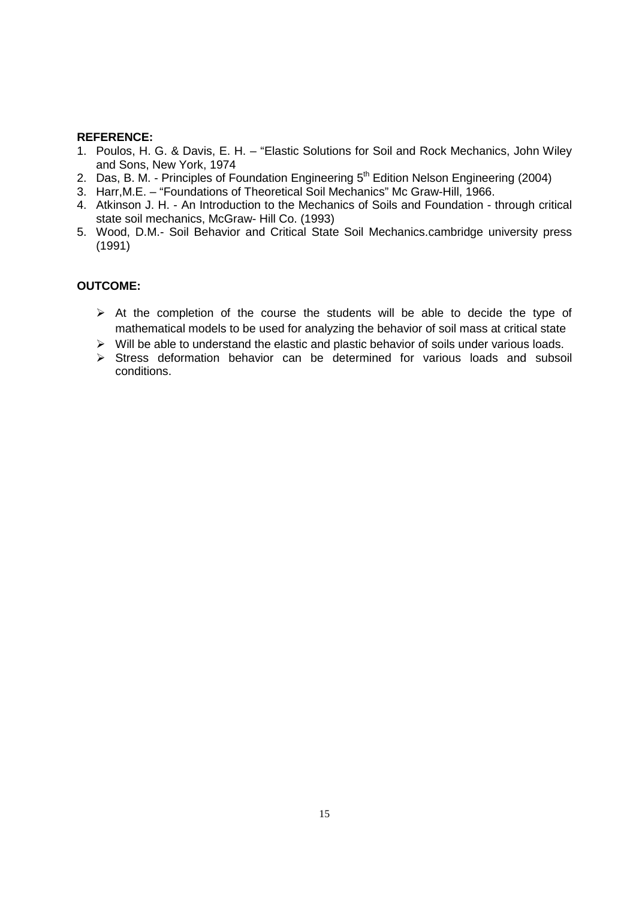**REFERENCE:**

1. Poulos, H. G. & Davis, E. H. – "Elastic Solutions for Soil and Rock Mechanics, John Wiley and Sons, New York, 1974
2. Das, B. M. - Principles of Foundation Engineering 5th Edition Nelson Engineering (2004)
3. Harr,M.E. – "Foundations of Theoretical Soil Mechanics" Mc Graw-Hill, 1966.
4. Atkinson J. H. - An Introduction to the Mechanics of Soils and Foundation - through critical state soil mechanics, McGraw- Hill Co. (1993)
5. Wood, D.M.- Soil Behavior and Critical State Soil Mechanics.cambridge university press (1991)

**OUTCOME:**

- At the completion of the course the students will be able to decide the type of mathematical models to be used for analyzing the behavior of soil mass at critical state
- Will be able to understand the elastic and plastic behavior of soils under various loads.
- Stress deformation behavior can be determined for various loads and subsoil conditions.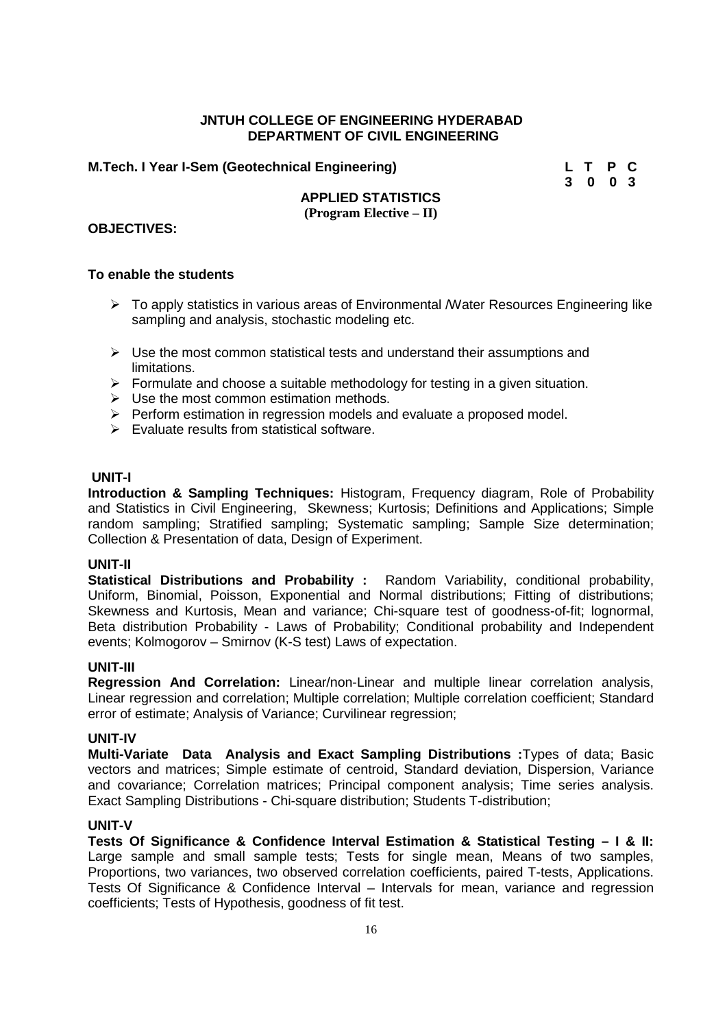**JNTUH COLLEGE OF ENGINEERING HYDERABAD**
**DEPARTMENT OF CIVIL ENGINEERING**

**M.Tech. I Year I-Sem (Geotechnical Engineering)**

| L | T | P | C |
|---|---|---|---|
| 3 | 0 | 0 | 3 |

## APPLIED STATISTICS
**(Program Elective – II)**

**OBJECTIVES:**

**To enable the students**

- To apply statistics in various areas of Environmental /Water Resources Engineering like sampling and analysis, stochastic modeling etc.
- Use the most common statistical tests and understand their assumptions and limitations.
- Formulate and choose a suitable methodology for testing in a given situation.
- Use the most common estimation methods.
- Perform estimation in regression models and evaluate a proposed model.
- Evaluate results from statistical software.

**UNIT-I**

**Introduction & Sampling Techniques:** Histogram, Frequency diagram, Role of Probability and Statistics in Civil Engineering, Skewness; Kurtosis; Definitions and Applications; Simple random sampling; Stratified sampling; Systematic sampling; Sample Size determination; Collection & Presentation of data, Design of Experiment.

**UNIT-II**

**Statistical Distributions and Probability :** Random Variability, conditional probability, Uniform, Binomial, Poisson, Exponential and Normal distributions; Fitting of distributions; Skewness and Kurtosis, Mean and variance; Chi-square test of goodness-of-fit; lognormal, Beta distribution Probability - Laws of Probability; Conditional probability and Independent events; Kolmogorov – Smirnov (K-S test) Laws of expectation.

**UNIT-III**

**Regression And Correlation:** Linear/non-Linear and multiple linear correlation analysis, Linear regression and correlation; Multiple correlation; Multiple correlation coefficient; Standard error of estimate; Analysis of Variance; Curvilinear regression;

**UNIT-IV**

**Multi-Variate Data Analysis and Exact Sampling Distributions :** Types of data; Basic vectors and matrices; Simple estimate of centroid, Standard deviation, Dispersion, Variance and covariance; Correlation matrices; Principal component analysis; Time series analysis. Exact Sampling Distributions - Chi-square distribution; Students T-distribution;

**UNIT-V**

**Tests Of Significance & Confidence Interval Estimation & Statistical Testing – I & II:** Large sample and small sample tests; Tests for single mean, Means of two samples, Proportions, two variances, two observed correlation coefficients, paired T-tests, Applications. Tests Of Significance & Confidence Interval – Intervals for mean, variance and regression coefficients; Tests of Hypothesis, goodness of fit test.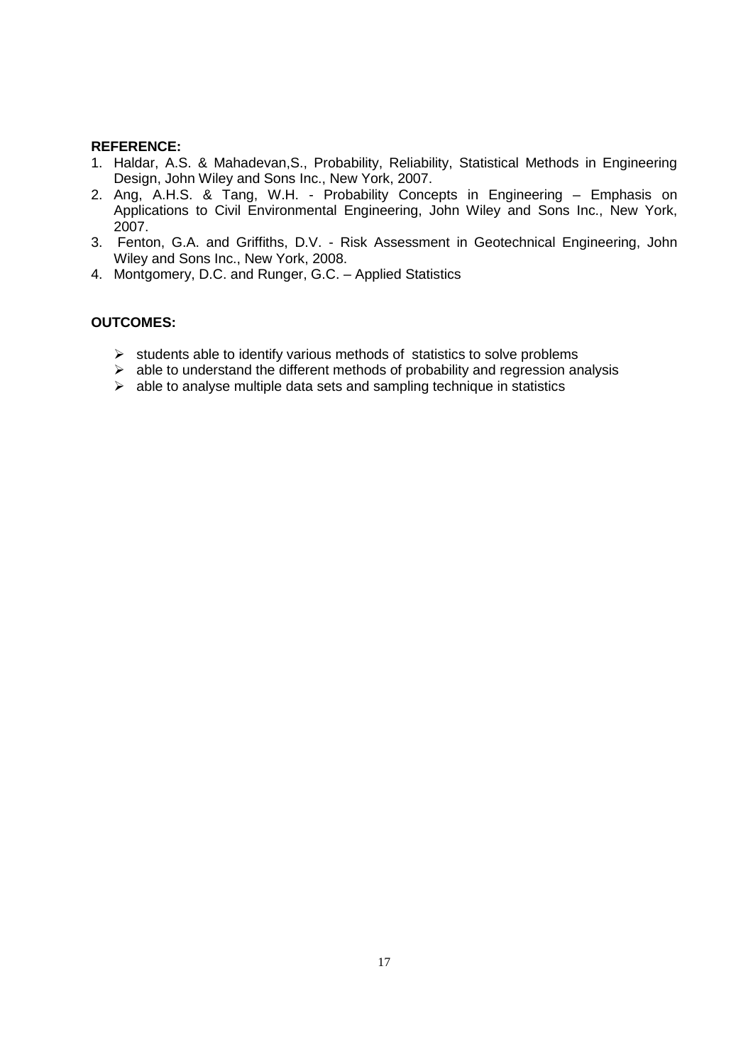**REFERENCE:**

1. Haldar, A.S. & Mahadevan,S., Probability, Reliability, Statistical Methods in Engineering Design, John Wiley and Sons Inc., New York, 2007.
2. Ang, A.H.S. & Tang, W.H. - Probability Concepts in Engineering – Emphasis on Applications to Civil Environmental Engineering, John Wiley and Sons Inc., New York, 2007.
3. Fenton, G.A. and Griffiths, D.V. - Risk Assessment in Geotechnical Engineering, John Wiley and Sons Inc., New York, 2008.
4. Montgomery, D.C. and Runger, G.C. – Applied Statistics

**OUTCOMES:**

- students able to identify various methods of statistics to solve problems
- able to understand the different methods of probability and regression analysis
- able to analyse multiple data sets and sampling technique in statistics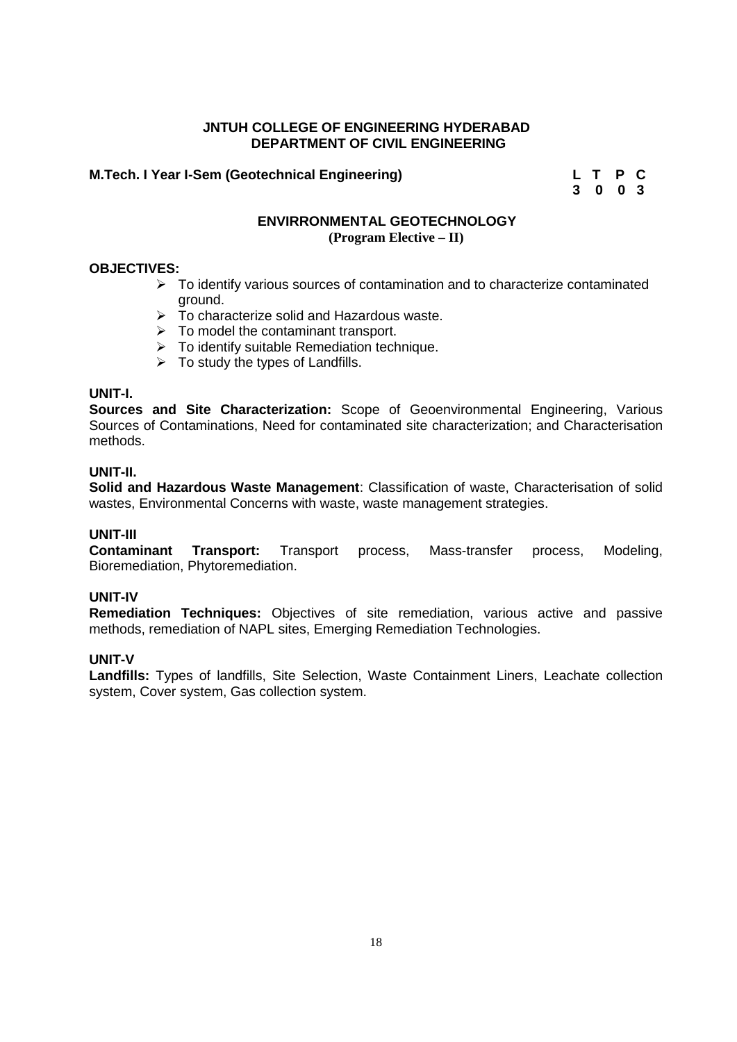**JNTUH COLLEGE OF ENGINEERING HYDERABAD**
**DEPARTMENT OF CIVIL ENGINEERING**

**M.Tech. I Year I-Sem (Geotechnical Engineering)**

| L | T | P | C |
|---|---|---|---|
| 3 | 0 | 0 | 3 |

## ENVIRRONMENTAL GEOTECHNOLOGY
**(Program Elective – II)**

**OBJECTIVES:**

- To identify various sources of contamination and to characterize contaminated ground.
- To characterize solid and Hazardous waste.
- To model the contaminant transport.
- To identify suitable Remediation technique.
- To study the types of Landfills.

**UNIT-I.**

**Sources and Site Characterization:** Scope of Geoenvironmental Engineering, Various Sources of Contaminations, Need for contaminated site characterization; and Characterisation methods.

**UNIT-II.**

**Solid and Hazardous Waste Management**: Classification of waste, Characterisation of solid wastes, Environmental Concerns with waste, waste management strategies.

**UNIT-III**

**Contaminant Transport:** Transport process, Mass-transfer process, Modeling, Bioremediation, Phytoremediation.

**UNIT-IV**

**Remediation Techniques:** Objectives of site remediation, various active and passive methods, remediation of NAPL sites, Emerging Remediation Technologies.

**UNIT-V**

**Landfills:** Types of landfills, Site Selection, Waste Containment Liners, Leachate collection system, Cover system, Gas collection system.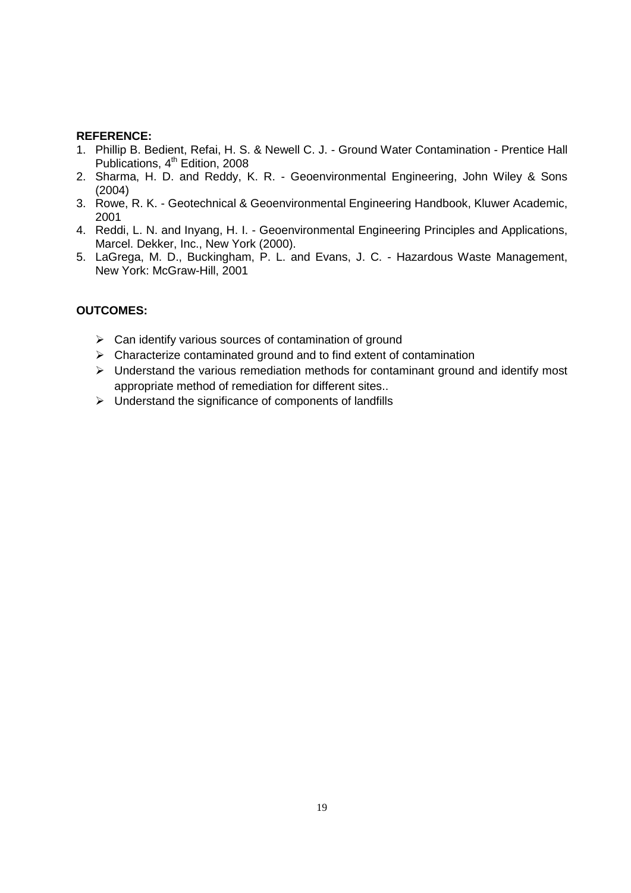**REFERENCE:**

1. Phillip B. Bedient, Refai, H. S. & Newell C. J. - Ground Water Contamination - Prentice Hall Publications, 4th Edition, 2008
2. Sharma, H. D. and Reddy, K. R. - Geoenvironmental Engineering, John Wiley & Sons (2004)
3. Rowe, R. K. - Geotechnical & Geoenvironmental Engineering Handbook, Kluwer Academic, 2001
4. Reddi, L. N. and Inyang, H. I. - Geoenvironmental Engineering Principles and Applications, Marcel. Dekker, Inc., New York (2000).
5. LaGrega, M. D., Buckingham, P. L. and Evans, J. C. - Hazardous Waste Management, New York: McGraw-Hill, 2001

**OUTCOMES:**

- Can identify various sources of contamination of ground
- Characterize contaminated ground and to find extent of contamination
- Understand the various remediation methods for contaminant ground and identify most appropriate method of remediation for different sites..
- Understand the significance of components of landfills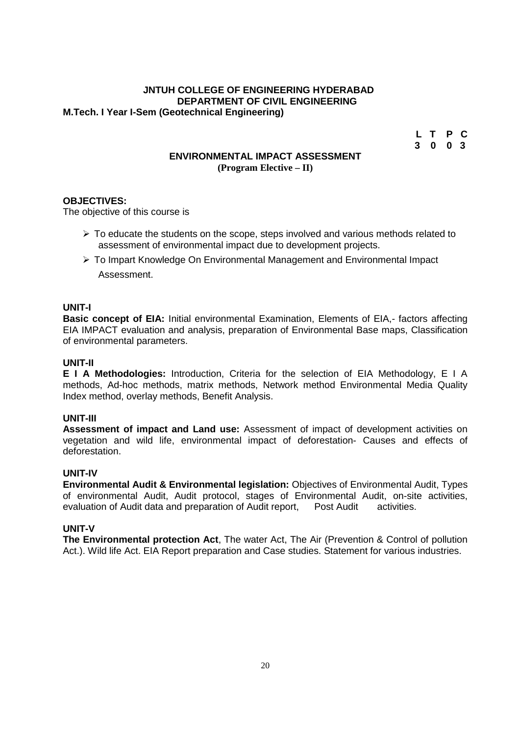**JNTUH COLLEGE OF ENGINEERING HYDERABAD**
**DEPARTMENT OF CIVIL ENGINEERING**
**M.Tech. I Year I-Sem (Geotechnical Engineering)**

| L | T | P | C |
|---|---|---|---|
| 3 | 0 | 0 | 3 |

## ENVIRONMENTAL IMPACT ASSESSMENT
**(Program Elective – II)**

**OBJECTIVES:**
The objective of this course is

- To educate the students on the scope, steps involved and various methods related to assessment of environmental impact due to development projects.
- To Impart Knowledge On Environmental Management and Environmental Impact Assessment.

**UNIT-I**
**Basic concept of EIA:** Initial environmental Examination, Elements of EIA,- factors affecting EIA IMPACT evaluation and analysis, preparation of Environmental Base maps, Classification of environmental parameters.

**UNIT-II**
**E I A Methodologies:** Introduction, Criteria for the selection of EIA Methodology, E I A methods, Ad-hoc methods, matrix methods, Network method Environmental Media Quality Index method, overlay methods, Benefit Analysis.

**UNIT-III**
**Assessment of impact and Land use:** Assessment of impact of development activities on vegetation and wild life, environmental impact of deforestation- Causes and effects of deforestation.

**UNIT-IV**
**Environmental Audit & Environmental legislation:** Objectives of Environmental Audit, Types of environmental Audit, Audit protocol, stages of Environmental Audit, on-site activities, evaluation of Audit data and preparation of Audit report, Post Audit activities.

**UNIT-V**
**The Environmental protection Act**, The water Act, The Air (Prevention & Control of pollution Act.). Wild life Act. EIA Report preparation and Case studies. Statement for various industries.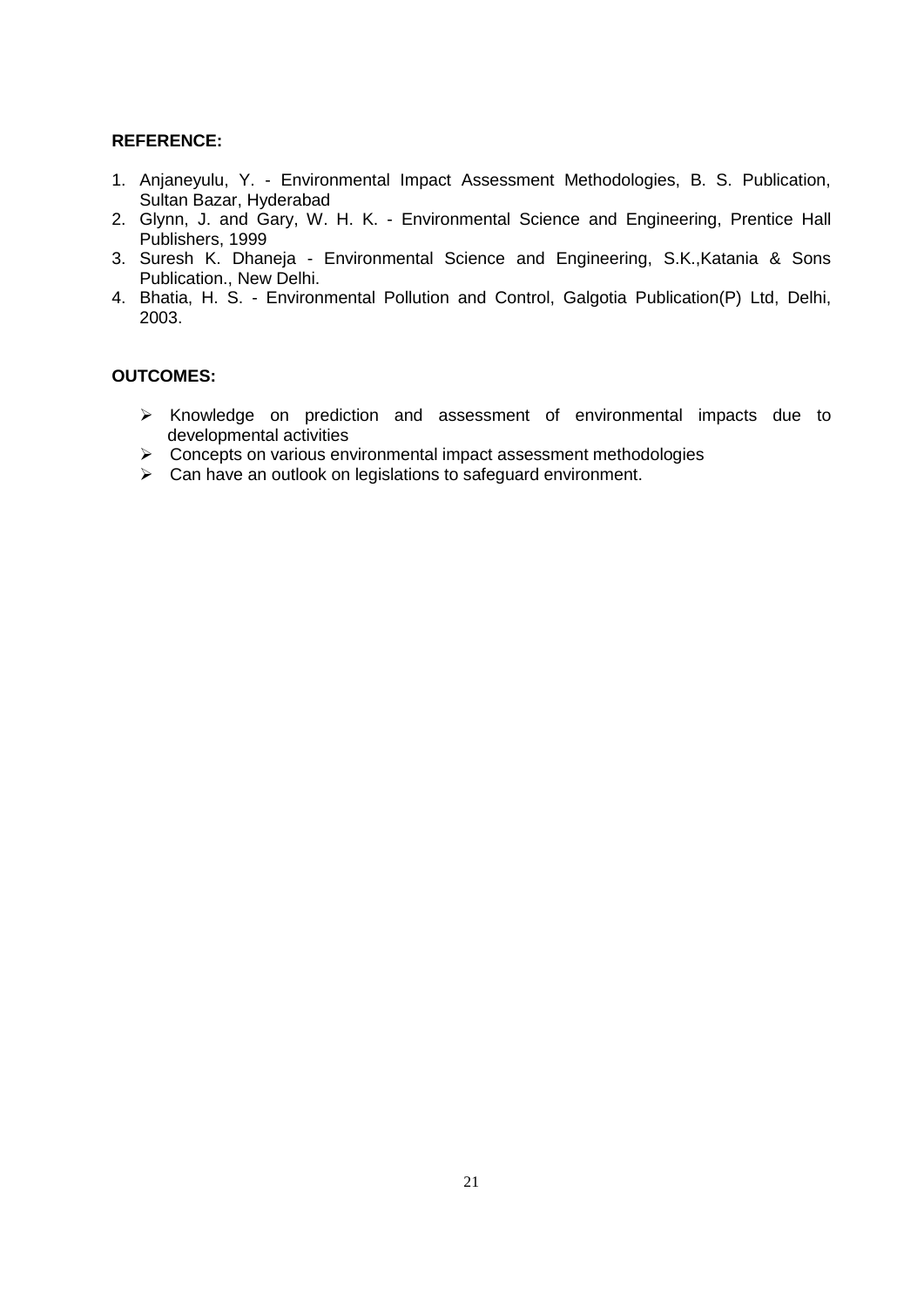**REFERENCE:**

1. Anjaneyulu, Y. - Environmental Impact Assessment Methodologies, B. S. Publication, Sultan Bazar, Hyderabad
2. Glynn, J. and Gary, W. H. K. - Environmental Science and Engineering, Prentice Hall Publishers, 1999
3. Suresh K. Dhaneja - Environmental Science and Engineering, S.K.,Katania & Sons Publication., New Delhi.
4. Bhatia, H. S. - Environmental Pollution and Control, Galgotia Publication(P) Ltd, Delhi, 2003.

**OUTCOMES:**

- Knowledge on prediction and assessment of environmental impacts due to developmental activities
- Concepts on various environmental impact assessment methodologies
- Can have an outlook on legislations to safeguard environment.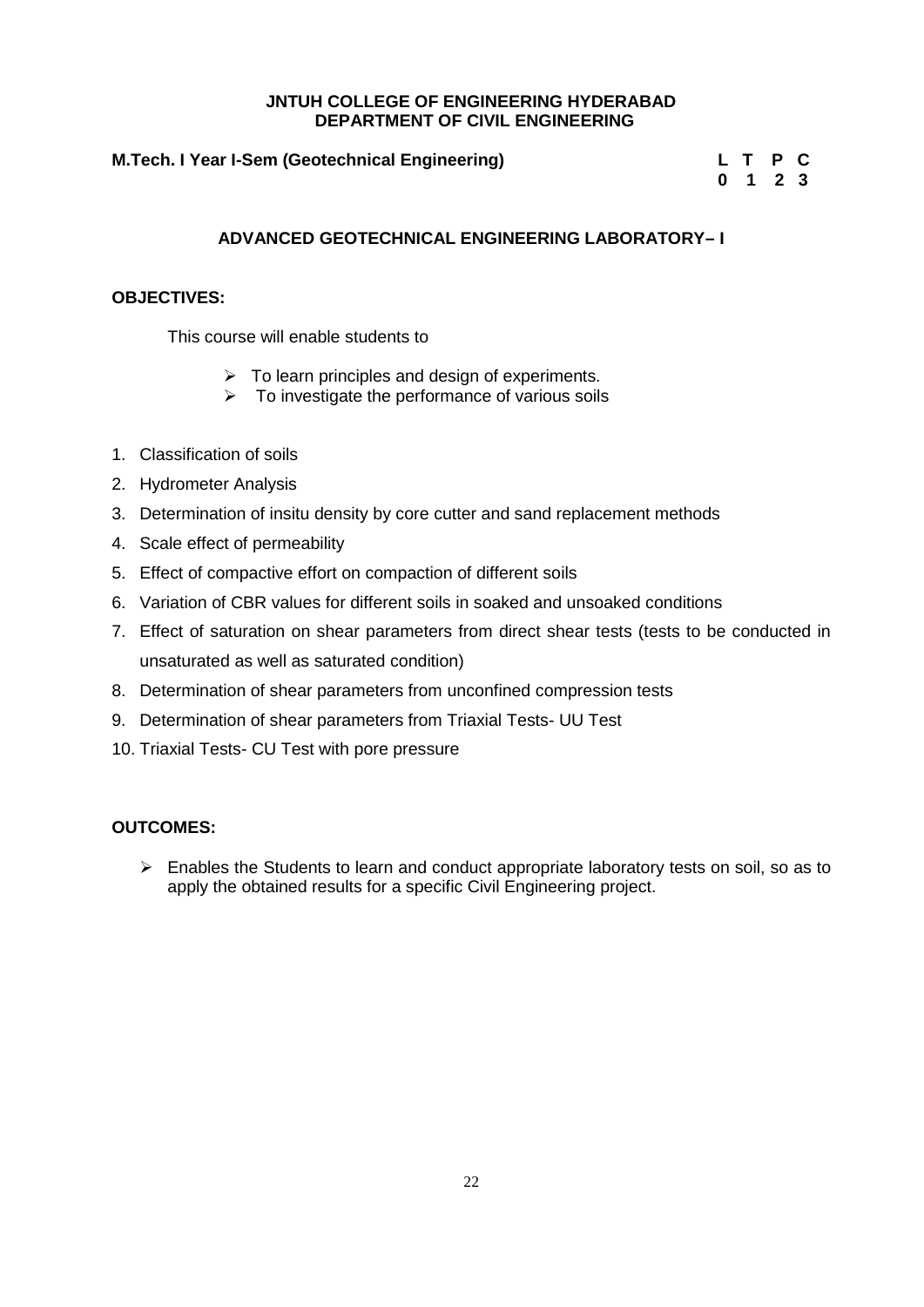**JNTUH COLLEGE OF ENGINEERING HYDERABAD**
**DEPARTMENT OF CIVIL ENGINEERING**

**M.Tech. I Year I-Sem (Geotechnical Engineering)**

| L | T | P | C |
|---|---|---|---|
| 0 | 1 | 2 | 3 |

## ADVANCED GEOTECHNICAL ENGINEERING LABORATORY– I

**OBJECTIVES:**

This course will enable students to

- To learn principles and design of experiments.
- To investigate the performance of various soils

1. Classification of soils
2. Hydrometer Analysis
3. Determination of insitu density by core cutter and sand replacement methods
4. Scale effect of permeability
5. Effect of compactive effort on compaction of different soils
6. Variation of CBR values for different soils in soaked and unsoaked conditions
7. Effect of saturation on shear parameters from direct shear tests (tests to be conducted in unsaturated as well as saturated condition)
8. Determination of shear parameters from unconfined compression tests
9. Determination of shear parameters from Triaxial Tests- UU Test
10. Triaxial Tests- CU Test with pore pressure

**OUTCOMES:**

- Enables the Students to learn and conduct appropriate laboratory tests on soil, so as to apply the obtained results for a specific Civil Engineering project.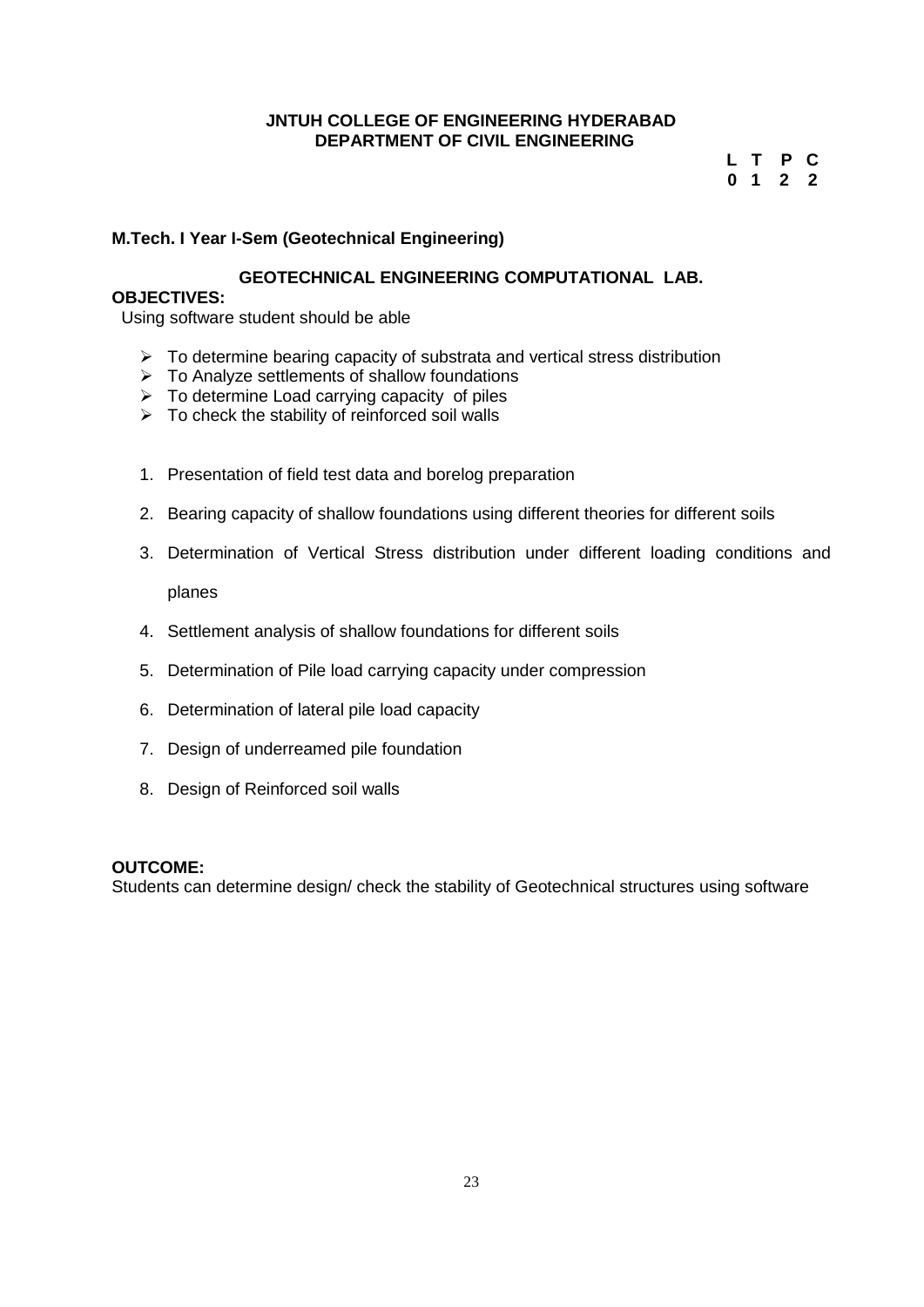**JNTUH COLLEGE OF ENGINEERING HYDERABAD**
**DEPARTMENT OF CIVIL ENGINEERING**

| L | T | P | C |
|---|---|---|---|
| 0 | 1 | 2 | 2 |

**M.Tech. I Year I-Sem (Geotechnical Engineering)**

## GEOTECHNICAL ENGINEERING COMPUTATIONAL LAB.

**OBJECTIVES:**

Using software student should be able

- To determine bearing capacity of substrata and vertical stress distribution
- To Analyze settlements of shallow foundations
- To determine Load carrying capacity of piles
- To check the stability of reinforced soil walls

1. Presentation of field test data and borelog preparation
2. Bearing capacity of shallow foundations using different theories for different soils
3. Determination of Vertical Stress distribution under different loading conditions and planes
4. Settlement analysis of shallow foundations for different soils
5. Determination of Pile load carrying capacity under compression
6. Determination of lateral pile load capacity
7. Design of underreamed pile foundation
8. Design of Reinforced soil walls

**OUTCOME:**

Students can determine design/ check the stability of Geotechnical structures using software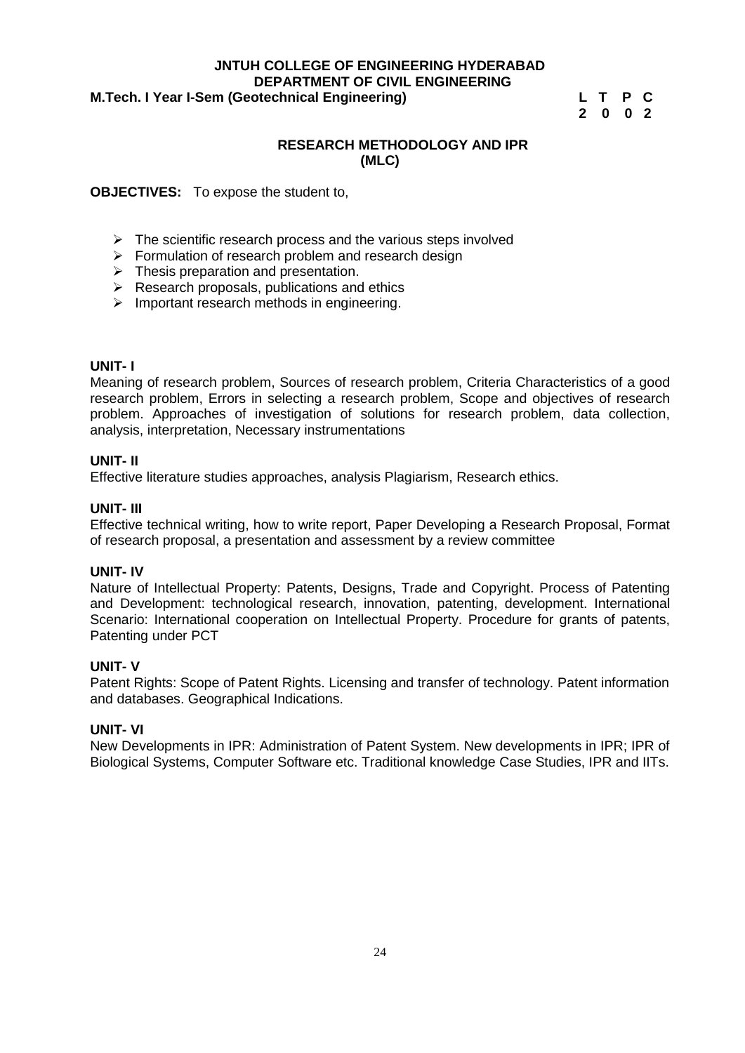**JNTUH COLLEGE OF ENGINEERING HYDERABAD**
**DEPARTMENT OF CIVIL ENGINEERING**

**M.Tech. I Year I-Sem (Geotechnical Engineering)**

| L | T | P | C |
|---|---|---|---|
| 2 | 0 | 0 | 2 |

## RESEARCH METHODOLOGY AND IPR (MLC)

**OBJECTIVES:** To expose the student to,

- The scientific research process and the various steps involved
- Formulation of research problem and research design
- Thesis preparation and presentation.
- Research proposals, publications and ethics
- Important research methods in engineering.

**UNIT- I**

Meaning of research problem, Sources of research problem, Criteria Characteristics of a good research problem, Errors in selecting a research problem, Scope and objectives of research problem. Approaches of investigation of solutions for research problem, data collection, analysis, interpretation, Necessary instrumentations

**UNIT- II**

Effective literature studies approaches, analysis Plagiarism, Research ethics.

**UNIT- III**

Effective technical writing, how to write report, Paper Developing a Research Proposal, Format of research proposal, a presentation and assessment by a review committee

**UNIT- IV**

Nature of Intellectual Property: Patents, Designs, Trade and Copyright. Process of Patenting and Development: technological research, innovation, patenting, development. International Scenario: International cooperation on Intellectual Property. Procedure for grants of patents, Patenting under PCT

**UNIT- V**

Patent Rights: Scope of Patent Rights. Licensing and transfer of technology. Patent information and databases. Geographical Indications.

**UNIT- VI**

New Developments in IPR: Administration of Patent System. New developments in IPR; IPR of Biological Systems, Computer Software etc. Traditional knowledge Case Studies, IPR and IITs.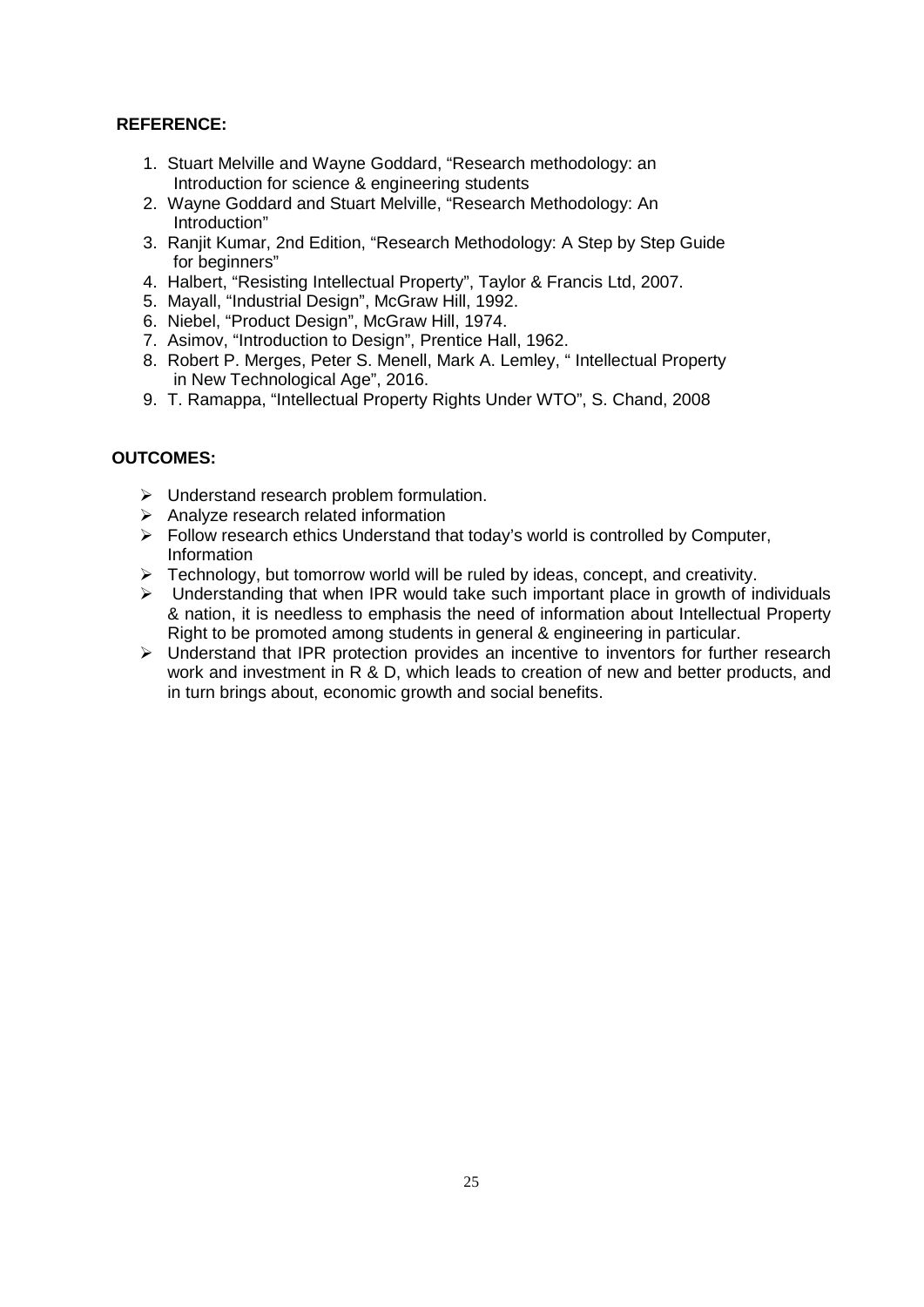**REFERENCE:**

1. Stuart Melville and Wayne Goddard, "Research methodology: an Introduction for science & engineering students
2. Wayne Goddard and Stuart Melville, "Research Methodology: An Introduction"
3. Ranjit Kumar, 2nd Edition, "Research Methodology: A Step by Step Guide for beginners"
4. Halbert, "Resisting Intellectual Property", Taylor & Francis Ltd, 2007.
5. Mayall, "Industrial Design", McGraw Hill, 1992.
6. Niebel, "Product Design", McGraw Hill, 1974.
7. Asimov, "Introduction to Design", Prentice Hall, 1962.
8. Robert P. Merges, Peter S. Menell, Mark A. Lemley, " Intellectual Property in New Technological Age", 2016.
9. T. Ramappa, "Intellectual Property Rights Under WTO", S. Chand, 2008

**OUTCOMES:**

- Understand research problem formulation.
- Analyze research related information
- Follow research ethics Understand that today's world is controlled by Computer, Information
- Technology, but tomorrow world will be ruled by ideas, concept, and creativity.
- Understanding that when IPR would take such important place in growth of individuals & nation, it is needless to emphasis the need of information about Intellectual Property Right to be promoted among students in general & engineering in particular.
- Understand that IPR protection provides an incentive to inventors for further research work and investment in R & D, which leads to creation of new and better products, and in turn brings about, economic growth and social benefits.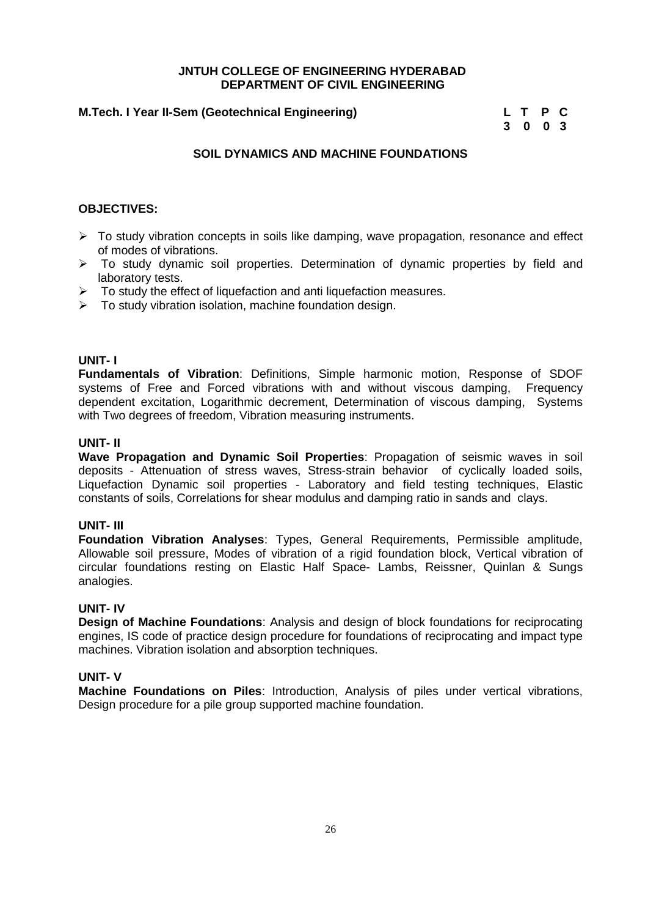**JNTUH COLLEGE OF ENGINEERING HYDERABAD**
**DEPARTMENT OF CIVIL ENGINEERING**

**M.Tech. I Year II-Sem (Geotechnical Engineering)**

| L | T | P | C |
|---|---|---|---|
| 3 | 0 | 0 | 3 |

## SOIL DYNAMICS AND MACHINE FOUNDATIONS

### OBJECTIVES:

- To study vibration concepts in soils like damping, wave propagation, resonance and effect of modes of vibrations.
- To study dynamic soil properties. Determination of dynamic properties by field and laboratory tests.
- To study the effect of liquefaction and anti liquefaction measures.
- To study vibration isolation, machine foundation design.

### UNIT- I

**Fundamentals of Vibration**: Definitions, Simple harmonic motion, Response of SDOF systems of Free and Forced vibrations with and without viscous damping, Frequency dependent excitation, Logarithmic decrement, Determination of viscous damping, Systems with Two degrees of freedom, Vibration measuring instruments.

### UNIT- II

**Wave Propagation and Dynamic Soil Properties**: Propagation of seismic waves in soil deposits - Attenuation of stress waves, Stress-strain behavior of cyclically loaded soils, Liquefaction Dynamic soil properties - Laboratory and field testing techniques, Elastic constants of soils, Correlations for shear modulus and damping ratio in sands and clays.

### UNIT- III

**Foundation Vibration Analyses**: Types, General Requirements, Permissible amplitude, Allowable soil pressure, Modes of vibration of a rigid foundation block, Vertical vibration of circular foundations resting on Elastic Half Space- Lambs, Reissner, Quinlan & Sungs analogies.

### UNIT- IV

**Design of Machine Foundations**: Analysis and design of block foundations for reciprocating engines, IS code of practice design procedure for foundations of reciprocating and impact type machines. Vibration isolation and absorption techniques.

### UNIT- V

**Machine Foundations on Piles**: Introduction, Analysis of piles under vertical vibrations, Design procedure for a pile group supported machine foundation.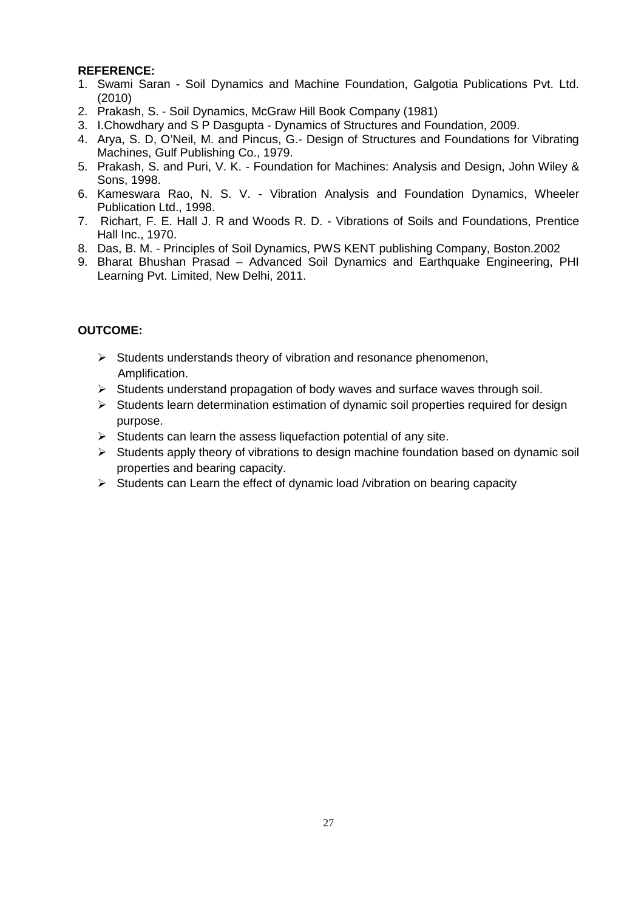**REFERENCE:**

1. Swami Saran - Soil Dynamics and Machine Foundation, Galgotia Publications Pvt. Ltd. (2010)
2. Prakash, S. - Soil Dynamics, McGraw Hill Book Company (1981)
3. I.Chowdhary and S P Dasgupta - Dynamics of Structures and Foundation, 2009.
4. Arya, S. D, O'Neil, M. and Pincus, G.- Design of Structures and Foundations for Vibrating Machines, Gulf Publishing Co., 1979.
5. Prakash, S. and Puri, V. K. - Foundation for Machines: Analysis and Design, John Wiley & Sons, 1998.
6. Kameswara Rao, N. S. V. - Vibration Analysis and Foundation Dynamics, Wheeler Publication Ltd., 1998.
7. Richart, F. E. Hall J. R and Woods R. D. - Vibrations of Soils and Foundations, Prentice Hall Inc., 1970.
8. Das, B. M. - Principles of Soil Dynamics, PWS KENT publishing Company, Boston.2002
9. Bharat Bhushan Prasad – Advanced Soil Dynamics and Earthquake Engineering, PHI Learning Pvt. Limited, New Delhi, 2011.

**OUTCOME:**

- Students understands theory of vibration and resonance phenomenon, Amplification.
- Students understand propagation of body waves and surface waves through soil.
- Students learn determination estimation of dynamic soil properties required for design purpose.
- Students can learn the assess liquefaction potential of any site.
- Students apply theory of vibrations to design machine foundation based on dynamic soil properties and bearing capacity.
- Students can Learn the effect of dynamic load /vibration on bearing capacity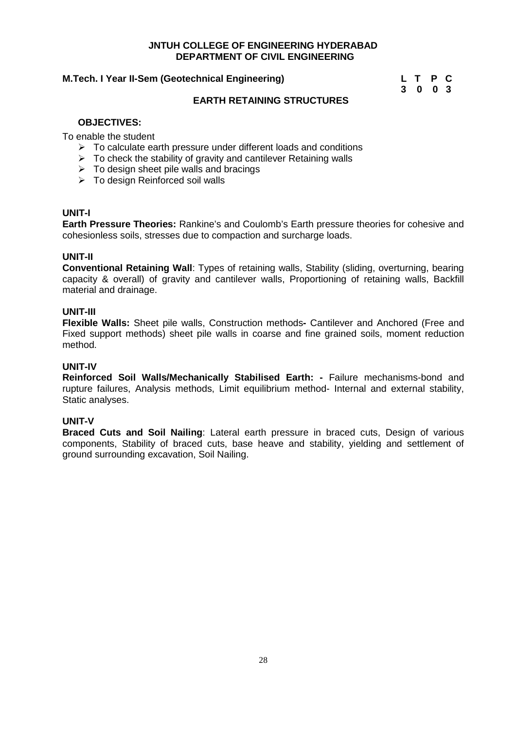**JNTUH COLLEGE OF ENGINEERING HYDERABAD**
**DEPARTMENT OF CIVIL ENGINEERING**

**M.Tech. I Year II-Sem (Geotechnical Engineering)**

| L | T | P | C |
|---|---|---|---|
| 3 | 0 | 0 | 3 |

## EARTH RETAINING STRUCTURES

**OBJECTIVES:**

To enable the student

- To calculate earth pressure under different loads and conditions
- To check the stability of gravity and cantilever Retaining walls
- To design sheet pile walls and bracings
- To design Reinforced soil walls

**UNIT-I**

**Earth Pressure Theories:** Rankine's and Coulomb's Earth pressure theories for cohesive and cohesionless soils, stresses due to compaction and surcharge loads.

**UNIT-II**

**Conventional Retaining Wall**: Types of retaining walls, Stability (sliding, overturning, bearing capacity & overall) of gravity and cantilever walls, Proportioning of retaining walls, Backfill material and drainage.

**UNIT-III**

**Flexible Walls:** Sheet pile walls, Construction methods**-** Cantilever and Anchored (Free and Fixed support methods) sheet pile walls in coarse and fine grained soils, moment reduction method.

**UNIT-IV**

**Reinforced Soil Walls/Mechanically Stabilised Earth: -** Failure mechanisms-bond and rupture failures, Analysis methods, Limit equilibrium method- Internal and external stability, Static analyses.

**UNIT-V**

**Braced Cuts and Soil Nailing**: Lateral earth pressure in braced cuts, Design of various components, Stability of braced cuts, base heave and stability, yielding and settlement of ground surrounding excavation, Soil Nailing.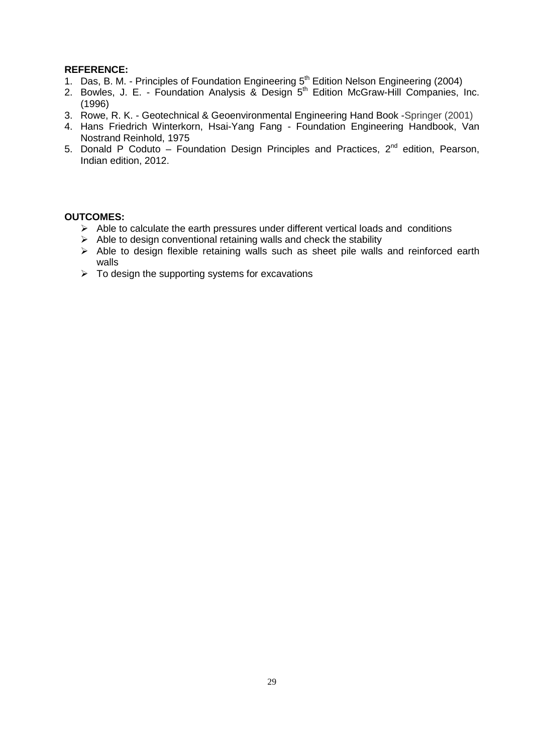**REFERENCE:**

1. Das, B. M. - Principles of Foundation Engineering 5th Edition Nelson Engineering (2004)
2. Bowles, J. E. - Foundation Analysis & Design 5th Edition McGraw-Hill Companies, Inc. (1996)
3. Rowe, R. K. - Geotechnical & Geoenvironmental Engineering Hand Book -Springer (2001)
4. Hans Friedrich Winterkorn, Hsai-Yang Fang - Foundation Engineering Handbook, Van Nostrand Reinhold, 1975
5. Donald P Coduto – Foundation Design Principles and Practices, 2nd edition, Pearson, Indian edition, 2012.

**OUTCOMES:**

- Able to calculate the earth pressures under different vertical loads and conditions
- Able to design conventional retaining walls and check the stability
- Able to design flexible retaining walls such as sheet pile walls and reinforced earth walls
- To design the supporting systems for excavations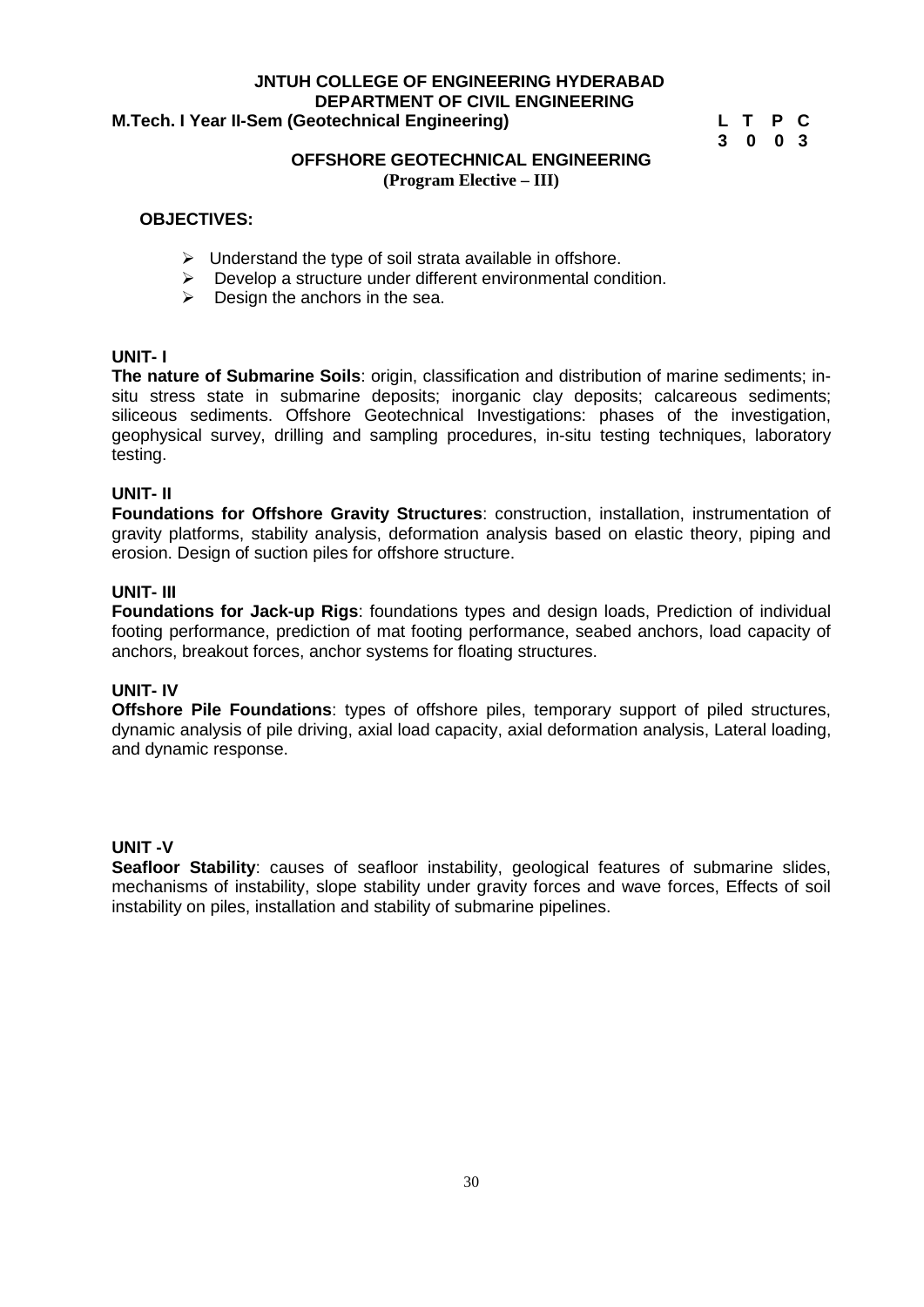**JNTUH COLLEGE OF ENGINEERING HYDERABAD**
**DEPARTMENT OF CIVIL ENGINEERING**

**M.Tech. I Year II-Sem (Geotechnical Engineering)**

| L | T | P | C |
|---|---|---|---|
| 3 | 0 | 0 | 3 |

## OFFSHORE GEOTECHNICAL ENGINEERING

**(Program Elective – III)**

**OBJECTIVES:**

- Understand the type of soil strata available in offshore.
- Develop a structure under different environmental condition.
- Design the anchors in the sea.

**UNIT- I**

**The nature of Submarine Soils**: origin, classification and distribution of marine sediments; in-situ stress state in submarine deposits; inorganic clay deposits; calcareous sediments; siliceous sediments. Offshore Geotechnical Investigations: phases of the investigation, geophysical survey, drilling and sampling procedures, in-situ testing techniques, laboratory testing.

**UNIT- II**

**Foundations for Offshore Gravity Structures**: construction, installation, instrumentation of gravity platforms, stability analysis, deformation analysis based on elastic theory, piping and erosion. Design of suction piles for offshore structure.

**UNIT- III**

**Foundations for Jack-up Rigs**: foundations types and design loads, Prediction of individual footing performance, prediction of mat footing performance, seabed anchors, load capacity of anchors, breakout forces, anchor systems for floating structures.

**UNIT- IV**

**Offshore Pile Foundations**: types of offshore piles, temporary support of piled structures, dynamic analysis of pile driving, axial load capacity, axial deformation analysis, Lateral loading, and dynamic response.

**UNIT -V**

**Seafloor Stability**: causes of seafloor instability, geological features of submarine slides, mechanisms of instability, slope stability under gravity forces and wave forces, Effects of soil instability on piles, installation and stability of submarine pipelines.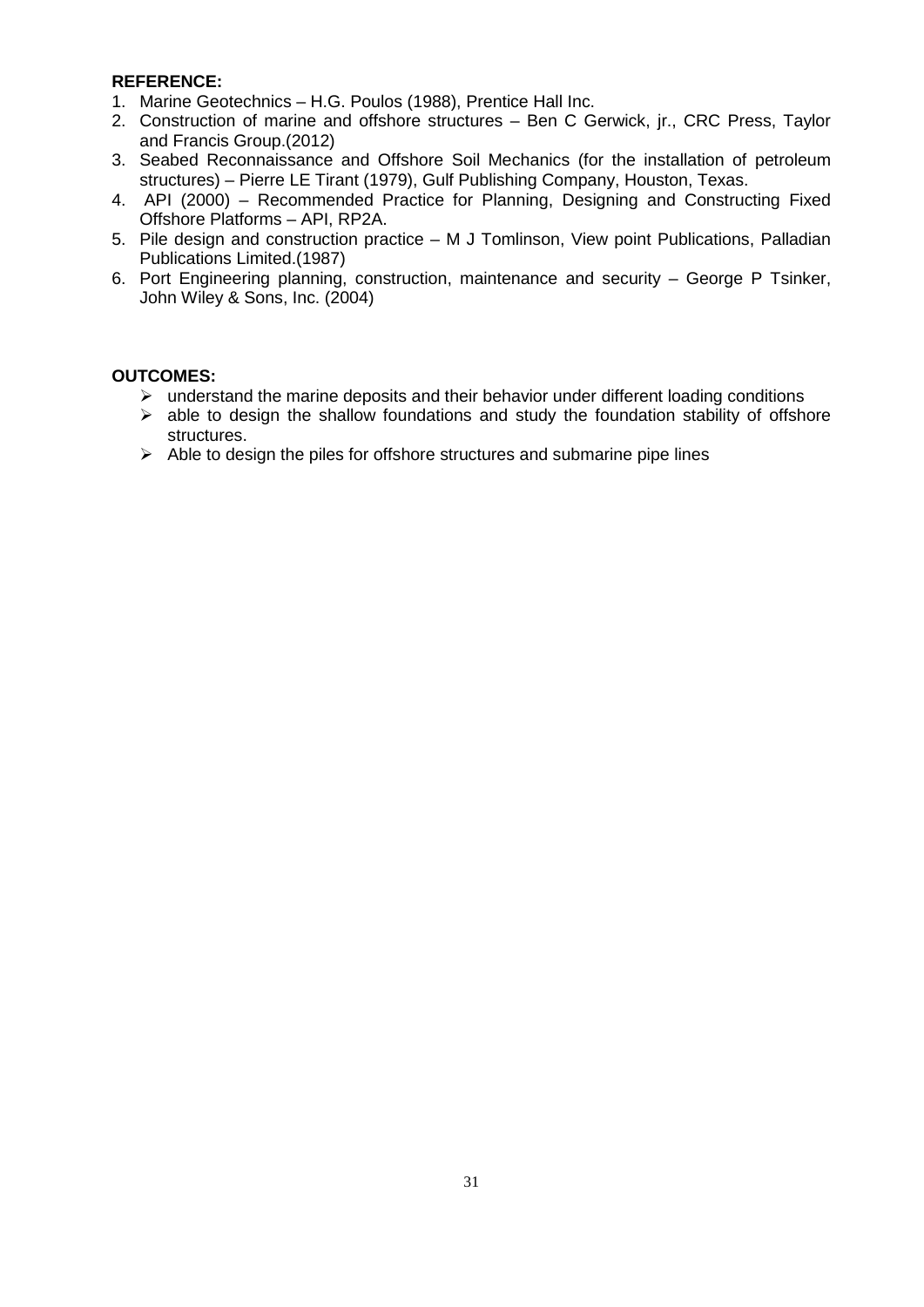**REFERENCE:**

1. Marine Geotechnics – H.G. Poulos (1988), Prentice Hall Inc.
2. Construction of marine and offshore structures – Ben C Gerwick, jr., CRC Press, Taylor and Francis Group.(2012)
3. Seabed Reconnaissance and Offshore Soil Mechanics (for the installation of petroleum structures) – Pierre LE Tirant (1979), Gulf Publishing Company, Houston, Texas.
4. API (2000) – Recommended Practice for Planning, Designing and Constructing Fixed Offshore Platforms – API, RP2A.
5. Pile design and construction practice – M J Tomlinson, View point Publications, Palladian Publications Limited.(1987)
6. Port Engineering planning, construction, maintenance and security – George P Tsinker, John Wiley & Sons, Inc. (2004)

**OUTCOMES:**

- understand the marine deposits and their behavior under different loading conditions
- able to design the shallow foundations and study the foundation stability of offshore structures.
- Able to design the piles for offshore structures and submarine pipe lines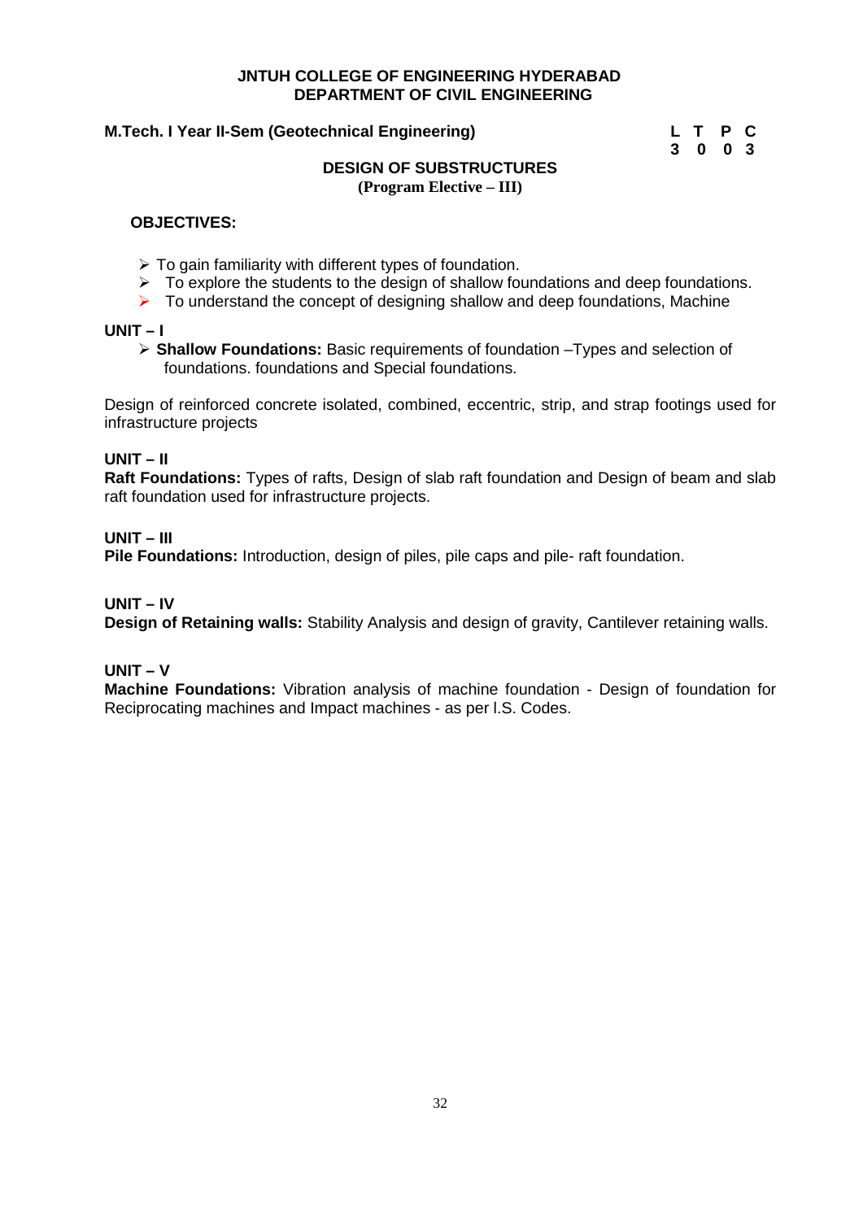**JNTUH COLLEGE OF ENGINEERING HYDERABAD**
**DEPARTMENT OF CIVIL ENGINEERING**

**M.Tech. I Year II-Sem (Geotechnical Engineering)**

| L | T | P | C |
|---|---|---|---|
| 3 | 0 | 0 | 3 |

## DESIGN OF SUBSTRUCTURES

**(Program Elective – III)**

**OBJECTIVES:**

- To gain familiarity with different types of foundation.
- To explore the students to the design of shallow foundations and deep foundations.
- To understand the concept of designing shallow and deep foundations, Machine

**UNIT – I**

- **Shallow Foundations:** Basic requirements of foundation –Types and selection of foundations. foundations and Special foundations.

Design of reinforced concrete isolated, combined, eccentric, strip, and strap footings used for infrastructure projects

**UNIT – II**

**Raft Foundations:** Types of rafts, Design of slab raft foundation and Design of beam and slab raft foundation used for infrastructure projects.

**UNIT – III**

**Pile Foundations:** Introduction, design of piles, pile caps and pile- raft foundation.

**UNIT – IV**

**Design of Retaining walls:** Stability Analysis and design of gravity, Cantilever retaining walls.

**UNIT – V**

**Machine Foundations:** Vibration analysis of machine foundation - Design of foundation for Reciprocating machines and Impact machines - as per I.S. Codes.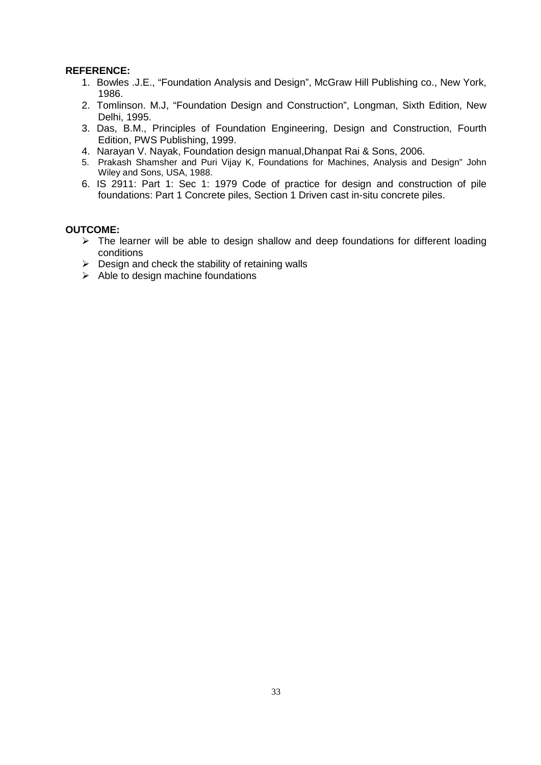**REFERENCE:**

1. Bowles .J.E., "Foundation Analysis and Design", McGraw Hill Publishing co., New York, 1986.
2. Tomlinson. M.J, "Foundation Design and Construction", Longman, Sixth Edition, New Delhi, 1995.
3. Das, B.M., Principles of Foundation Engineering, Design and Construction, Fourth Edition, PWS Publishing, 1999.
4. Narayan V. Nayak, Foundation design manual,Dhanpat Rai & Sons, 2006.
5. Prakash Shamsher and Puri Vijay K, Foundations for Machines, Analysis and Design" John Wiley and Sons, USA, 1988.
6. IS 2911: Part 1: Sec 1: 1979 Code of practice for design and construction of pile foundations: Part 1 Concrete piles, Section 1 Driven cast in-situ concrete piles.

**OUTCOME:**

- The learner will be able to design shallow and deep foundations for different loading conditions
- Design and check the stability of retaining walls
- Able to design machine foundations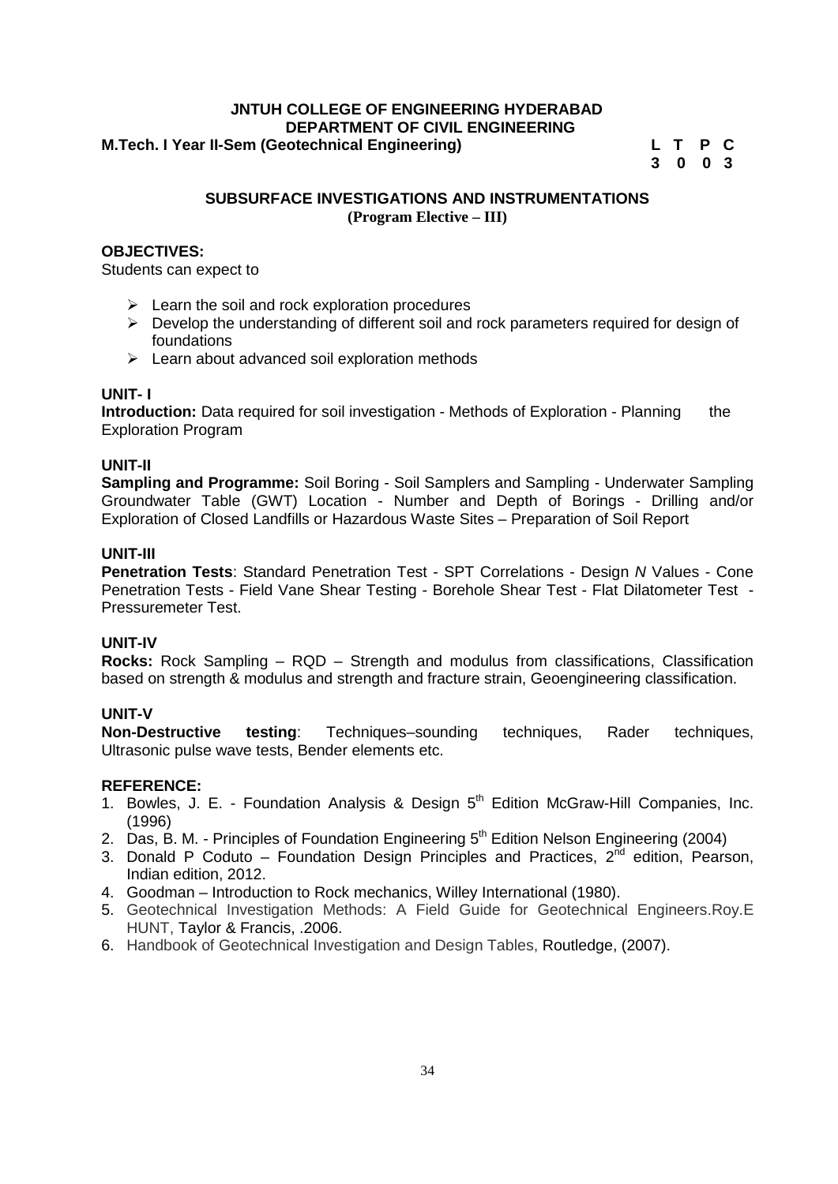**JNTUH COLLEGE OF ENGINEERING HYDERABAD**
**DEPARTMENT OF CIVIL ENGINEERING**

**M.Tech. I Year II-Sem (Geotechnical Engineering)**

| L | T | P | C |
|---|---|---|---|
| 3 | 0 | 0 | 3 |

## SUBSURFACE INVESTIGATIONS AND INSTRUMENTATIONS

**(Program Elective – III)**

### OBJECTIVES:

Students can expect to

- Learn the soil and rock exploration procedures
- Develop the understanding of different soil and rock parameters required for design of foundations
- Learn about advanced soil exploration methods

### UNIT- I

**Introduction:** Data required for soil investigation - Methods of Exploration - Planning the Exploration Program

### UNIT-II

**Sampling and Programme:** Soil Boring - Soil Samplers and Sampling - Underwater Sampling Groundwater Table (GWT) Location - Number and Depth of Borings - Drilling and/or Exploration of Closed Landfills or Hazardous Waste Sites – Preparation of Soil Report

### UNIT-III

**Penetration Tests**: Standard Penetration Test - SPT Correlations - Design *N* Values - Cone Penetration Tests - Field Vane Shear Testing - Borehole Shear Test - Flat Dilatometer Test - Pressuremeter Test.

### UNIT-IV

**Rocks:** Rock Sampling – RQD – Strength and modulus from classifications, Classification based on strength & modulus and strength and fracture strain, Geoengineering classification.

### UNIT-V

**Non-Destructive testing**: Techniques–sounding techniques, Rader techniques, Ultrasonic pulse wave tests, Bender elements etc.

### REFERENCE:

1. Bowles, J. E. - Foundation Analysis & Design 5th Edition McGraw-Hill Companies, Inc. (1996)
2. Das, B. M. - Principles of Foundation Engineering 5th Edition Nelson Engineering (2004)
3. Donald P Coduto – Foundation Design Principles and Practices, 2nd edition, Pearson, Indian edition, 2012.
4. Goodman – Introduction to Rock mechanics, Willey International (1980).
5. Geotechnical Investigation Methods: A Field Guide for Geotechnical Engineers.Roy.E HUNT, Taylor & Francis, .2006.
6. Handbook of Geotechnical Investigation and Design Tables, Routledge, (2007).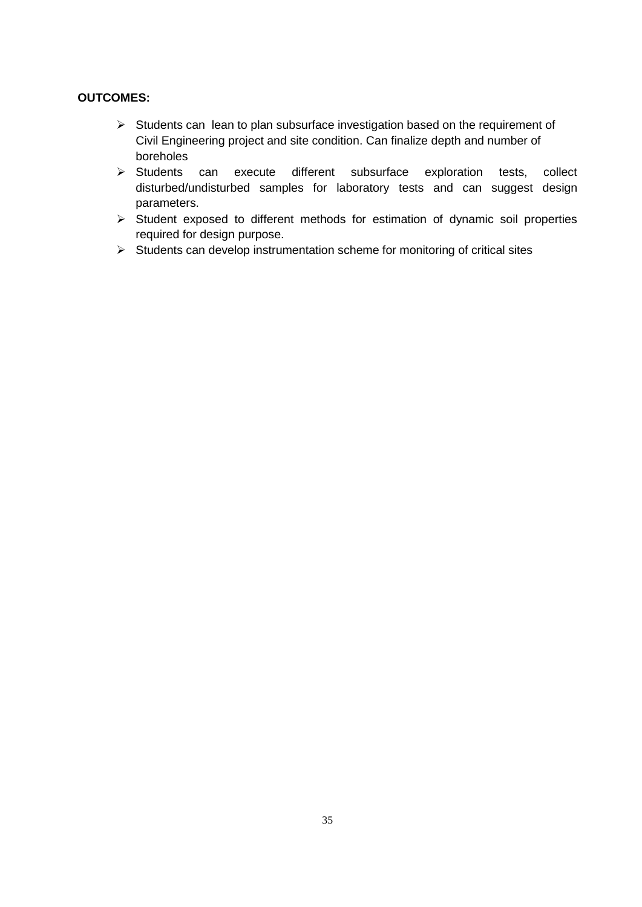**OUTCOMES:**

- Students can  lean to plan subsurface investigation based on the requirement of Civil Engineering project and site condition. Can finalize depth and number of boreholes
- Students can execute different subsurface exploration tests, collect disturbed/undisturbed samples for laboratory tests and can suggest design parameters.
- Student exposed to different methods for estimation of dynamic soil properties required for design purpose.
- Students can develop instrumentation scheme for monitoring of critical sites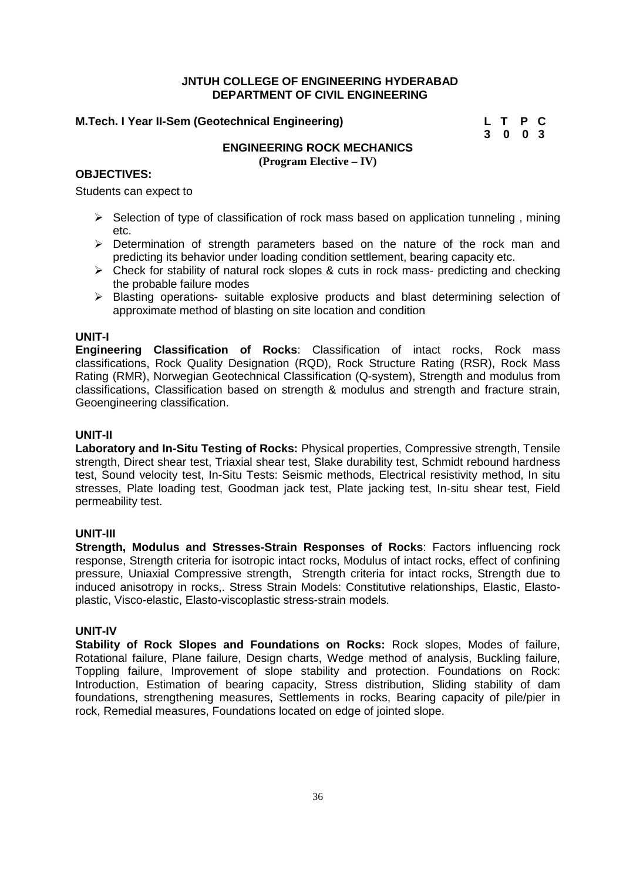**JNTUH COLLEGE OF ENGINEERING HYDERABAD**
**DEPARTMENT OF CIVIL ENGINEERING**

**M.Tech. I Year II-Sem (Geotechnical Engineering)**

| L | T | P | C |
|---|---|---|---|
| 3 | 0 | 0 | 3 |

## ENGINEERING ROCK MECHANICS

**(Program Elective – IV)**

### OBJECTIVES:

Students can expect to

- Selection of type of classification of rock mass based on application tunneling , mining etc.
- Determination of strength parameters based on the nature of the rock man and predicting its behavior under loading condition settlement, bearing capacity etc.
- Check for stability of natural rock slopes & cuts in rock mass- predicting and checking the probable failure modes
- Blasting operations- suitable explosive products and blast determining selection of approximate method of blasting on site location and condition

### UNIT-I

**Engineering Classification of Rocks**: Classification of intact rocks, Rock mass classifications, Rock Quality Designation (RQD), Rock Structure Rating (RSR), Rock Mass Rating (RMR), Norwegian Geotechnical Classification (Q-system), Strength and modulus from classifications, Classification based on strength & modulus and strength and fracture strain, Geoengineering classification.

### UNIT-II

**Laboratory and In-Situ Testing of Rocks:** Physical properties, Compressive strength, Tensile strength, Direct shear test, Triaxial shear test, Slake durability test, Schmidt rebound hardness test, Sound velocity test, In-Situ Tests: Seismic methods, Electrical resistivity method, In situ stresses, Plate loading test, Goodman jack test, Plate jacking test, In-situ shear test, Field permeability test.

### UNIT-III

**Strength, Modulus and Stresses-Strain Responses of Rocks**: Factors influencing rock response, Strength criteria for isotropic intact rocks, Modulus of intact rocks, effect of confining pressure, Uniaxial Compressive strength, Strength criteria for intact rocks, Strength due to induced anisotropy in rocks,. Stress Strain Models: Constitutive relationships, Elastic, Elasto-plastic, Visco-elastic, Elasto-viscoplastic stress-strain models.

### UNIT-IV

**Stability of Rock Slopes and Foundations on Rocks:** Rock slopes, Modes of failure, Rotational failure, Plane failure, Design charts, Wedge method of analysis, Buckling failure, Toppling failure, Improvement of slope stability and protection. Foundations on Rock: Introduction, Estimation of bearing capacity, Stress distribution, Sliding stability of dam foundations, strengthening measures, Settlements in rocks, Bearing capacity of pile/pier in rock, Remedial measures, Foundations located on edge of jointed slope.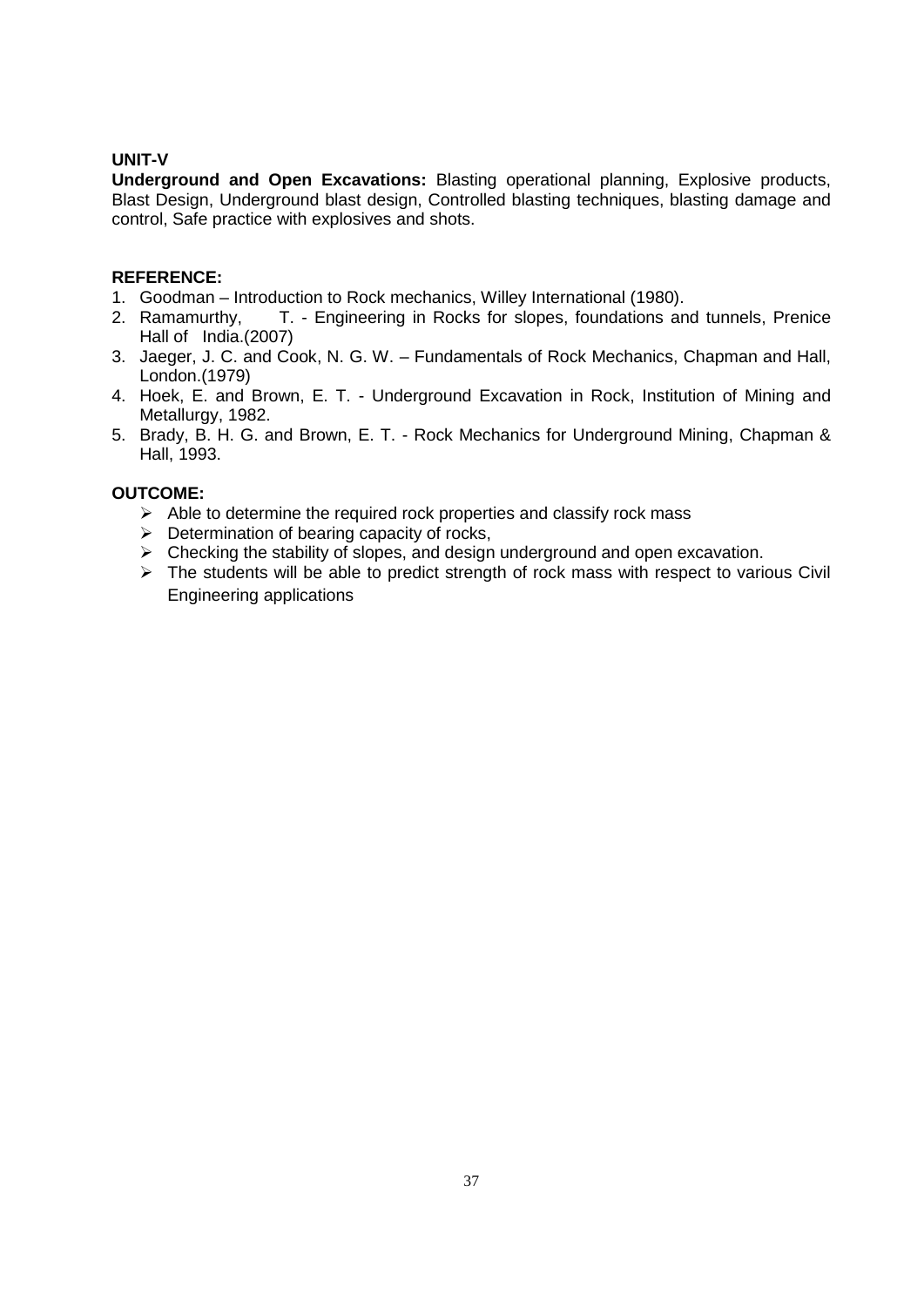**UNIT-V**

**Underground and Open Excavations:** Blasting operational planning, Explosive products, Blast Design, Underground blast design, Controlled blasting techniques, blasting damage and control, Safe practice with explosives and shots.

**REFERENCE:**

1. Goodman – Introduction to Rock mechanics, Willey International (1980).
2. Ramamurthy, T. - Engineering in Rocks for slopes, foundations and tunnels, Prenice Hall of India.(2007)
3. Jaeger, J. C. and Cook, N. G. W. – Fundamentals of Rock Mechanics, Chapman and Hall, London.(1979)
4. Hoek, E. and Brown, E. T. - Underground Excavation in Rock, Institution of Mining and Metallurgy, 1982.
5. Brady, B. H. G. and Brown, E. T. - Rock Mechanics for Underground Mining, Chapman & Hall, 1993.

**OUTCOME:**

- Able to determine the required rock properties and classify rock mass
- Determination of bearing capacity of rocks,
- Checking the stability of slopes, and design underground and open excavation.
- The students will be able to predict strength of rock mass with respect to various Civil Engineering applications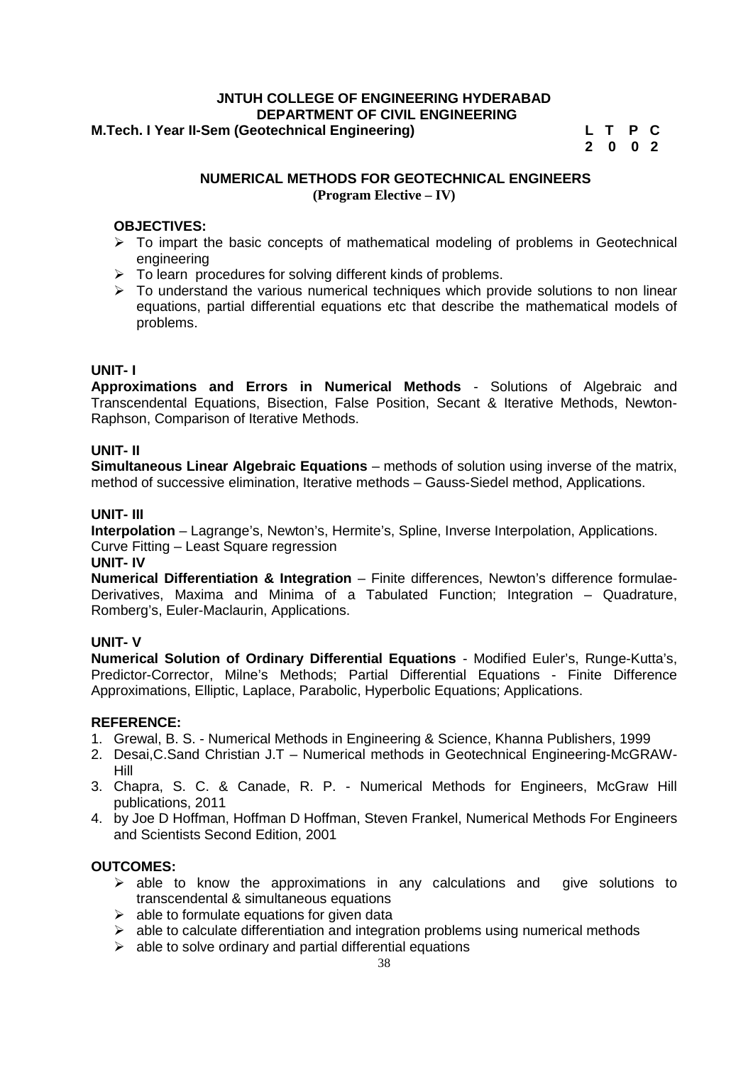**JNTUH COLLEGE OF ENGINEERING HYDERABAD**
**DEPARTMENT OF CIVIL ENGINEERING**

**M.Tech. I Year II-Sem (Geotechnical Engineering)**

| L | T | P | C |
|---|---|---|---|
| 2 | 0 | 0 | 2 |

## NUMERICAL METHODS FOR GEOTECHNICAL ENGINEERS

**(Program Elective – IV)**

**OBJECTIVES:**

- To impart the basic concepts of mathematical modeling of problems in Geotechnical engineering
- To learn procedures for solving different kinds of problems.
- To understand the various numerical techniques which provide solutions to non linear equations, partial differential equations etc that describe the mathematical models of problems.

**UNIT- I**

**Approximations and Errors in Numerical Methods** - Solutions of Algebraic and Transcendental Equations, Bisection, False Position, Secant & Iterative Methods, Newton-Raphson, Comparison of Iterative Methods.

**UNIT- II**

**Simultaneous Linear Algebraic Equations** – methods of solution using inverse of the matrix, method of successive elimination, Iterative methods – Gauss-Siedel method, Applications.

**UNIT- III**

**Interpolation** – Lagrange's, Newton's, Hermite's, Spline, Inverse Interpolation, Applications. Curve Fitting – Least Square regression

**UNIT- IV**

**Numerical Differentiation & Integration** – Finite differences, Newton's difference formulae-Derivatives, Maxima and Minima of a Tabulated Function; Integration – Quadrature, Romberg's, Euler-Maclaurin, Applications.

**UNIT- V**

**Numerical Solution of Ordinary Differential Equations** - Modified Euler's, Runge-Kutta's, Predictor-Corrector, Milne's Methods; Partial Differential Equations - Finite Difference Approximations, Elliptic, Laplace, Parabolic, Hyperbolic Equations; Applications.

**REFERENCE:**

1. Grewal, B. S. - Numerical Methods in Engineering & Science, Khanna Publishers, 1999
2. Desai,C.Sand Christian J.T – Numerical methods in Geotechnical Engineering-McGRAW-Hill
3. Chapra, S. C. & Canade, R. P. - Numerical Methods for Engineers, McGraw Hill publications, 2011
4. by Joe D Hoffman, Hoffman D Hoffman, Steven Frankel, Numerical Methods For Engineers and Scientists Second Edition, 2001

**OUTCOMES:**

- able to know the approximations in any calculations and give solutions to transcendental & simultaneous equations
- able to formulate equations for given data
- able to calculate differentiation and integration problems using numerical methods
- able to solve ordinary and partial differential equations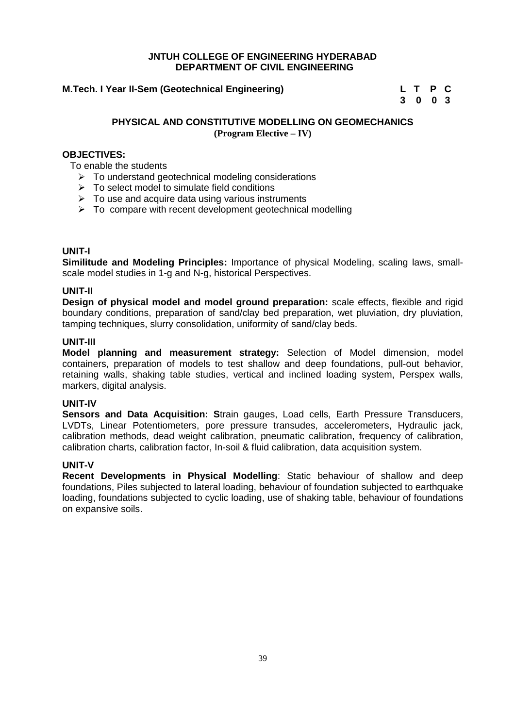**JNTUH COLLEGE OF ENGINEERING HYDERABAD**
**DEPARTMENT OF CIVIL ENGINEERING**

**M.Tech. I Year II-Sem (Geotechnical Engineering)**

| L | T | P | C |
|---|---|---|---|
| 3 | 0 | 0 | 3 |

## PHYSICAL AND CONSTITUTIVE MODELLING ON GEOMECHANICS
**(Program Elective – IV)**

**OBJECTIVES:**

To enable the students

- To understand geotechnical modeling considerations
- To select model to simulate field conditions
- To use and acquire data using various instruments
- To compare with recent development geotechnical modelling

**UNIT-I**

**Similitude and Modeling Principles:** Importance of physical Modeling, scaling laws, small-scale model studies in 1-g and N-g, historical Perspectives.

**UNIT-II**

**Design of physical model and model ground preparation:** scale effects, flexible and rigid boundary conditions, preparation of sand/clay bed preparation, wet pluviation, dry pluviation, tamping techniques, slurry consolidation, uniformity of sand/clay beds.

**UNIT-III**

**Model planning and measurement strategy:** Selection of Model dimension, model containers, preparation of models to test shallow and deep foundations, pull-out behavior, retaining walls, shaking table studies, vertical and inclined loading system, Perspex walls, markers, digital analysis.

**UNIT-IV**

**Sensors and Data Acquisition: S**train gauges, Load cells, Earth Pressure Transducers, LVDTs, Linear Potentiometers, pore pressure transudes, accelerometers, Hydraulic jack, calibration methods, dead weight calibration, pneumatic calibration, frequency of calibration, calibration charts, calibration factor, In-soil & fluid calibration, data acquisition system.

**UNIT-V**

**Recent Developments in Physical Modelling**: Static behaviour of shallow and deep foundations, Piles subjected to lateral loading, behaviour of foundation subjected to earthquake loading, foundations subjected to cyclic loading, use of shaking table, behaviour of foundations on expansive soils.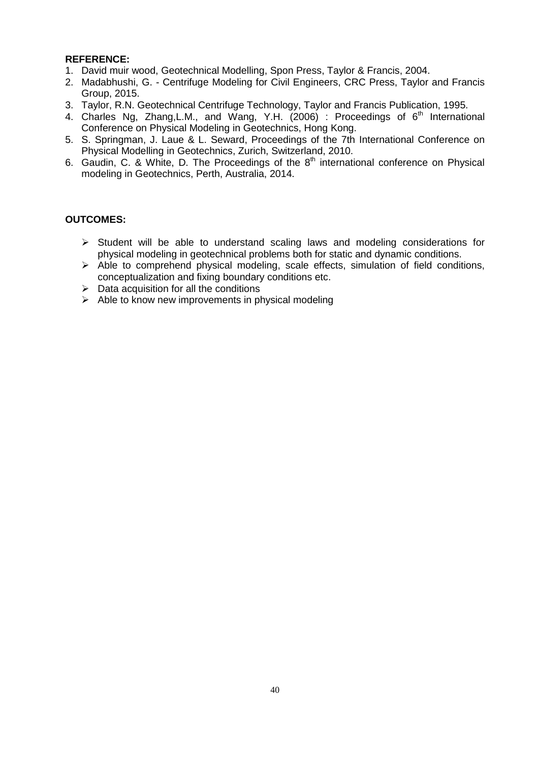**REFERENCE:**

1. David muir wood, Geotechnical Modelling, Spon Press, Taylor & Francis, 2004.
2. Madabhushi, G. - Centrifuge Modeling for Civil Engineers, CRC Press, Taylor and Francis Group, 2015.
3. Taylor, R.N. Geotechnical Centrifuge Technology, Taylor and Francis Publication, 1995.
4. Charles Ng, Zhang,L.M., and Wang, Y.H. (2006) : Proceedings of 6th International Conference on Physical Modeling in Geotechnics, Hong Kong.
5. S. Springman, J. Laue & L. Seward, Proceedings of the 7th International Conference on Physical Modelling in Geotechnics, Zurich, Switzerland, 2010.
6. Gaudin, C. & White, D. The Proceedings of the 8th international conference on Physical modeling in Geotechnics, Perth, Australia, 2014.

**OUTCOMES:**

- Student will be able to understand scaling laws and modeling considerations for physical modeling in geotechnical problems both for static and dynamic conditions.
- Able to comprehend physical modeling, scale effects, simulation of field conditions, conceptualization and fixing boundary conditions etc.
- Data acquisition for all the conditions
- Able to know new improvements in physical modeling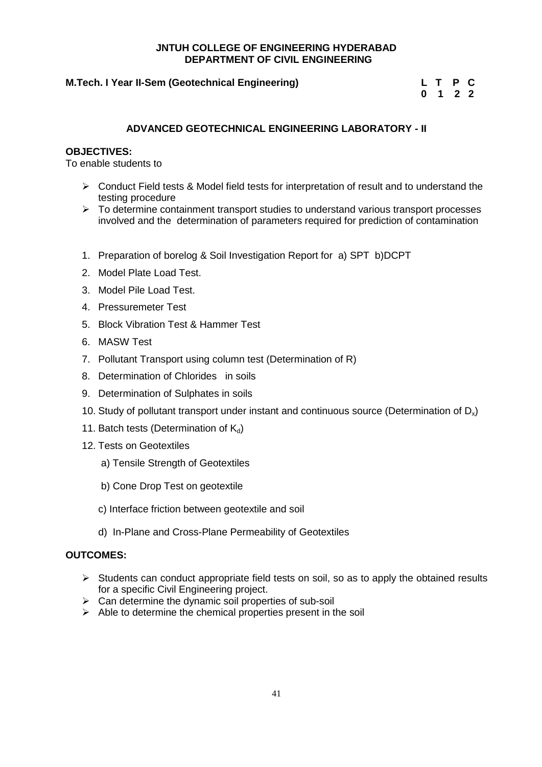**JNTUH COLLEGE OF ENGINEERING HYDERABAD**
**DEPARTMENT OF CIVIL ENGINEERING**

**M.Tech. I Year II-Sem (Geotechnical Engineering)**

| L | T | P | C |
|---|---|---|---|
| 0 | 1 | 2 | 2 |

## ADVANCED GEOTECHNICAL ENGINEERING LABORATORY - II

**OBJECTIVES:**

To enable students to

- Conduct Field tests & Model field tests for interpretation of result and to understand the testing procedure
- To determine containment transport studies to understand various transport processes involved and the determination of parameters required for prediction of contamination

1. Preparation of borelog & Soil Investigation Report for a) SPT b)DCPT
2. Model Plate Load Test.
3. Model Pile Load Test.
4. Pressuremeter Test
5. Block Vibration Test & Hammer Test
6. MASW Test
7. Pollutant Transport using column test (Determination of R)
8. Determination of Chlorides in soils
9. Determination of Sulphates in soils
10. Study of pollutant transport under instant and continuous source (Determination of $D_x$)
11. Batch tests (Determination of $K_d$)
12. Tests on Geotextiles
    a) Tensile Strength of Geotextiles
    b) Cone Drop Test on geotextile
    c) Interface friction between geotextile and soil
    d) In-Plane and Cross-Plane Permeability of Geotextiles

**OUTCOMES:**

- Students can conduct appropriate field tests on soil, so as to apply the obtained results for a specific Civil Engineering project.
- Can determine the dynamic soil properties of sub-soil
- Able to determine the chemical properties present in the soil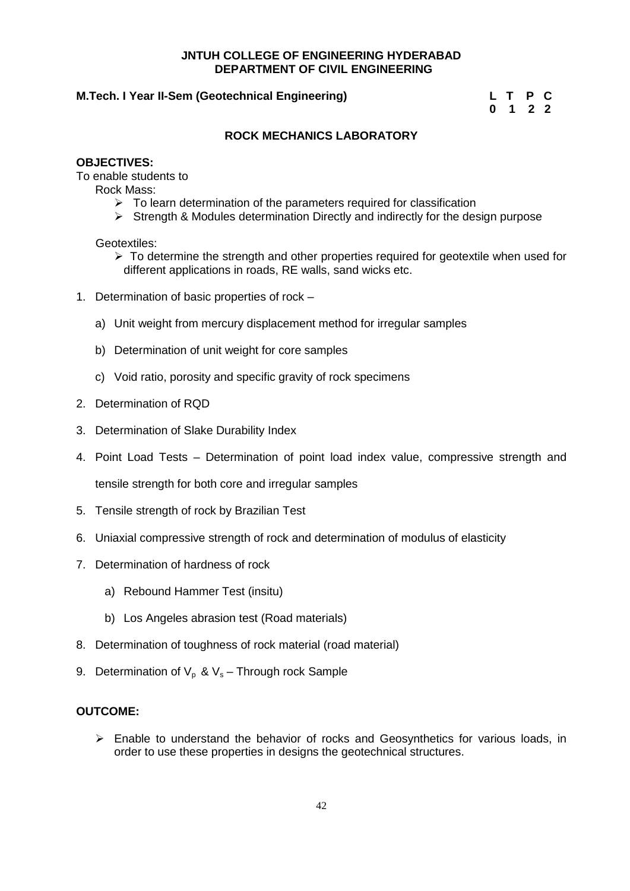**JNTUH COLLEGE OF ENGINEERING HYDERABAD**
**DEPARTMENT OF CIVIL ENGINEERING**

**M.Tech. I Year II-Sem (Geotechnical Engineering)**

| L | T | P | C |
|---|---|---|---|
| 0 | 1 | 2 | 2 |

## ROCK MECHANICS LABORATORY

**OBJECTIVES:**

To enable students to

Rock Mass:

- To learn determination of the parameters required for classification
- Strength & Modules determination Directly and indirectly for the design purpose

Geotextiles:

- To determine the strength and other properties required for geotextile when used for different applications in roads, RE walls, sand wicks etc.

1. Determination of basic properties of rock –
   a) Unit weight from mercury displacement method for irregular samples
   b) Determination of unit weight for core samples
   c) Void ratio, porosity and specific gravity of rock specimens
2. Determination of RQD
3. Determination of Slake Durability Index
4. Point Load Tests – Determination of point load index value, compressive strength and tensile strength for both core and irregular samples
5. Tensile strength of rock by Brazilian Test
6. Uniaxial compressive strength of rock and determination of modulus of elasticity
7. Determination of hardness of rock
   a) Rebound Hammer Test (insitu)
   b) Los Angeles abrasion test (Road materials)
8. Determination of toughness of rock material (road material)
9. Determination of $V_p$ & $V_s$ – Through rock Sample

**OUTCOME:**

- Enable to understand the behavior of rocks and Geosynthetics for various loads, in order to use these properties in designs the geotechnical structures.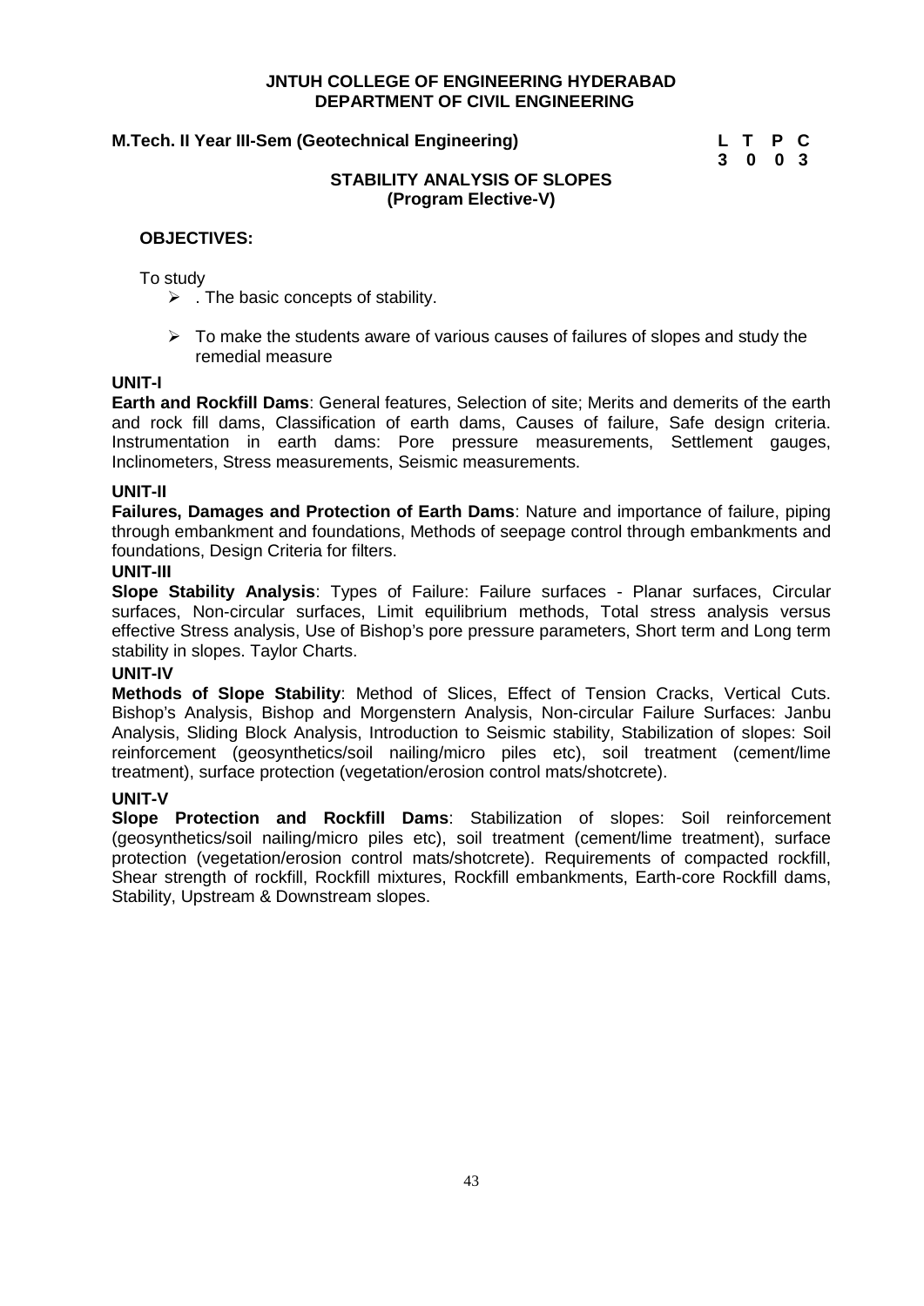**JNTUH COLLEGE OF ENGINEERING HYDERABAD**
**DEPARTMENT OF CIVIL ENGINEERING**

**M.Tech. II Year III-Sem (Geotechnical Engineering)**

| L | T | P | C |
|---|---|---|---|
| 3 | 0 | 0 | 3 |

**STABILITY ANALYSIS OF SLOPES**
**(Program Elective-V)**

**OBJECTIVES:**

To study

- . The basic concepts of stability.
- To make the students aware of various causes of failures of slopes and study the remedial measure

**UNIT-I**

**Earth and Rockfill Dams**: General features, Selection of site; Merits and demerits of the earth and rock fill dams, Classification of earth dams, Causes of failure, Safe design criteria. Instrumentation in earth dams: Pore pressure measurements, Settlement gauges, Inclinometers, Stress measurements, Seismic measurements.

**UNIT-II**

**Failures, Damages and Protection of Earth Dams**: Nature and importance of failure, piping through embankment and foundations, Methods of seepage control through embankments and foundations, Design Criteria for filters.

**UNIT-III**

**Slope Stability Analysis**: Types of Failure: Failure surfaces - Planar surfaces, Circular surfaces, Non-circular surfaces, Limit equilibrium methods, Total stress analysis versus effective Stress analysis, Use of Bishop's pore pressure parameters, Short term and Long term stability in slopes. Taylor Charts.

**UNIT-IV**

**Methods of Slope Stability**: Method of Slices, Effect of Tension Cracks, Vertical Cuts. Bishop's Analysis, Bishop and Morgenstern Analysis, Non-circular Failure Surfaces: Janbu Analysis, Sliding Block Analysis, Introduction to Seismic stability, Stabilization of slopes: Soil reinforcement (geosynthetics/soil nailing/micro piles etc), soil treatment (cement/lime treatment), surface protection (vegetation/erosion control mats/shotcrete).

**UNIT-V**

**Slope Protection and Rockfill Dams**: Stabilization of slopes: Soil reinforcement (geosynthetics/soil nailing/micro piles etc), soil treatment (cement/lime treatment), surface protection (vegetation/erosion control mats/shotcrete). Requirements of compacted rockfill, Shear strength of rockfill, Rockfill mixtures, Rockfill embankments, Earth-core Rockfill dams, Stability, Upstream & Downstream slopes.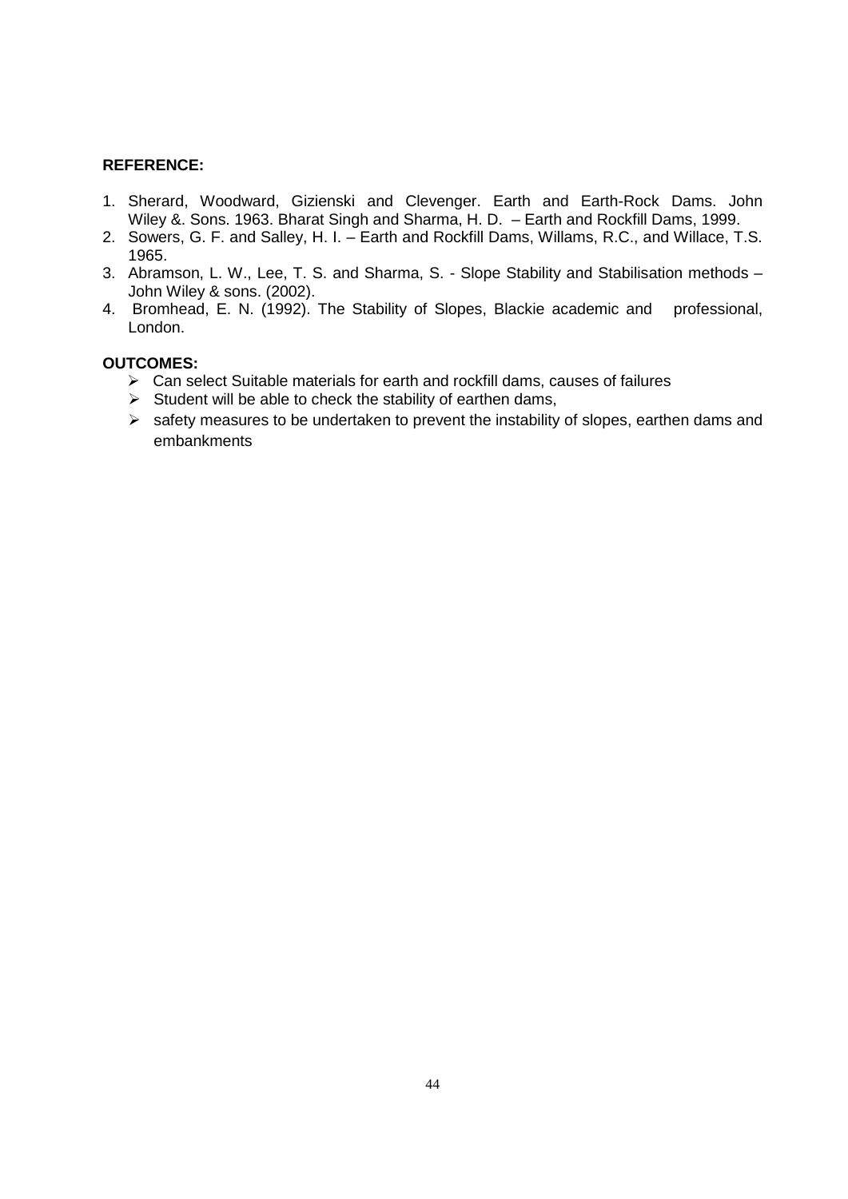**REFERENCE:**

1. Sherard, Woodward, Gizienski and Clevenger. Earth and Earth-Rock Dams. John Wiley &. Sons. 1963. Bharat Singh and Sharma, H. D. – Earth and Rockfill Dams, 1999.
2. Sowers, G. F. and Salley, H. I. – Earth and Rockfill Dams, Willams, R.C., and Willace, T.S. 1965.
3. Abramson, L. W., Lee, T. S. and Sharma, S. - Slope Stability and Stabilisation methods – John Wiley & sons. (2002).
4. Bromhead, E. N. (1992). The Stability of Slopes, Blackie academic and professional, London.

**OUTCOMES:**

- Can select Suitable materials for earth and rockfill dams, causes of failures
- Student will be able to check the stability of earthen dams,
- safety measures to be undertaken to prevent the instability of slopes, earthen dams and embankments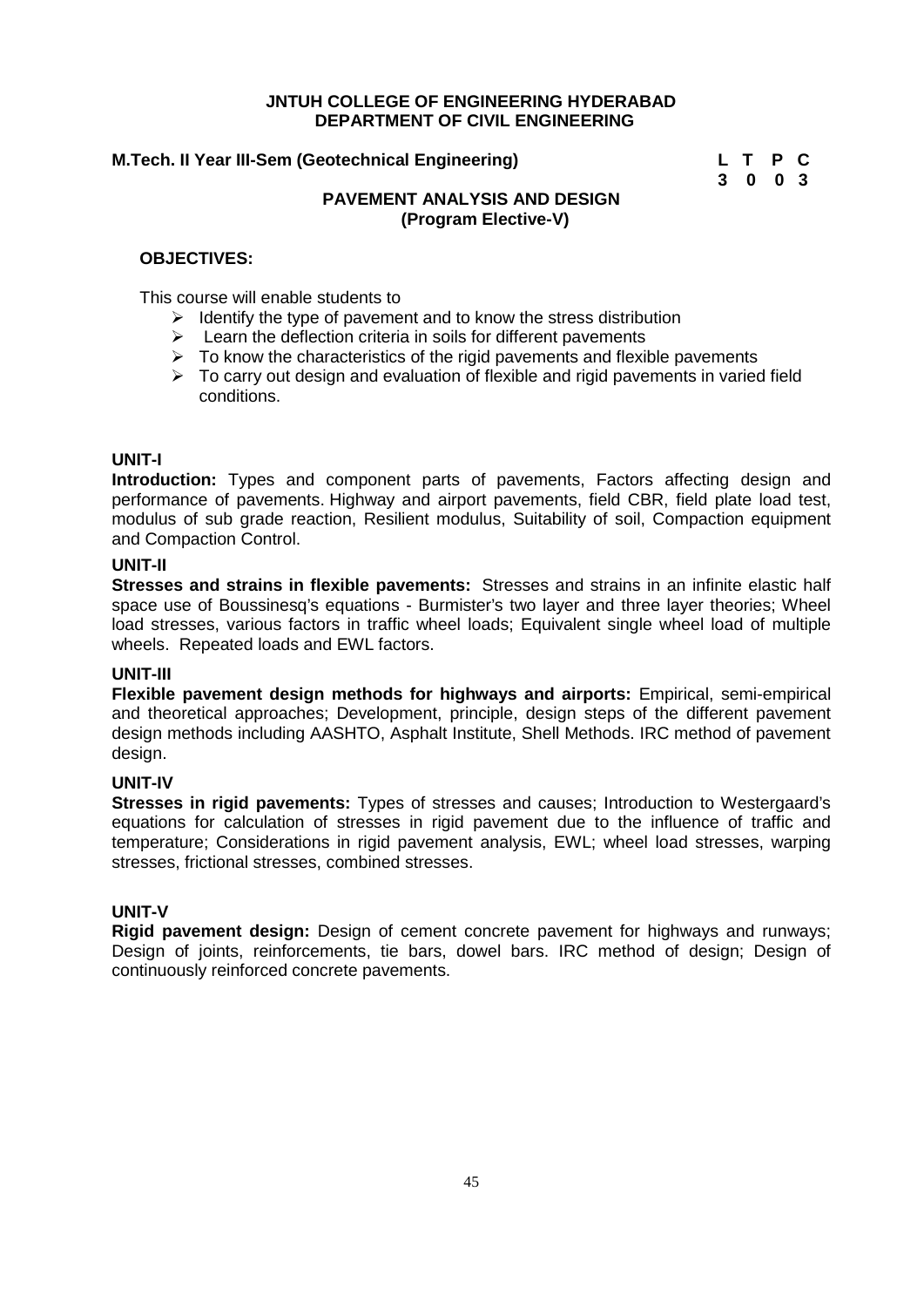**JNTUH COLLEGE OF ENGINEERING HYDERABAD**
**DEPARTMENT OF CIVIL ENGINEERING**

**M.Tech. II Year III-Sem (Geotechnical Engineering)**

| L | T | P | C |
|---|---|---|---|
| 3 | 0 | 0 | 3 |

## PAVEMENT ANALYSIS AND DESIGN
### (Program Elective-V)

**OBJECTIVES:**

This course will enable students to

- Identify the type of pavement and to know the stress distribution
- Learn the deflection criteria in soils for different pavements
- To know the characteristics of the rigid pavements and flexible pavements
- To carry out design and evaluation of flexible and rigid pavements in varied field conditions.

**UNIT-I**

**Introduction:** Types and component parts of pavements, Factors affecting design and performance of pavements. Highway and airport pavements, field CBR, field plate load test, modulus of sub grade reaction, Resilient modulus, Suitability of soil, Compaction equipment and Compaction Control.

**UNIT-II**

**Stresses and strains in flexible pavements:** Stresses and strains in an infinite elastic half space use of Boussinesq's equations - Burmister's two layer and three layer theories; Wheel load stresses, various factors in traffic wheel loads; Equivalent single wheel load of multiple wheels. Repeated loads and EWL factors.

**UNIT-III**

**Flexible pavement design methods for highways and airports:** Empirical, semi-empirical and theoretical approaches; Development, principle, design steps of the different pavement design methods including AASHTO, Asphalt Institute, Shell Methods. IRC method of pavement design.

**UNIT-IV**

**Stresses in rigid pavements:** Types of stresses and causes; Introduction to Westergaard's equations for calculation of stresses in rigid pavement due to the influence of traffic and temperature; Considerations in rigid pavement analysis, EWL; wheel load stresses, warping stresses, frictional stresses, combined stresses.

**UNIT-V**

**Rigid pavement design:** Design of cement concrete pavement for highways and runways; Design of joints, reinforcements, tie bars, dowel bars. IRC method of design; Design of continuously reinforced concrete pavements.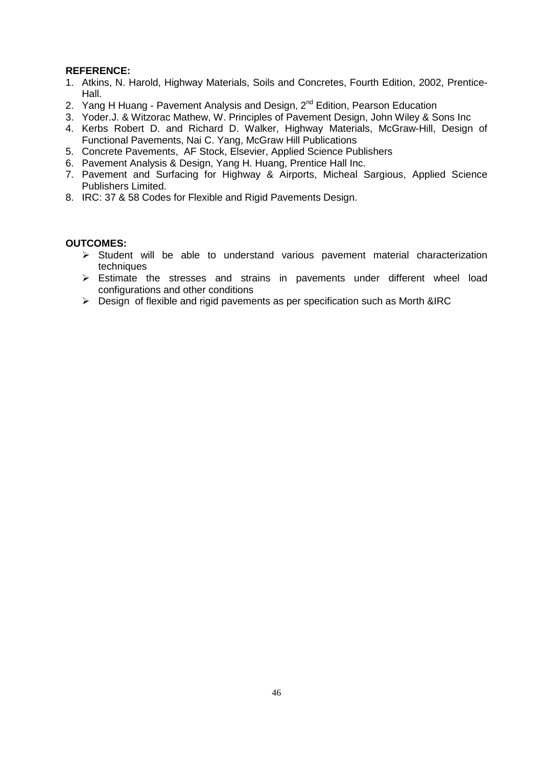**REFERENCE:**

1. Atkins, N. Harold, Highway Materials, Soils and Concretes, Fourth Edition, 2002, Prentice-Hall.
2. Yang H Huang - Pavement Analysis and Design, 2nd Edition, Pearson Education
3. Yoder.J. & Witzorac Mathew, W. Principles of Pavement Design, John Wiley & Sons Inc
4. Kerbs Robert D. and Richard D. Walker, Highway Materials, McGraw-Hill, Design of Functional Pavements, Nai C. Yang, McGraw Hill Publications
5. Concrete Pavements, AF Stock, Elsevier, Applied Science Publishers
6. Pavement Analysis & Design, Yang H. Huang, Prentice Hall Inc.
7. Pavement and Surfacing for Highway & Airports, Micheal Sargious, Applied Science Publishers Limited.
8. IRC: 37 & 58 Codes for Flexible and Rigid Pavements Design.

**OUTCOMES:**

- Student will be able to understand various pavement material characterization techniques
- Estimate the stresses and strains in pavements under different wheel load configurations and other conditions
- Design of flexible and rigid pavements as per specification such as Morth &IRC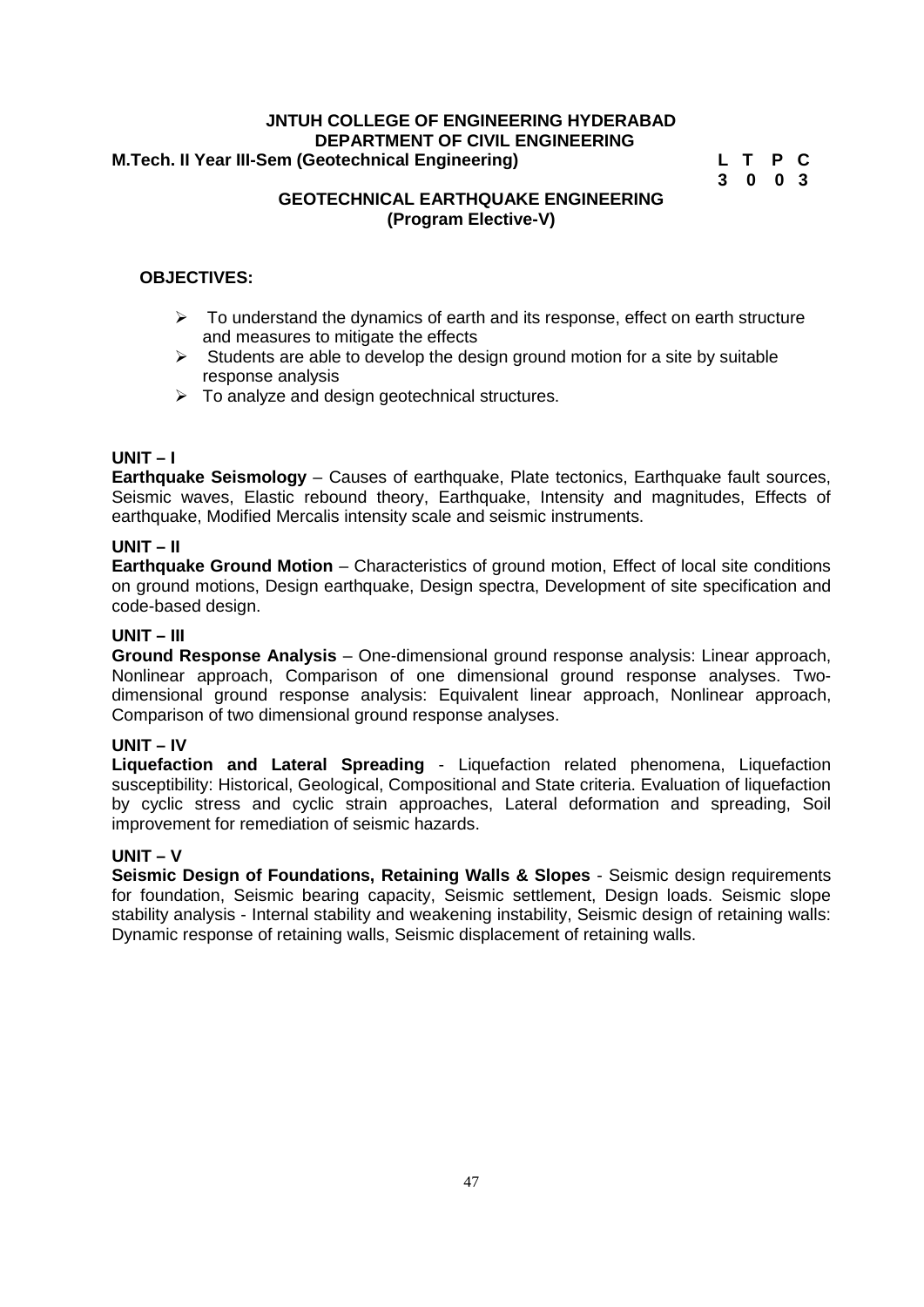**JNTUH COLLEGE OF ENGINEERING HYDERABAD**
**DEPARTMENT OF CIVIL ENGINEERING**

**M.Tech. II Year III-Sem (Geotechnical Engineering)**

| L | T | P | C |
|---|---|---|---|
| 3 | 0 | 0 | 3 |

## GEOTECHNICAL EARTHQUAKE ENGINEERING
### (Program Elective-V)

**OBJECTIVES:**

- To understand the dynamics of earth and its response, effect on earth structure and measures to mitigate the effects
- Students are able to develop the design ground motion for a site by suitable response analysis
- To analyze and design geotechnical structures.

**UNIT – I**

**Earthquake Seismology** – Causes of earthquake, Plate tectonics, Earthquake fault sources, Seismic waves, Elastic rebound theory, Earthquake, Intensity and magnitudes, Effects of earthquake, Modified Mercalis intensity scale and seismic instruments.

**UNIT – II**

**Earthquake Ground Motion** – Characteristics of ground motion, Effect of local site conditions on ground motions, Design earthquake, Design spectra, Development of site specification and code-based design.

**UNIT – III**

**Ground Response Analysis** – One-dimensional ground response analysis: Linear approach, Nonlinear approach, Comparison of one dimensional ground response analyses. Two-dimensional ground response analysis: Equivalent linear approach, Nonlinear approach, Comparison of two dimensional ground response analyses.

**UNIT – IV**

**Liquefaction and Lateral Spreading** - Liquefaction related phenomena, Liquefaction susceptibility: Historical, Geological, Compositional and State criteria. Evaluation of liquefaction by cyclic stress and cyclic strain approaches, Lateral deformation and spreading, Soil improvement for remediation of seismic hazards.

**UNIT – V**

**Seismic Design of Foundations, Retaining Walls & Slopes** - Seismic design requirements for foundation, Seismic bearing capacity, Seismic settlement, Design loads. Seismic slope stability analysis - Internal stability and weakening instability, Seismic design of retaining walls: Dynamic response of retaining walls, Seismic displacement of retaining walls.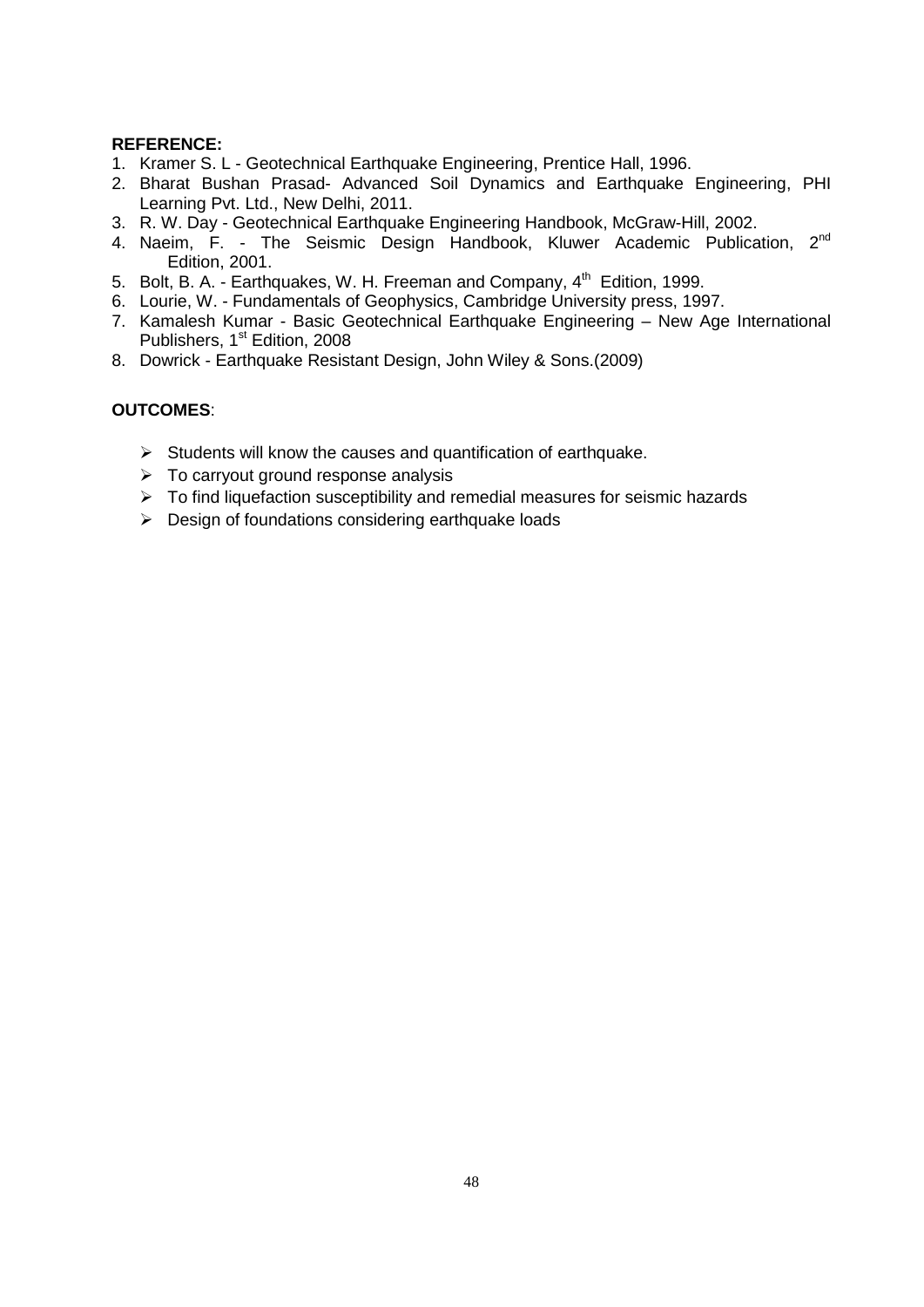**REFERENCE:**

1. Kramer S. L - Geotechnical Earthquake Engineering, Prentice Hall, 1996.
2. Bharat Bushan Prasad- Advanced Soil Dynamics and Earthquake Engineering, PHI Learning Pvt. Ltd., New Delhi, 2011.
3. R. W. Day - Geotechnical Earthquake Engineering Handbook, McGraw-Hill, 2002.
4. Naeim, F. - The Seismic Design Handbook, Kluwer Academic Publication, 2nd Edition, 2001.
5. Bolt, B. A. - Earthquakes, W. H. Freeman and Company, 4th Edition, 1999.
6. Lourie, W. - Fundamentals of Geophysics, Cambridge University press, 1997.
7. Kamalesh Kumar - Basic Geotechnical Earthquake Engineering – New Age International Publishers, 1st Edition, 2008
8. Dowrick - Earthquake Resistant Design, John Wiley & Sons.(2009)

**OUTCOMES**:

- Students will know the causes and quantification of earthquake.
- To carryout ground response analysis
- To find liquefaction susceptibility and remedial measures for seismic hazards
- Design of foundations considering earthquake loads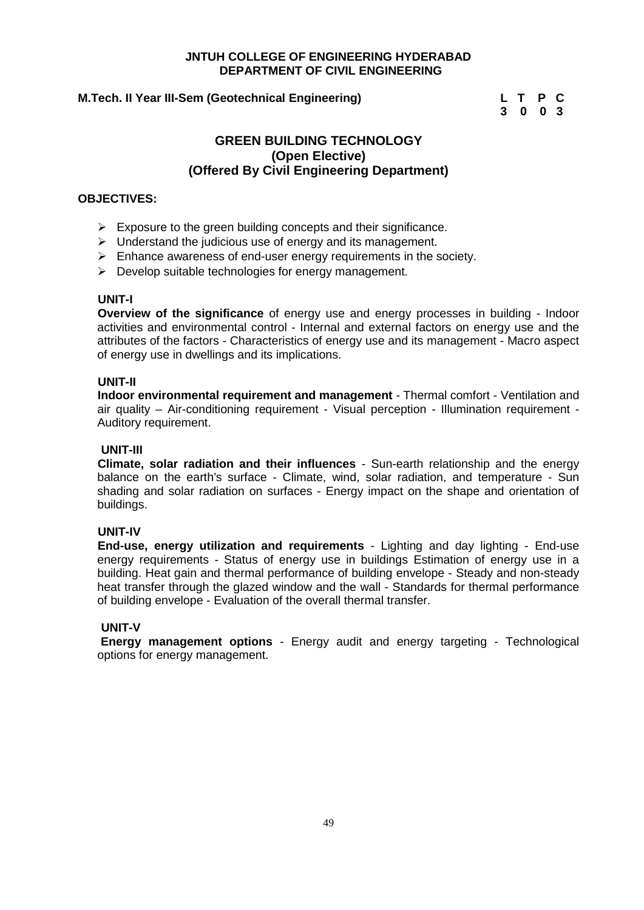**JNTUH COLLEGE OF ENGINEERING HYDERABAD**
**DEPARTMENT OF CIVIL ENGINEERING**

**M.Tech. II Year III-Sem (Geotechnical Engineering)**

| L | T | P | C |
|---|---|---|---|
| 3 | 0 | 0 | 3 |

# GREEN BUILDING TECHNOLOGY
## (Open Elective)
## (Offered By Civil Engineering Department)

**OBJECTIVES:**

- Exposure to the green building concepts and their significance.
- Understand the judicious use of energy and its management.
- Enhance awareness of end-user energy requirements in the society.
- Develop suitable technologies for energy management.

**UNIT-I**

**Overview of the significance** of energy use and energy processes in building - Indoor activities and environmental control - Internal and external factors on energy use and the attributes of the factors - Characteristics of energy use and its management - Macro aspect of energy use in dwellings and its implications.

**UNIT-II**

**Indoor environmental requirement and management** - Thermal comfort - Ventilation and air quality – Air-conditioning requirement - Visual perception - Illumination requirement - Auditory requirement.

**UNIT-III**

**Climate, solar radiation and their influences** - Sun-earth relationship and the energy balance on the earth's surface - Climate, wind, solar radiation, and temperature - Sun shading and solar radiation on surfaces - Energy impact on the shape and orientation of buildings.

**UNIT-IV**

**End-use, energy utilization and requirements** - Lighting and day lighting - End-use energy requirements - Status of energy use in buildings Estimation of energy use in a building. Heat gain and thermal performance of building envelope - Steady and non-steady heat transfer through the glazed window and the wall - Standards for thermal performance of building envelope - Evaluation of the overall thermal transfer.

**UNIT-V**

**Energy management options** - Energy audit and energy targeting - Technological options for energy management.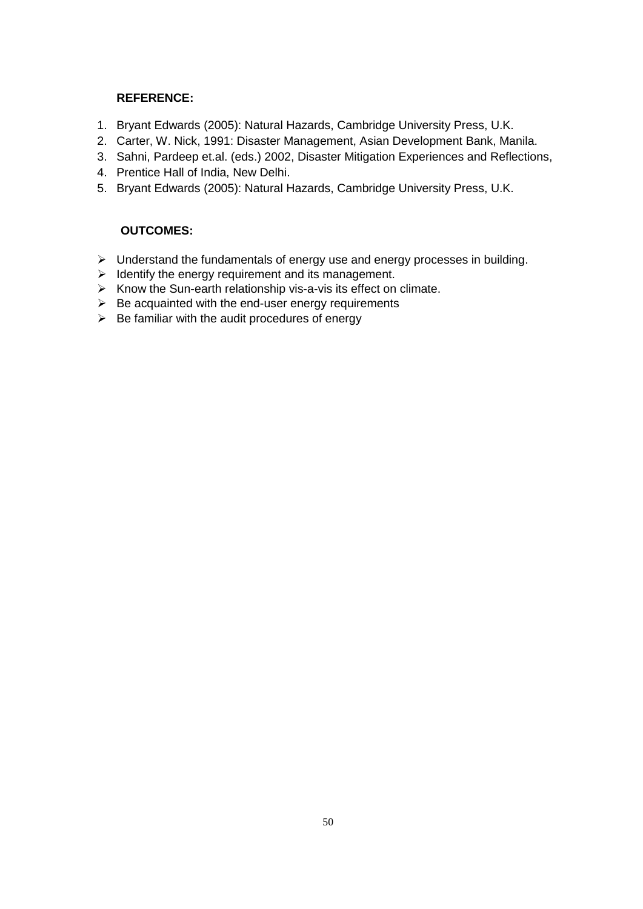**REFERENCE:**

1. Bryant Edwards (2005): Natural Hazards, Cambridge University Press, U.K.
2. Carter, W. Nick, 1991: Disaster Management, Asian Development Bank, Manila.
3. Sahni, Pardeep et.al. (eds.) 2002, Disaster Mitigation Experiences and Reflections,
4. Prentice Hall of India, New Delhi.
5. Bryant Edwards (2005): Natural Hazards, Cambridge University Press, U.K.

**OUTCOMES:**

- Understand the fundamentals of energy use and energy processes in building.
- Identify the energy requirement and its management.
- Know the Sun-earth relationship vis-a-vis its effect on climate.
- Be acquainted with the end-user energy requirements
- Be familiar with the audit procedures of energy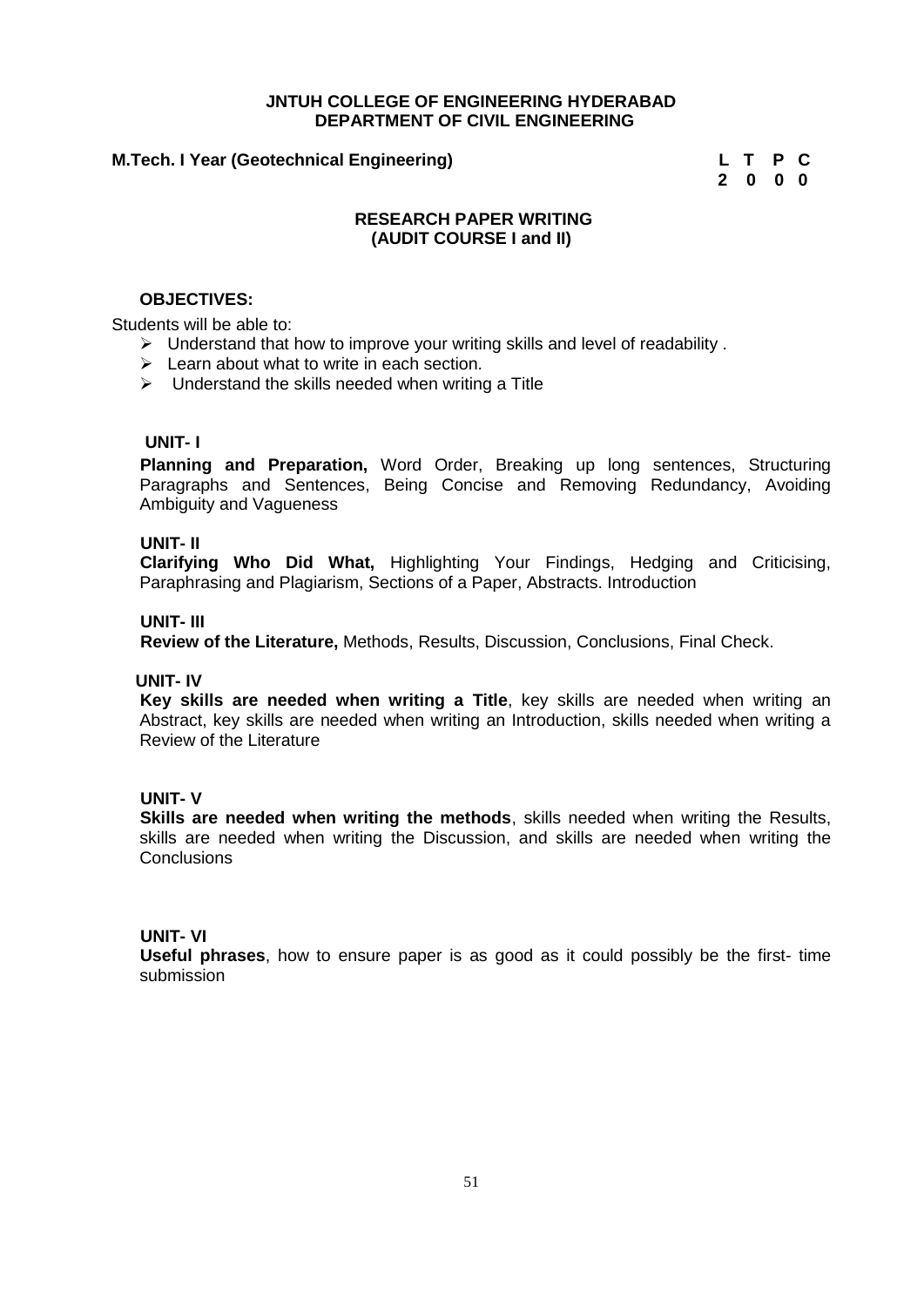**JNTUH COLLEGE OF ENGINEERING HYDERABAD**
**DEPARTMENT OF CIVIL ENGINEERING**

**M.Tech. I Year (Geotechnical Engineering)**

| L | T | P | C |
|---|---|---|---|
| 2 | 0 | 0 | 0 |

## RESEARCH PAPER WRITING (AUDIT COURSE I and II)

### OBJECTIVES:

Students will be able to:

- Understand that how to improve your writing skills and level of readability .
- Learn about what to write in each section.
- Understand the skills needed when writing a Title

### UNIT- I

**Planning and Preparation,** Word Order, Breaking up long sentences, Structuring Paragraphs and Sentences, Being Concise and Removing Redundancy, Avoiding Ambiguity and Vagueness

### UNIT- II

**Clarifying Who Did What,** Highlighting Your Findings, Hedging and Criticising, Paraphrasing and Plagiarism, Sections of a Paper, Abstracts. Introduction

### UNIT- III

**Review of the Literature,** Methods, Results, Discussion, Conclusions, Final Check.

### UNIT- IV

**Key skills are needed when writing a Title**, key skills are needed when writing an Abstract, key skills are needed when writing an Introduction, skills needed when writing a Review of the Literature

### UNIT- V

**Skills are needed when writing the methods**, skills needed when writing the Results, skills are needed when writing the Discussion, and skills are needed when writing the Conclusions

### UNIT- VI

**Useful phrases**, how to ensure paper is as good as it could possibly be the first- time submission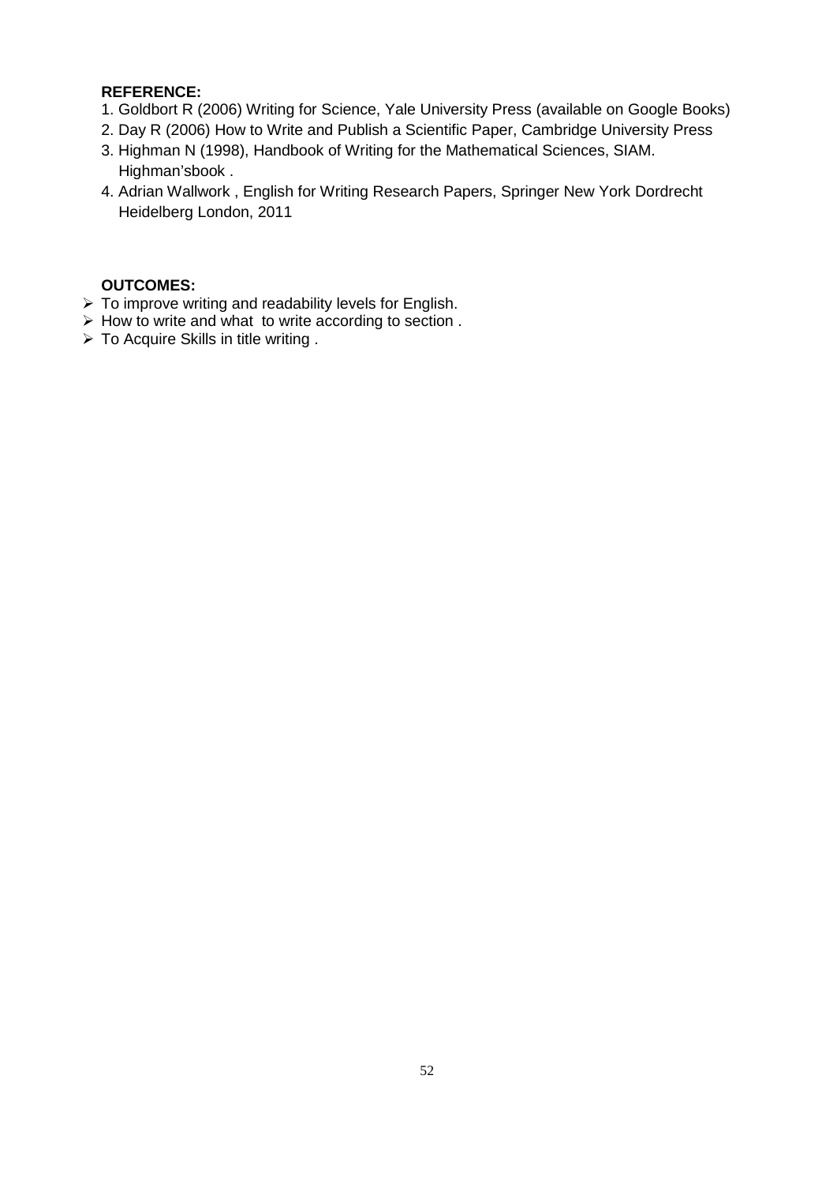**REFERENCE:**

1. Goldbort R (2006) Writing for Science, Yale University Press (available on Google Books)
2. Day R (2006) How to Write and Publish a Scientific Paper, Cambridge University Press
3. Highman N (1998), Handbook of Writing for the Mathematical Sciences, SIAM. Highman'sbook .
4. Adrian Wallwork , English for Writing Research Papers, Springer New York Dordrecht Heidelberg London, 2011

**OUTCOMES:**

- To improve writing and readability levels for English.
- How to write and what to write according to section .
- To Acquire Skills in title writing .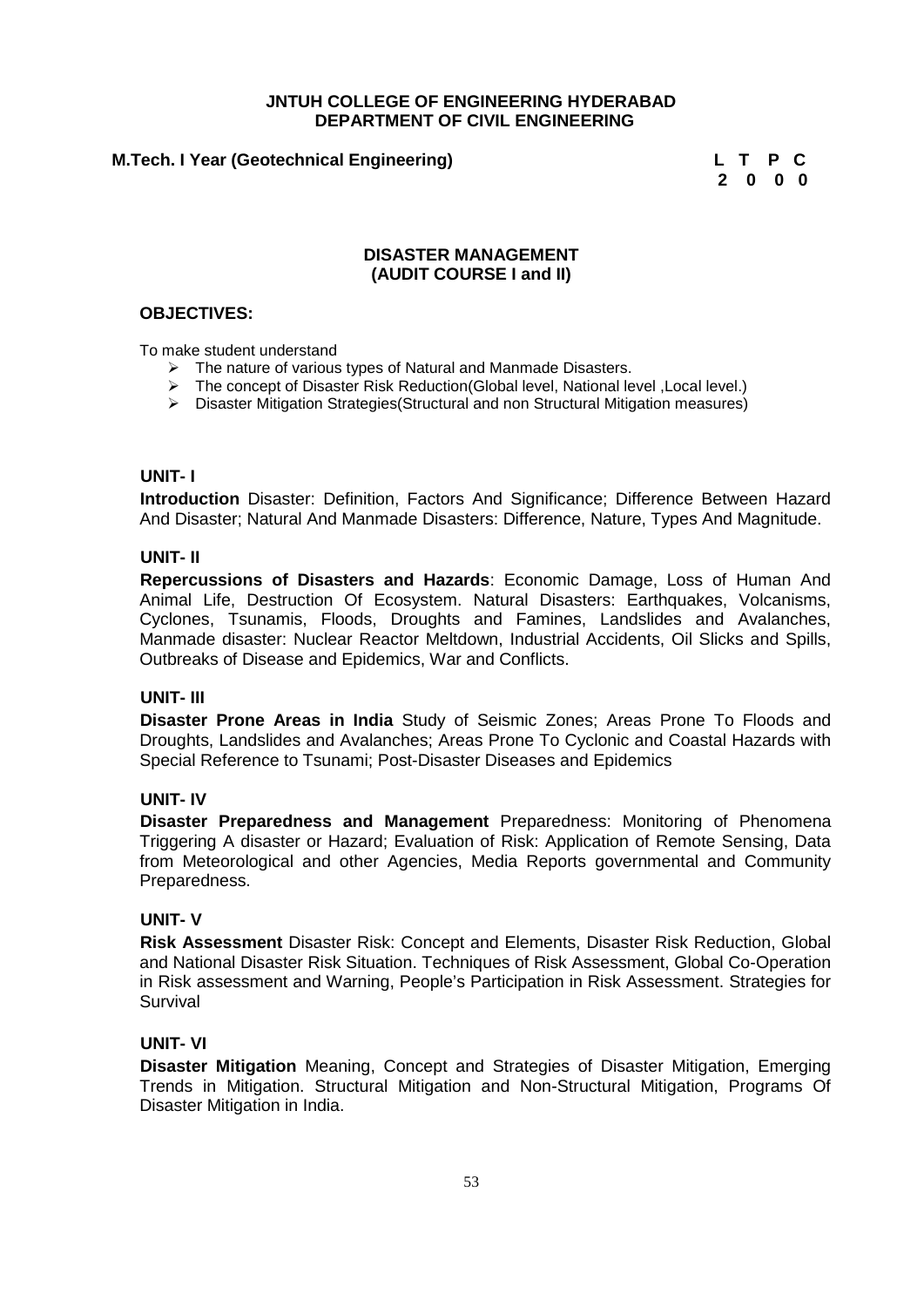**JNTUH COLLEGE OF ENGINEERING HYDERABAD**
**DEPARTMENT OF CIVIL ENGINEERING**

**M.Tech. I Year (Geotechnical Engineering)**

| L | T | P | C |
|---|---|---|---|
| 2 | 0 | 0 | 0 |

## DISASTER MANAGEMENT
## (AUDIT COURSE I and II)

### OBJECTIVES:

To make student understand

- The nature of various types of Natural and Manmade Disasters.
- The concept of Disaster Risk Reduction(Global level, National level ,Local level.)
- Disaster Mitigation Strategies(Structural and non Structural Mitigation measures)

### UNIT- I

**Introduction** Disaster: Definition, Factors And Significance; Difference Between Hazard And Disaster; Natural And Manmade Disasters: Difference, Nature, Types And Magnitude.

### UNIT- II

**Repercussions of Disasters and Hazards**: Economic Damage, Loss of Human And Animal Life, Destruction Of Ecosystem. Natural Disasters: Earthquakes, Volcanisms, Cyclones, Tsunamis, Floods, Droughts and Famines, Landslides and Avalanches, Manmade disaster: Nuclear Reactor Meltdown, Industrial Accidents, Oil Slicks and Spills, Outbreaks of Disease and Epidemics, War and Conflicts.

### UNIT- III

**Disaster Prone Areas in India** Study of Seismic Zones; Areas Prone To Floods and Droughts, Landslides and Avalanches; Areas Prone To Cyclonic and Coastal Hazards with Special Reference to Tsunami; Post-Disaster Diseases and Epidemics

### UNIT- IV

**Disaster Preparedness and Management** Preparedness: Monitoring of Phenomena Triggering A disaster or Hazard; Evaluation of Risk: Application of Remote Sensing, Data from Meteorological and other Agencies, Media Reports governmental and Community Preparedness.

### UNIT- V

**Risk Assessment** Disaster Risk: Concept and Elements, Disaster Risk Reduction, Global and National Disaster Risk Situation. Techniques of Risk Assessment, Global Co-Operation in Risk assessment and Warning, People's Participation in Risk Assessment. Strategies for Survival

### UNIT- VI

**Disaster Mitigation** Meaning, Concept and Strategies of Disaster Mitigation, Emerging Trends in Mitigation. Structural Mitigation and Non-Structural Mitigation, Programs Of Disaster Mitigation in India.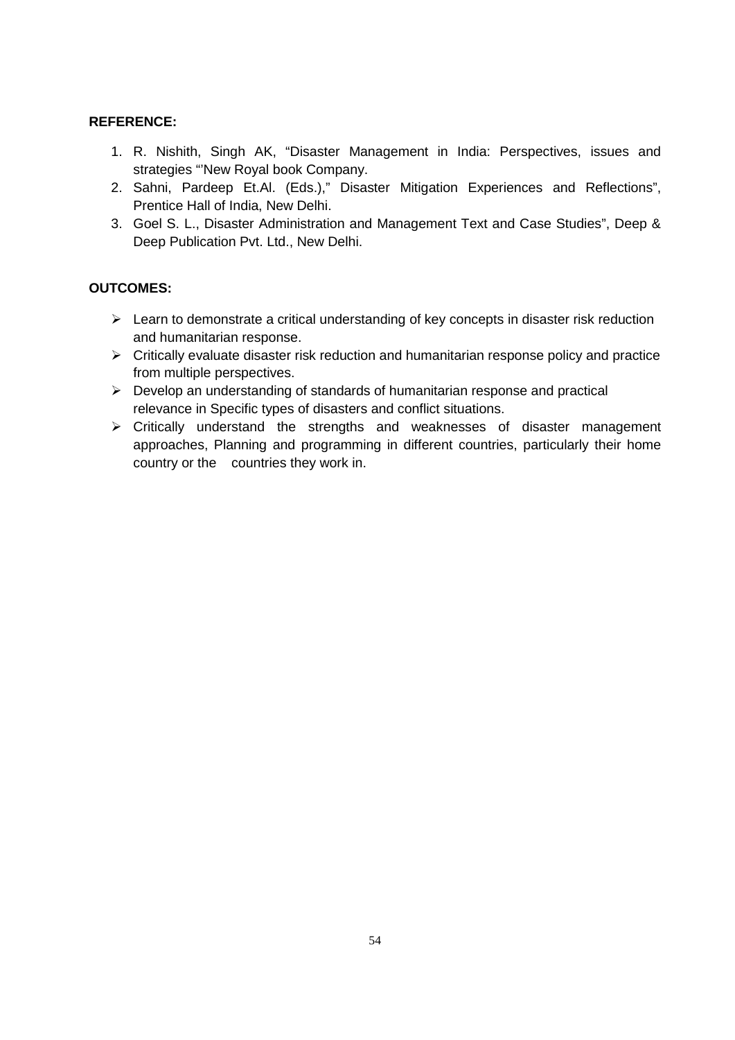**REFERENCE:**

1. R. Nishith, Singh AK, "Disaster Management in India: Perspectives, issues and strategies "'New Royal book Company.
2. Sahni, Pardeep Et.Al. (Eds.)," Disaster Mitigation Experiences and Reflections", Prentice Hall of India, New Delhi.
3. Goel S. L., Disaster Administration and Management Text and Case Studies", Deep & Deep Publication Pvt. Ltd., New Delhi.

**OUTCOMES:**

- Learn to demonstrate a critical understanding of key concepts in disaster risk reduction and humanitarian response.
- Critically evaluate disaster risk reduction and humanitarian response policy and practice from multiple perspectives.
- Develop an understanding of standards of humanitarian response and practical relevance in Specific types of disasters and conflict situations.
- Critically understand the strengths and weaknesses of disaster management approaches, Planning and programming in different countries, particularly their home country or the countries they work in.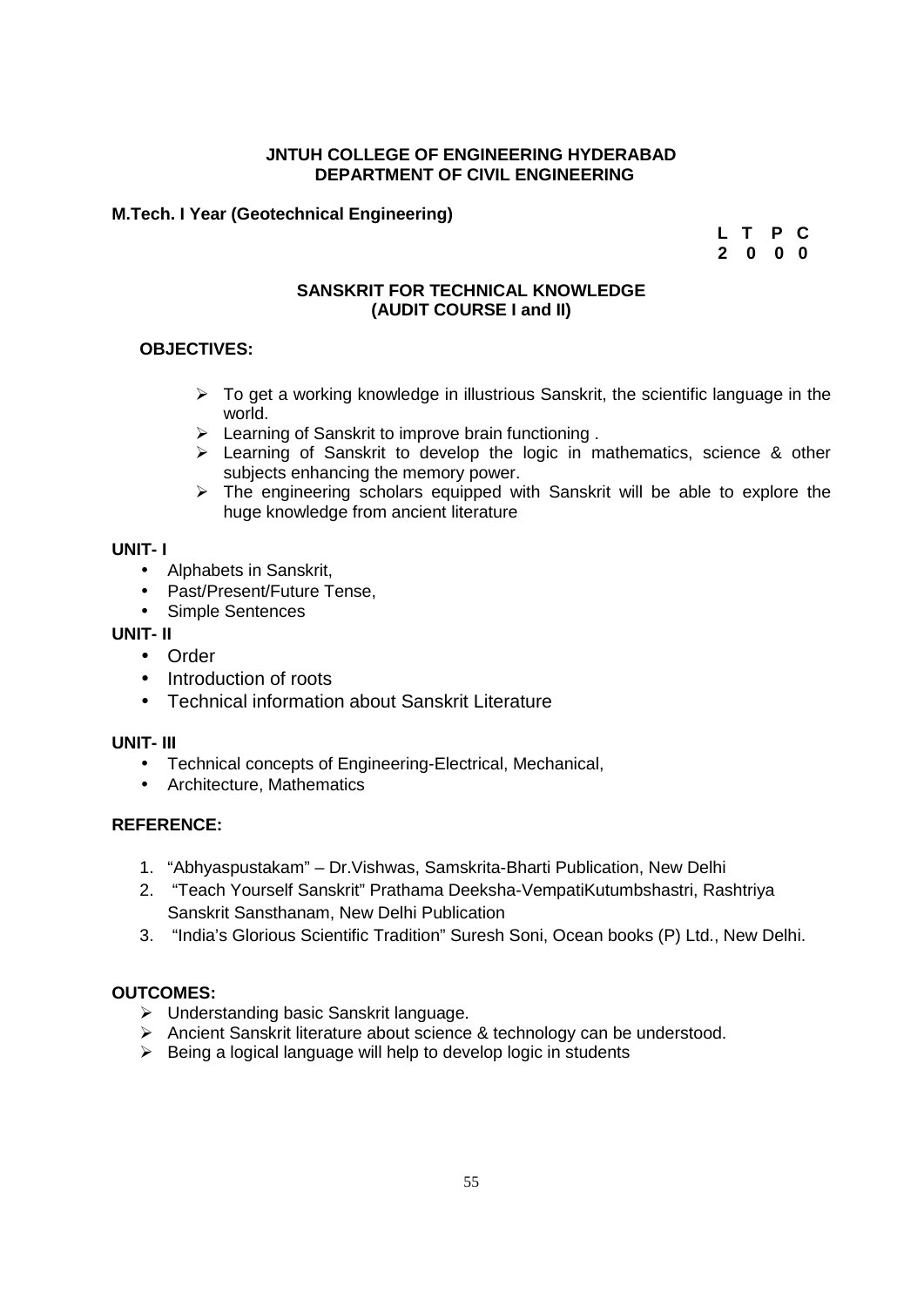**JNTUH COLLEGE OF ENGINEERING HYDERABAD**
**DEPARTMENT OF CIVIL ENGINEERING**

**M.Tech. I Year (Geotechnical Engineering)**

| L | T | P | C |
|---|---|---|---|
| 2 | 0 | 0 | 0 |

## SANSKRIT FOR TECHNICAL KNOWLEDGE
## (AUDIT COURSE I and II)

**OBJECTIVES:**

- To get a working knowledge in illustrious Sanskrit, the scientific language in the world.
- Learning of Sanskrit to improve brain functioning .
- Learning of Sanskrit to develop the logic in mathematics, science & other subjects enhancing the memory power.
- The engineering scholars equipped with Sanskrit will be able to explore the huge knowledge from ancient literature

**UNIT- I**

- Alphabets in Sanskrit,
- Past/Present/Future Tense,
- Simple Sentences

**UNIT- II**

- Order
- Introduction of roots
- Technical information about Sanskrit Literature

**UNIT- III**

- Technical concepts of Engineering-Electrical, Mechanical,
- Architecture, Mathematics

**REFERENCE:**

1. "Abhyaspustakam" – Dr.Vishwas, Samskrita-Bharti Publication, New Delhi
2. "Teach Yourself Sanskrit" Prathama Deeksha-VempatiKutumbshastri, Rashtriya Sanskrit Sansthanam, New Delhi Publication
3. "India's Glorious Scientific Tradition" Suresh Soni, Ocean books (P) Ltd., New Delhi.

**OUTCOMES:**

- Understanding basic Sanskrit language.
- Ancient Sanskrit literature about science & technology can be understood.
- Being a logical language will help to develop logic in students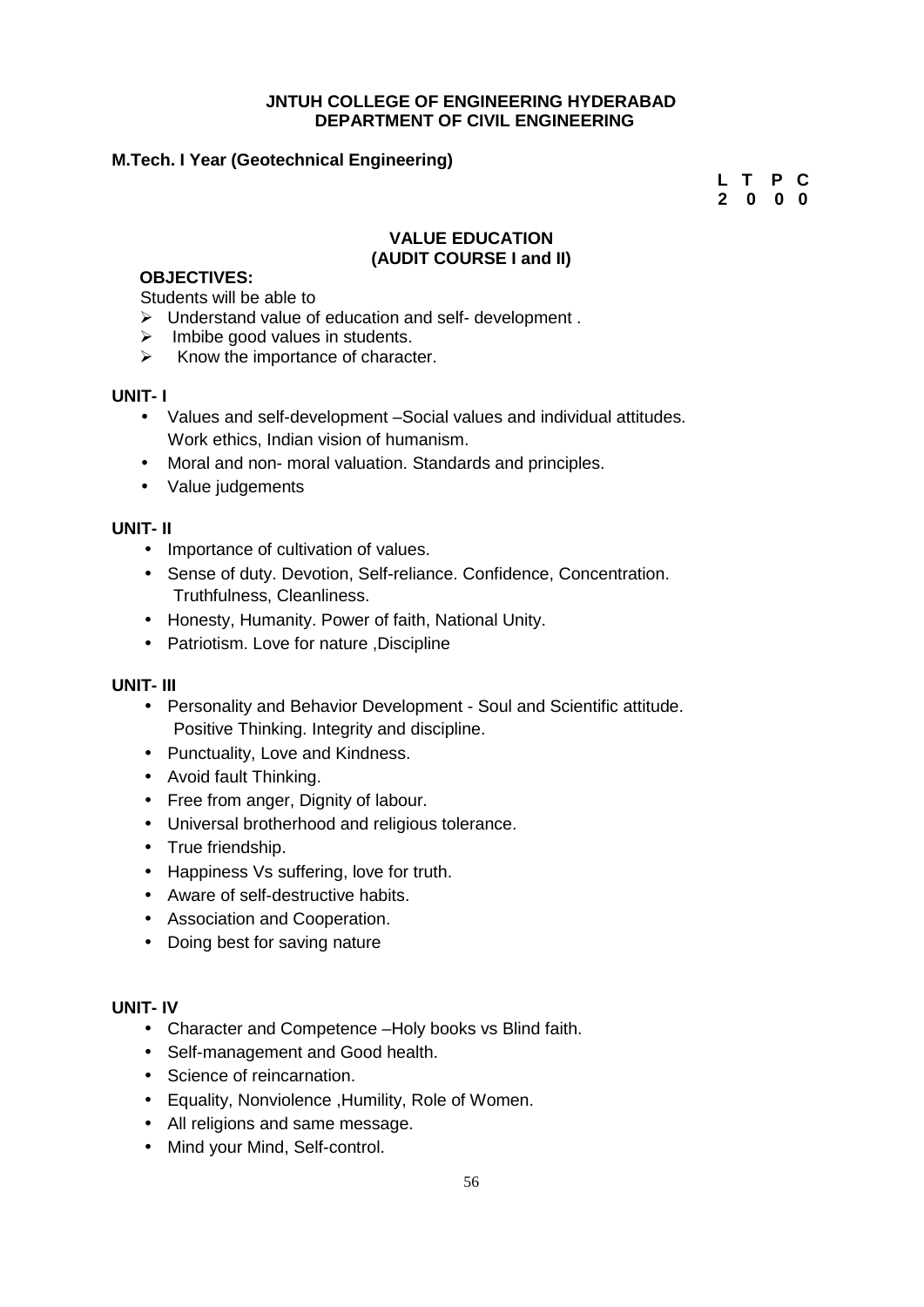**JNTUH COLLEGE OF ENGINEERING HYDERABAD**
**DEPARTMENT OF CIVIL ENGINEERING**

**M.Tech. I Year (Geotechnical Engineering)**

| L | T | P | C |
|---|---|---|---|
| 2 | 0 | 0 | 0 |

## VALUE EDUCATION
### (AUDIT COURSE I and II)

**OBJECTIVES:**

Students will be able to

- Understand value of education and self- development .
- Imbibe good values in students.
- Know the importance of character.

**UNIT- I**

- Values and self-development –Social values and individual attitudes. Work ethics, Indian vision of humanism.
- Moral and non- moral valuation. Standards and principles.
- Value judgements

**UNIT- II**

- Importance of cultivation of values.
- Sense of duty. Devotion, Self-reliance. Confidence, Concentration. Truthfulness, Cleanliness.
- Honesty, Humanity. Power of faith, National Unity.
- Patriotism. Love for nature ,Discipline

**UNIT- III**

- Personality and Behavior Development - Soul and Scientific attitude. Positive Thinking. Integrity and discipline.
- Punctuality, Love and Kindness.
- Avoid fault Thinking.
- Free from anger, Dignity of labour.
- Universal brotherhood and religious tolerance.
- True friendship.
- Happiness Vs suffering, love for truth.
- Aware of self-destructive habits.
- Association and Cooperation.
- Doing best for saving nature

**UNIT- IV**

- Character and Competence –Holy books vs Blind faith.
- Self-management and Good health.
- Science of reincarnation.
- Equality, Nonviolence ,Humility, Role of Women.
- All religions and same message.
- Mind your Mind, Self-control.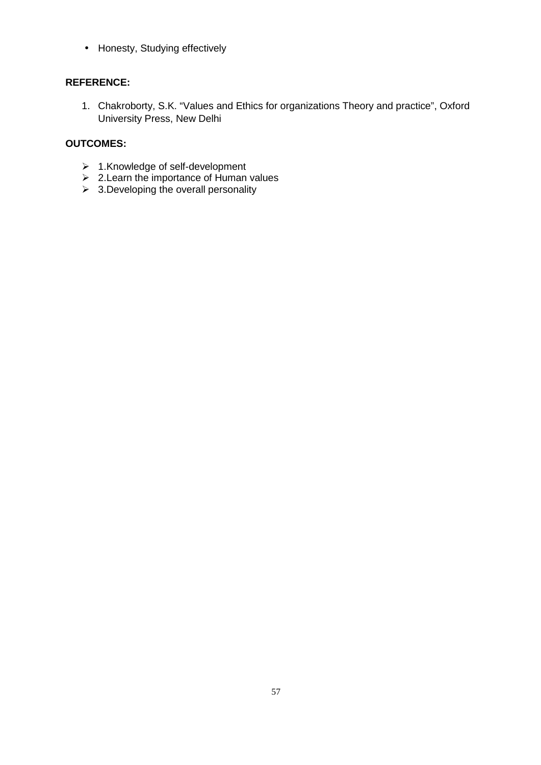- Honesty, Studying effectively

**REFERENCE:**

1. Chakroborty, S.K. “Values and Ethics for organizations Theory and practice”, Oxford University Press, New Delhi

**OUTCOMES:**

- 1.Knowledge of self-development
- 2.Learn the importance of Human values
- 3.Developing the overall personality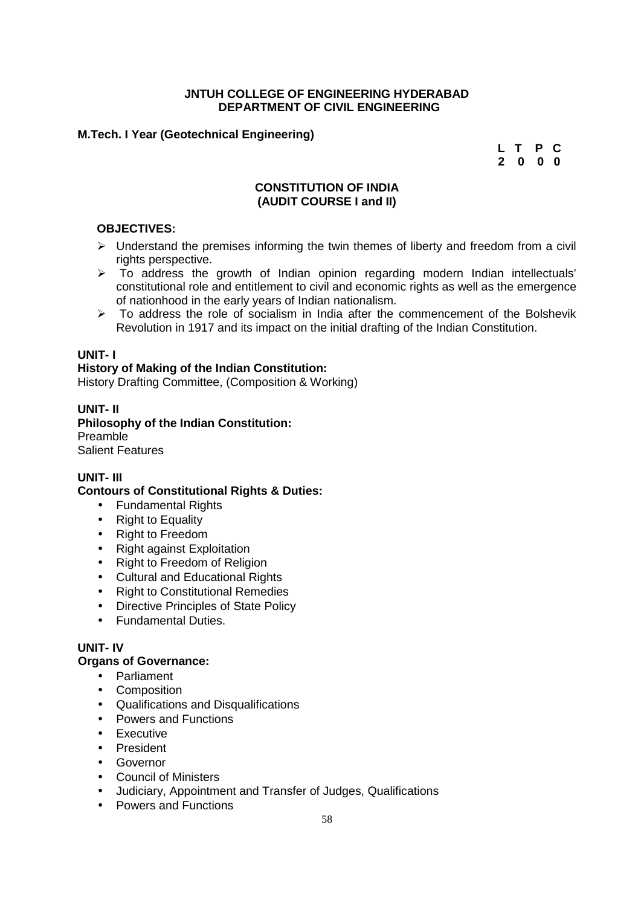**JNTUH COLLEGE OF ENGINEERING HYDERABAD**
**DEPARTMENT OF CIVIL ENGINEERING**

**M.Tech. I Year (Geotechnical Engineering)**

| L | T | P | C |
|---|---|---|---|
| 2 | 0 | 0 | 0 |

## CONSTITUTION OF INDIA
## (AUDIT COURSE I and II)

**OBJECTIVES:**

- Understand the premises informing the twin themes of liberty and freedom from a civil rights perspective.
- To address the growth of Indian opinion regarding modern Indian intellectuals' constitutional role and entitlement to civil and economic rights as well as the emergence of nationhood in the early years of Indian nationalism.
- To address the role of socialism in India after the commencement of the Bolshevik Revolution in 1917 and its impact on the initial drafting of the Indian Constitution.

**UNIT- I**

**History of Making of the Indian Constitution:**

History Drafting Committee, (Composition & Working)

**UNIT- II**

**Philosophy of the Indian Constitution:**

Preamble

Salient Features

**UNIT- III**

**Contours of Constitutional Rights & Duties:**

- Fundamental Rights
- Right to Equality
- Right to Freedom
- Right against Exploitation
- Right to Freedom of Religion
- Cultural and Educational Rights
- Right to Constitutional Remedies
- Directive Principles of State Policy
- Fundamental Duties.

**UNIT- IV**

**Organs of Governance:**

- Parliament
- Composition
- Qualifications and Disqualifications
- Powers and Functions
- Executive
- President
- Governor
- Council of Ministers
- Judiciary, Appointment and Transfer of Judges, Qualifications
- Powers and Functions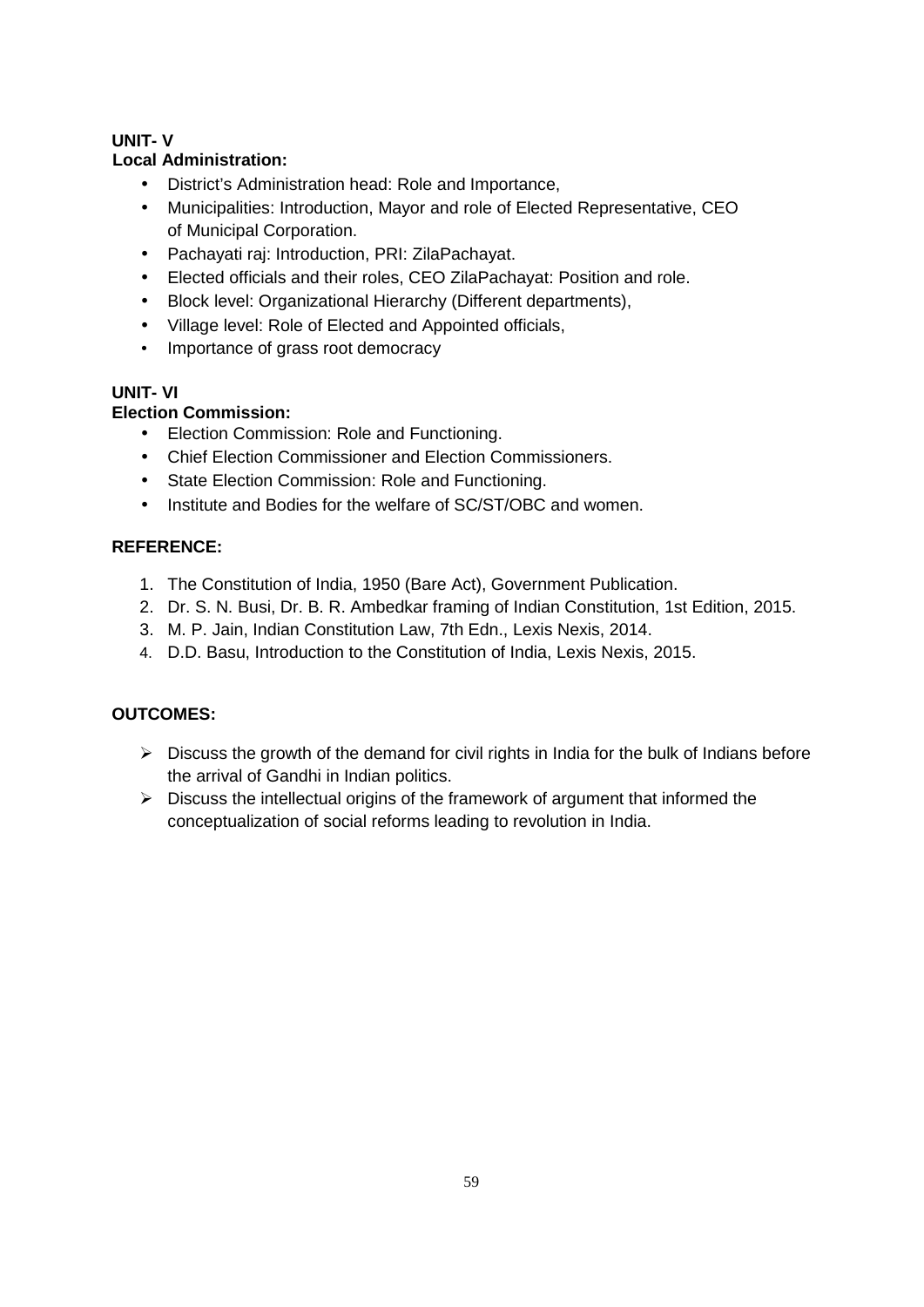**UNIT- V**

**Local Administration:**

- District's Administration head: Role and Importance,
- Municipalities: Introduction, Mayor and role of Elected Representative, CEO of Municipal Corporation.
- Pachayati raj: Introduction, PRI: ZilaPachayat.
- Elected officials and their roles, CEO ZilaPachayat: Position and role.
- Block level: Organizational Hierarchy (Different departments),
- Village level: Role of Elected and Appointed officials,
- Importance of grass root democracy

**UNIT- VI**

**Election Commission:**

- Election Commission: Role and Functioning.
- Chief Election Commissioner and Election Commissioners.
- State Election Commission: Role and Functioning.
- Institute and Bodies for the welfare of SC/ST/OBC and women.

**REFERENCE:**

1. The Constitution of India, 1950 (Bare Act), Government Publication.
2. Dr. S. N. Busi, Dr. B. R. Ambedkar framing of Indian Constitution, 1st Edition, 2015.
3. M. P. Jain, Indian Constitution Law, 7th Edn., Lexis Nexis, 2014.
4. D.D. Basu, Introduction to the Constitution of India, Lexis Nexis, 2015.

**OUTCOMES:**

- Discuss the growth of the demand for civil rights in India for the bulk of Indians before the arrival of Gandhi in Indian politics.
- Discuss the intellectual origins of the framework of argument that informed the conceptualization of social reforms leading to revolution in India.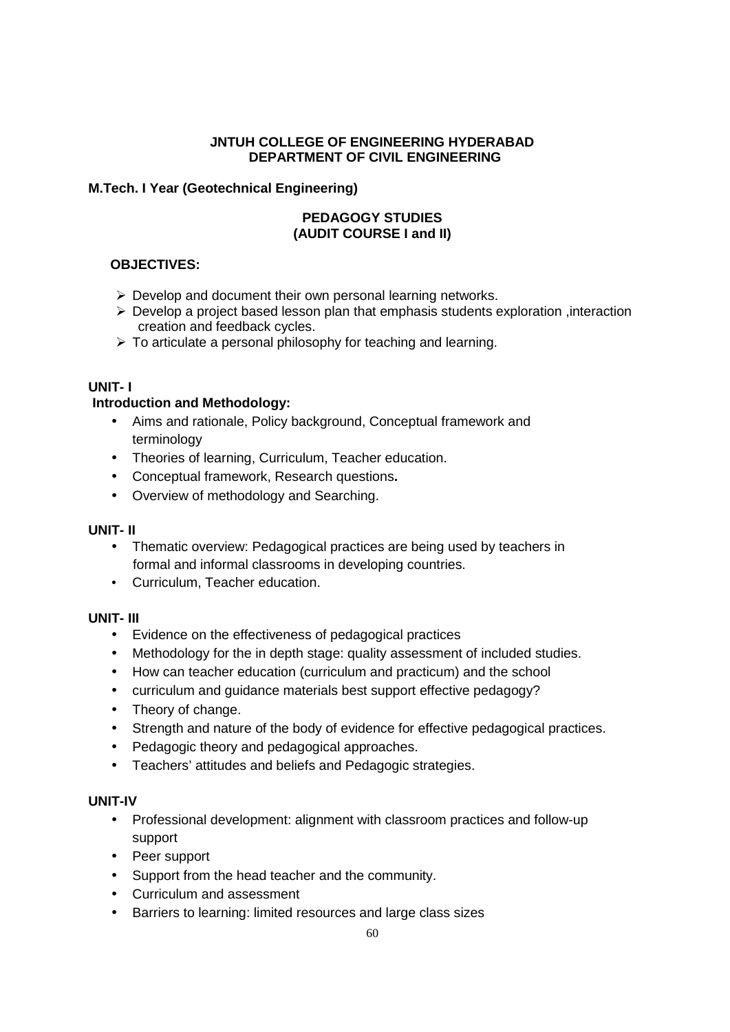**JNTUH COLLEGE OF ENGINEERING HYDERABAD**
**DEPARTMENT OF CIVIL ENGINEERING**

**M.Tech. I Year (Geotechnical Engineering)**

## PEDAGOGY STUDIES
## (AUDIT COURSE I and II)

**OBJECTIVES:**

- Develop and document their own personal learning networks.
- Develop a project based lesson plan that emphasis students exploration ,interaction creation and feedback cycles.
- To articulate a personal philosophy for teaching and learning.

### UNIT- I

**Introduction and Methodology:**

- Aims and rationale, Policy background, Conceptual framework and terminology
- Theories of learning, Curriculum, Teacher education.
- Conceptual framework, Research questions**.**
- Overview of methodology and Searching.

### UNIT- II

- Thematic overview: Pedagogical practices are being used by teachers in formal and informal classrooms in developing countries.
- Curriculum, Teacher education.

### UNIT- III

- Evidence on the effectiveness of pedagogical practices
- Methodology for the in depth stage: quality assessment of included studies.
- How can teacher education (curriculum and practicum) and the school
- curriculum and guidance materials best support effective pedagogy?
- Theory of change.
- Strength and nature of the body of evidence for effective pedagogical practices.
- Pedagogic theory and pedagogical approaches.
- Teachers' attitudes and beliefs and Pedagogic strategies.

### UNIT-IV

- Professional development: alignment with classroom practices and follow-up support
- Peer support
- Support from the head teacher and the community.
- Curriculum and assessment
- Barriers to learning: limited resources and large class sizes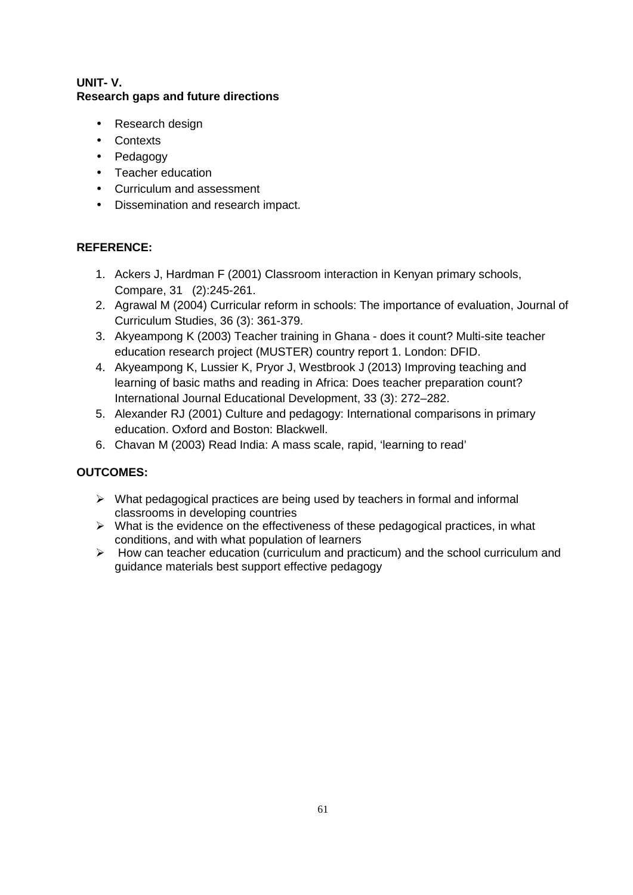**UNIT- V.**
**Research gaps and future directions**

- Research design
- Contexts
- Pedagogy
- Teacher education
- Curriculum and assessment
- Dissemination and research impact.

**REFERENCE:**

1. Ackers J, Hardman F (2001) Classroom interaction in Kenyan primary schools, Compare, 31 (2):245-261.
2. Agrawal M (2004) Curricular reform in schools: The importance of evaluation, Journal of Curriculum Studies, 36 (3): 361-379.
3. Akyeampong K (2003) Teacher training in Ghana - does it count? Multi-site teacher education research project (MUSTER) country report 1. London: DFID.
4. Akyeampong K, Lussier K, Pryor J, Westbrook J (2013) Improving teaching and learning of basic maths and reading in Africa: Does teacher preparation count? International Journal Educational Development, 33 (3): 272–282.
5. Alexander RJ (2001) Culture and pedagogy: International comparisons in primary education. Oxford and Boston: Blackwell.
6. Chavan M (2003) Read India: A mass scale, rapid, 'learning to read'

**OUTCOMES:**

- What pedagogical practices are being used by teachers in formal and informal classrooms in developing countries
- What is the evidence on the effectiveness of these pedagogical practices, in what conditions, and with what population of learners
- How can teacher education (curriculum and practicum) and the school curriculum and guidance materials best support effective pedagogy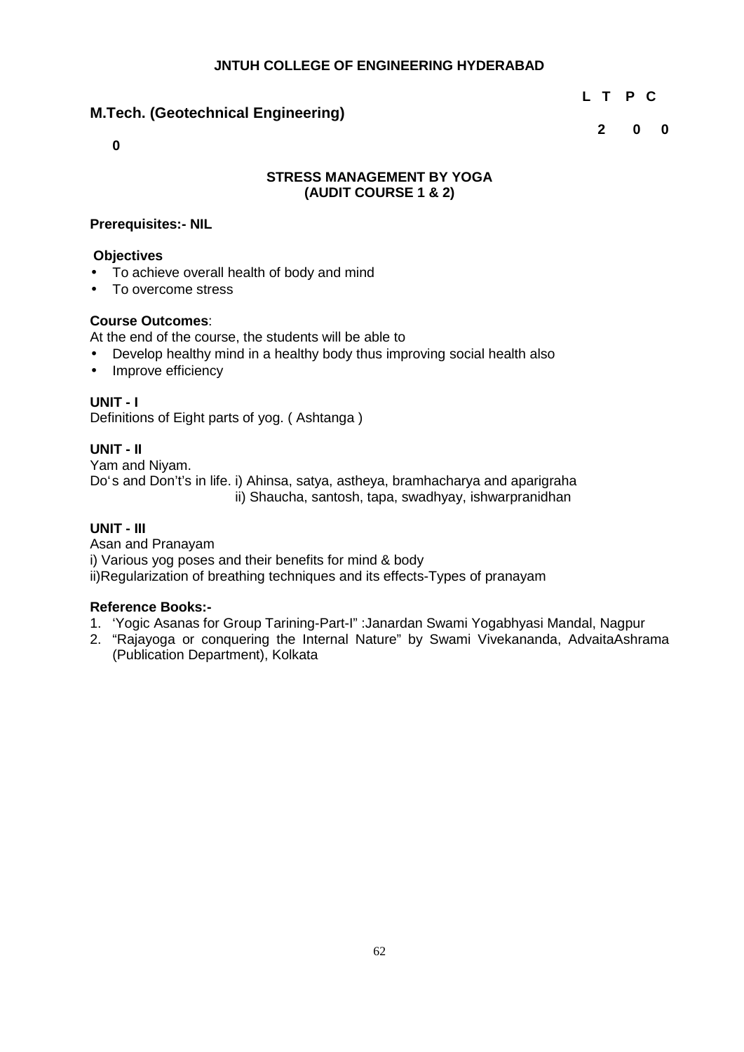**JNTUH COLLEGE OF ENGINEERING HYDERABAD**

**M.Tech. (Geotechnical Engineering)**

| L | T | P | C |
|---|---|---|---|
| 2 | 0 | 0 | 0 |

**STRESS MANAGEMENT BY YOGA**
**(AUDIT COURSE 1 & 2)**

**Prerequisites:- NIL**

**Objectives**

- To achieve overall health of body and mind
- To overcome stress

**Course Outcomes**:

At the end of the course, the students will be able to

- Develop healthy mind in a healthy body thus improving social health also
- Improve efficiency

**UNIT - I**

Definitions of Eight parts of yog. ( Ashtanga )

**UNIT - II**

Yam and Niyam.

Do's and Don't's in life. i) Ahinsa, satya, astheya, bramhacharya and aparigraha
ii) Shaucha, santosh, tapa, swadhyay, ishwarpranidhan

**UNIT - III**

Asan and Pranayam

i) Various yog poses and their benefits for mind & body

ii)Regularization of breathing techniques and its effects-Types of pranayam

**Reference Books:-**

1. 'Yogic Asanas for Group Tarining-Part-I" :Janardan Swami Yogabhyasi Mandal, Nagpur
2. "Rajayoga or conquering the Internal Nature" by Swami Vivekananda, AdvaitaAshrama (Publication Department), Kolkata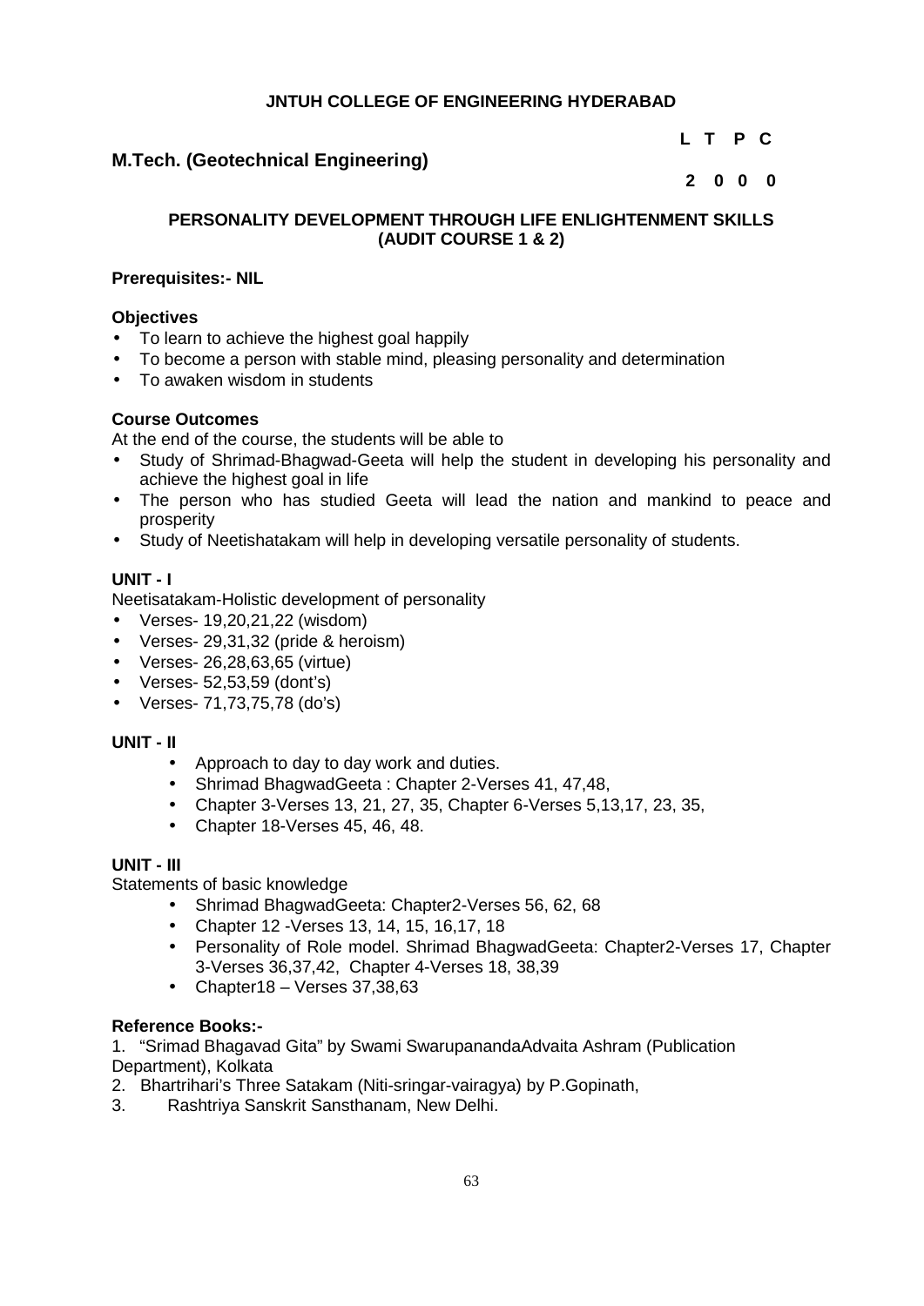**JNTUH COLLEGE OF ENGINEERING HYDERABAD**

## M.Tech. (Geotechnical Engineering)

| L | T | P | C |
|---|---|---|---|
| 2 | 0 | 0 | 0 |

### PERSONALITY DEVELOPMENT THROUGH LIFE ENLIGHTENMENT SKILLS (AUDIT COURSE 1 & 2)

**Prerequisites:- NIL**

**Objectives**

- To learn to achieve the highest goal happily
- To become a person with stable mind, pleasing personality and determination
- To awaken wisdom in students

**Course Outcomes**

At the end of the course, the students will be able to

- Study of Shrimad-Bhagwad-Geeta will help the student in developing his personality and achieve the highest goal in life
- The person who has studied Geeta will lead the nation and mankind to peace and prosperity
- Study of Neetishatakam will help in developing versatile personality of students.

**UNIT - I**

Neetisatakam-Holistic development of personality

- Verses- 19,20,21,22 (wisdom)
- Verses- 29,31,32 (pride & heroism)
- Verses- 26,28,63,65 (virtue)
- Verses- 52,53,59 (dont's)
- Verses- 71,73,75,78 (do's)

**UNIT - II**

- Approach to day to day work and duties.
- Shrimad BhagwadGeeta : Chapter 2-Verses 41, 47,48,
- Chapter 3-Verses 13, 21, 27, 35, Chapter 6-Verses 5,13,17, 23, 35,
- Chapter 18-Verses 45, 46, 48.

**UNIT - III**

Statements of basic knowledge

- Shrimad BhagwadGeeta: Chapter2-Verses 56, 62, 68
- Chapter 12 -Verses 13, 14, 15, 16,17, 18
- Personality of Role model. Shrimad BhagwadGeeta: Chapter2-Verses 17, Chapter 3-Verses 36,37,42, Chapter 4-Verses 18, 38,39
- Chapter18 – Verses 37,38,63

**Reference Books:-**

1. "Srimad Bhagavad Gita" by Swami SwarupanandaAdvaita Ashram (Publication Department), Kolkata
2. Bhartrihari's Three Satakam (Niti-sringar-vairagya) by P.Gopinath,
3. Rashtriya Sanskrit Sansthanam, New Delhi.